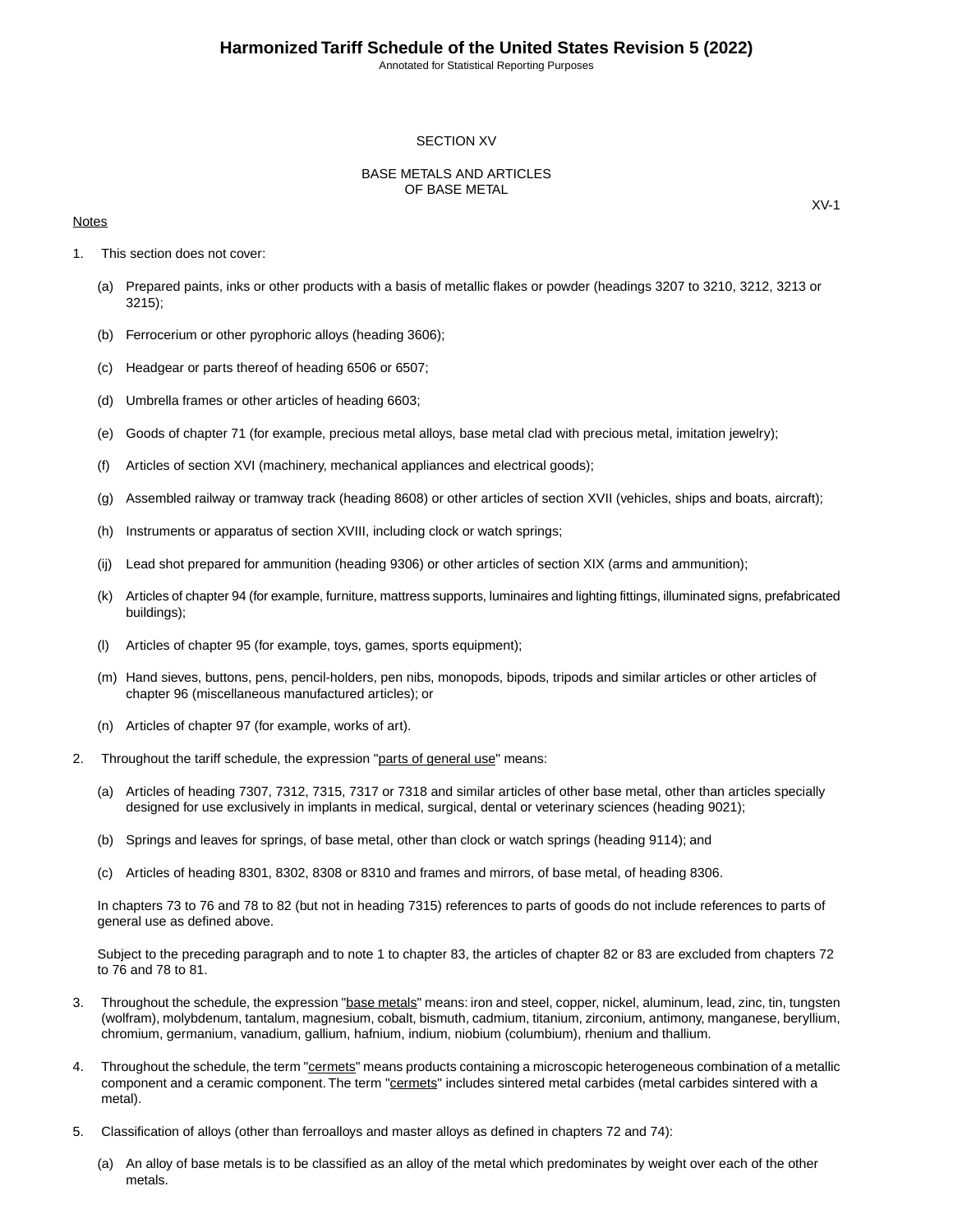# Harmonized Tariff Schedule of the United States Revision 5 (2022)

Annotated for Statistical Reporting Purposes

## SECTION XV

## BASE METALS AND ARTICLES OF BASE METAL

XV-1

Notes

1. This section does not cover:

   (a) Prepared paints, inks or other products with a basis of metallic flakes or powder (headings 3207 to 3210, 3212, 3213 or 3215);

   (b) Ferrocerium or other pyrophoric alloys (heading 3606);

   (c) Headgear or parts thereof of heading 6506 or 6507;

   (d) Umbrella frames or other articles of heading 6603;

   (e) Goods of chapter 71 (for example, precious metal alloys, base metal clad with precious metal, imitation jewelry);

   (f) Articles of section XVI (machinery, mechanical appliances and electrical goods);

   (g) Assembled railway or tramway track (heading 8608) or other articles of section XVII (vehicles, ships and boats, aircraft);

   (h) Instruments or apparatus of section XVIII, including clock or watch springs;

   (ij) Lead shot prepared for ammunition (heading 9306) or other articles of section XIX (arms and ammunition);

   (k) Articles of chapter 94 (for example, furniture, mattress supports, luminaires and lighting fittings, illuminated signs, prefabricated buildings);

   (l) Articles of chapter 95 (for example, toys, games, sports equipment);

   (m) Hand sieves, buttons, pens, pencil-holders, pen nibs, monopods, bipods, tripods and similar articles or other articles of chapter 96 (miscellaneous manufactured articles); or

   (n) Articles of chapter 97 (for example, works of art).

2. Throughout the tariff schedule, the expression "parts of general use" means:

   (a) Articles of heading 7307, 7312, 7315, 7317 or 7318 and similar articles of other base metal, other than articles specially designed for use exclusively in implants in medical, surgical, dental or veterinary sciences (heading 9021);

   (b) Springs and leaves for springs, of base metal, other than clock or watch springs (heading 9114); and

   (c) Articles of heading 8301, 8302, 8308 or 8310 and frames and mirrors, of base metal, of heading 8306.

   In chapters 73 to 76 and 78 to 82 (but not in heading 7315) references to parts of goods do not include references to parts of general use as defined above.

   Subject to the preceding paragraph and to note 1 to chapter 83, the articles of chapter 82 or 83 are excluded from chapters 72 to 76 and 78 to 81.

3. Throughout the schedule, the expression "base metals" means: iron and steel, copper, nickel, aluminum, lead, zinc, tin, tungsten (wolfram), molybdenum, tantalum, magnesium, cobalt, bismuth, cadmium, titanium, zirconium, antimony, manganese, beryllium, chromium, germanium, vanadium, gallium, hafnium, indium, niobium (columbium), rhenium and thallium.

4. Throughout the schedule, the term "cermets" means products containing a microscopic heterogeneous combination of a metallic component and a ceramic component. The term "cermets" includes sintered metal carbides (metal carbides sintered with a metal).

5. Classification of alloys (other than ferroalloys and master alloys as defined in chapters 72 and 74):

   (a) An alloy of base metals is to be classified as an alloy of the metal which predominates by weight over each of the other metals.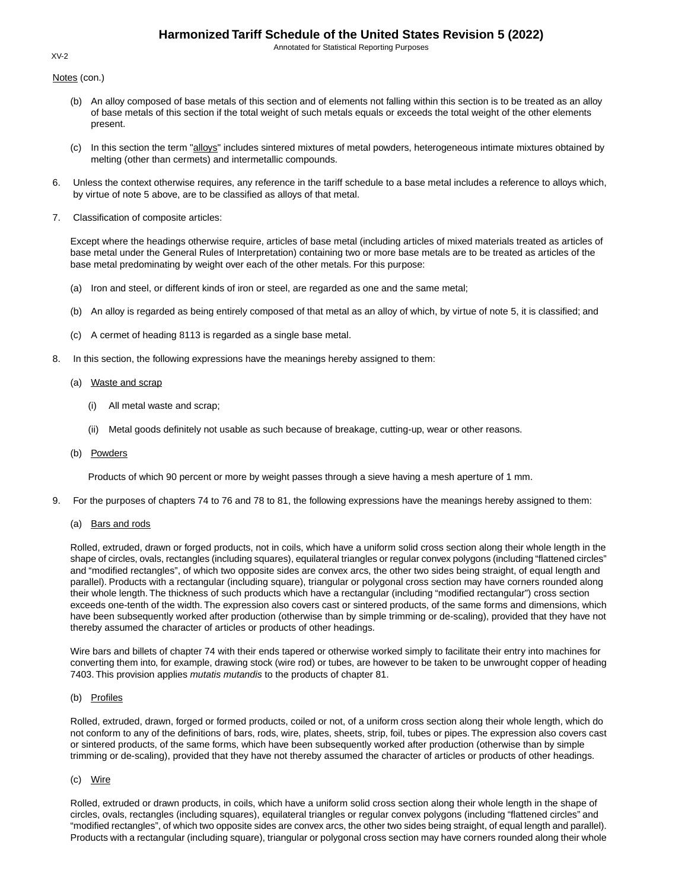Notes (con.)

(b) An alloy composed of base metals of this section and of elements not falling within this section is to be treated as an alloy of base metals of this section if the total weight of such metals equals or exceeds the total weight of the other elements present.

(c) In this section the term "alloys" includes sintered mixtures of metal powders, heterogeneous intimate mixtures obtained by melting (other than cermets) and intermetallic compounds.

6. Unless the context otherwise requires, any reference in the tariff schedule to a base metal includes a reference to alloys which, by virtue of note 5 above, are to be classified as alloys of that metal.

7. Classification of composite articles:

Except where the headings otherwise require, articles of base metal (including articles of mixed materials treated as articles of base metal under the General Rules of Interpretation) containing two or more base metals are to be treated as articles of the base metal predominating by weight over each of the other metals. For this purpose:

(a) Iron and steel, or different kinds of iron or steel, are regarded as one and the same metal;

(b) An alloy is regarded as being entirely composed of that metal as an alloy of which, by virtue of note 5, it is classified; and

(c) A cermet of heading 8113 is regarded as a single base metal.

8. In this section, the following expressions have the meanings hereby assigned to them:

(a) Waste and scrap

(i) All metal waste and scrap;

(ii) Metal goods definitely not usable as such because of breakage, cutting-up, wear or other reasons.

(b) Powders

Products of which 90 percent or more by weight passes through a sieve having a mesh aperture of 1 mm.

9. For the purposes of chapters 74 to 76 and 78 to 81, the following expressions have the meanings hereby assigned to them:

(a) Bars and rods

Rolled, extruded, drawn or forged products, not in coils, which have a uniform solid cross section along their whole length in the shape of circles, ovals, rectangles (including squares), equilateral triangles or regular convex polygons (including “flattened circles” and “modified rectangles”, of which two opposite sides are convex arcs, the other two sides being straight, of equal length and parallel). Products with a rectangular (including square), triangular or polygonal cross section may have corners rounded along their whole length. The thickness of such products which have a rectangular (including “modified rectangular”) cross section exceeds one-tenth of the width. The expression also covers cast or sintered products, of the same forms and dimensions, which have been subsequently worked after production (otherwise than by simple trimming or de-scaling), provided that they have not thereby assumed the character of articles or products of other headings.

Wire bars and billets of chapter 74 with their ends tapered or otherwise worked simply to facilitate their entry into machines for converting them into, for example, drawing stock (wire rod) or tubes, are however to be taken to be unwrought copper of heading 7403. This provision applies *mutatis mutandis* to the products of chapter 81.

(b) Profiles

Rolled, extruded, drawn, forged or formed products, coiled or not, of a uniform cross section along their whole length, which do not conform to any of the definitions of bars, rods, wire, plates, sheets, strip, foil, tubes or pipes. The expression also covers cast or sintered products, of the same forms, which have been subsequently worked after production (otherwise than by simple trimming or de-scaling), provided that they have not thereby assumed the character of articles or products of other headings.

(c) Wire

Rolled, extruded or drawn products, in coils, which have a uniform solid cross section along their whole length in the shape of circles, ovals, rectangles (including squares), equilateral triangles or regular convex polygons (including “flattened circles” and “modified rectangles”, of which two opposite sides are convex arcs, the other two sides being straight, of equal length and parallel). Products with a rectangular (including square), triangular or polygonal cross section may have corners rounded along their whole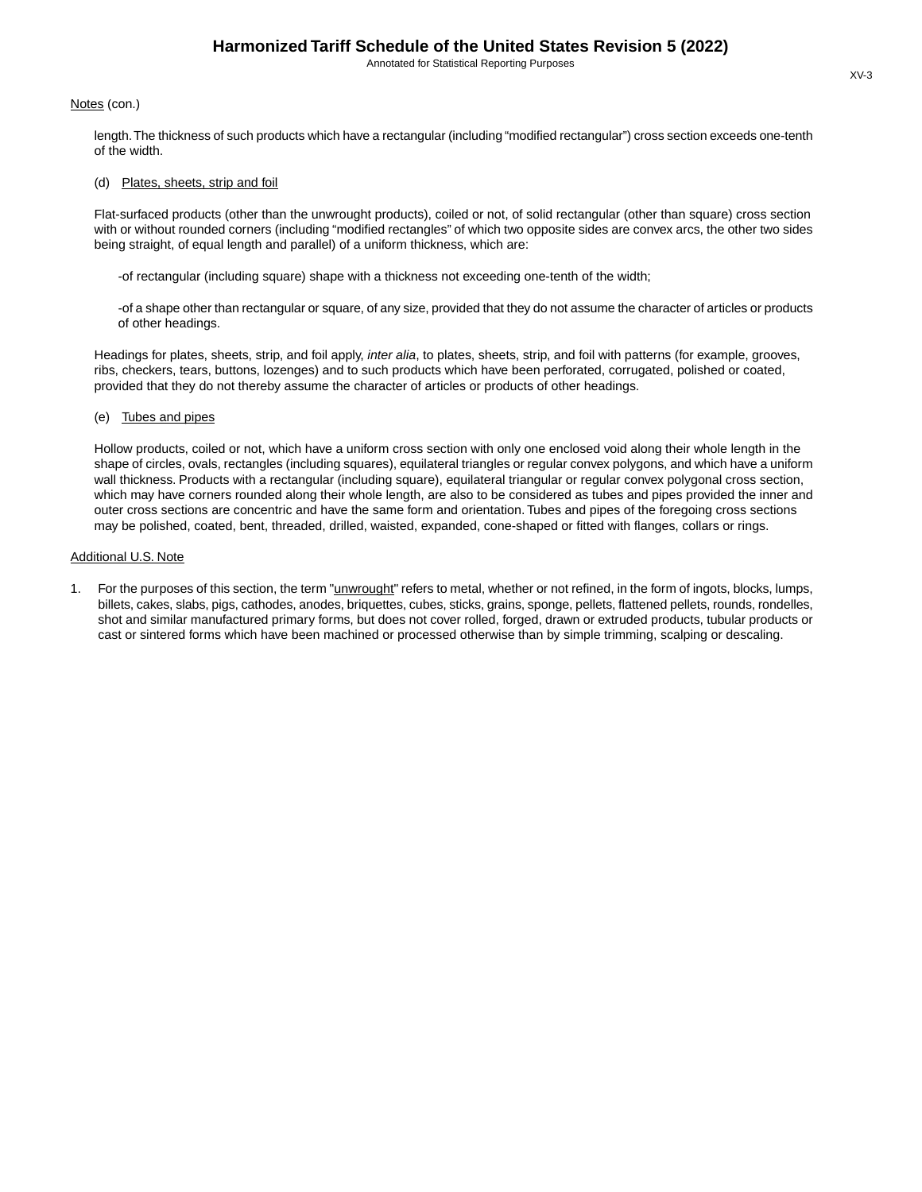Notes (con.)

length. The thickness of such products which have a rectangular (including "modified rectangular") cross section exceeds one-tenth of the width.

(d) Plates, sheets, strip and foil

Flat-surfaced products (other than the unwrought products), coiled or not, of solid rectangular (other than square) cross section with or without rounded corners (including "modified rectangles" of which two opposite sides are convex arcs, the other two sides being straight, of equal length and parallel) of a uniform thickness, which are:

-of rectangular (including square) shape with a thickness not exceeding one-tenth of the width;

-of a shape other than rectangular or square, of any size, provided that they do not assume the character of articles or products of other headings.

Headings for plates, sheets, strip, and foil apply, *inter alia*, to plates, sheets, strip, and foil with patterns (for example, grooves, ribs, checkers, tears, buttons, lozenges) and to such products which have been perforated, corrugated, polished or coated, provided that they do not thereby assume the character of articles or products of other headings.

(e) Tubes and pipes

Hollow products, coiled or not, which have a uniform cross section with only one enclosed void along their whole length in the shape of circles, ovals, rectangles (including squares), equilateral triangles or regular convex polygons, and which have a uniform wall thickness. Products with a rectangular (including square), equilateral triangular or regular convex polygonal cross section, which may have corners rounded along their whole length, are also to be considered as tubes and pipes provided the inner and outer cross sections are concentric and have the same form and orientation. Tubes and pipes of the foregoing cross sections may be polished, coated, bent, threaded, drilled, waisted, expanded, cone-shaped or fitted with flanges, collars or rings.

Additional U.S. Note

1. For the purposes of this section, the term "unwrought" refers to metal, whether or not refined, in the form of ingots, blocks, lumps, billets, cakes, slabs, pigs, cathodes, anodes, briquettes, cubes, sticks, grains, sponge, pellets, flattened pellets, rounds, rondelles, shot and similar manufactured primary forms, but does not cover rolled, forged, drawn or extruded products, tubular products or cast or sintered forms which have been machined or processed otherwise than by simple trimming, scalping or descaling.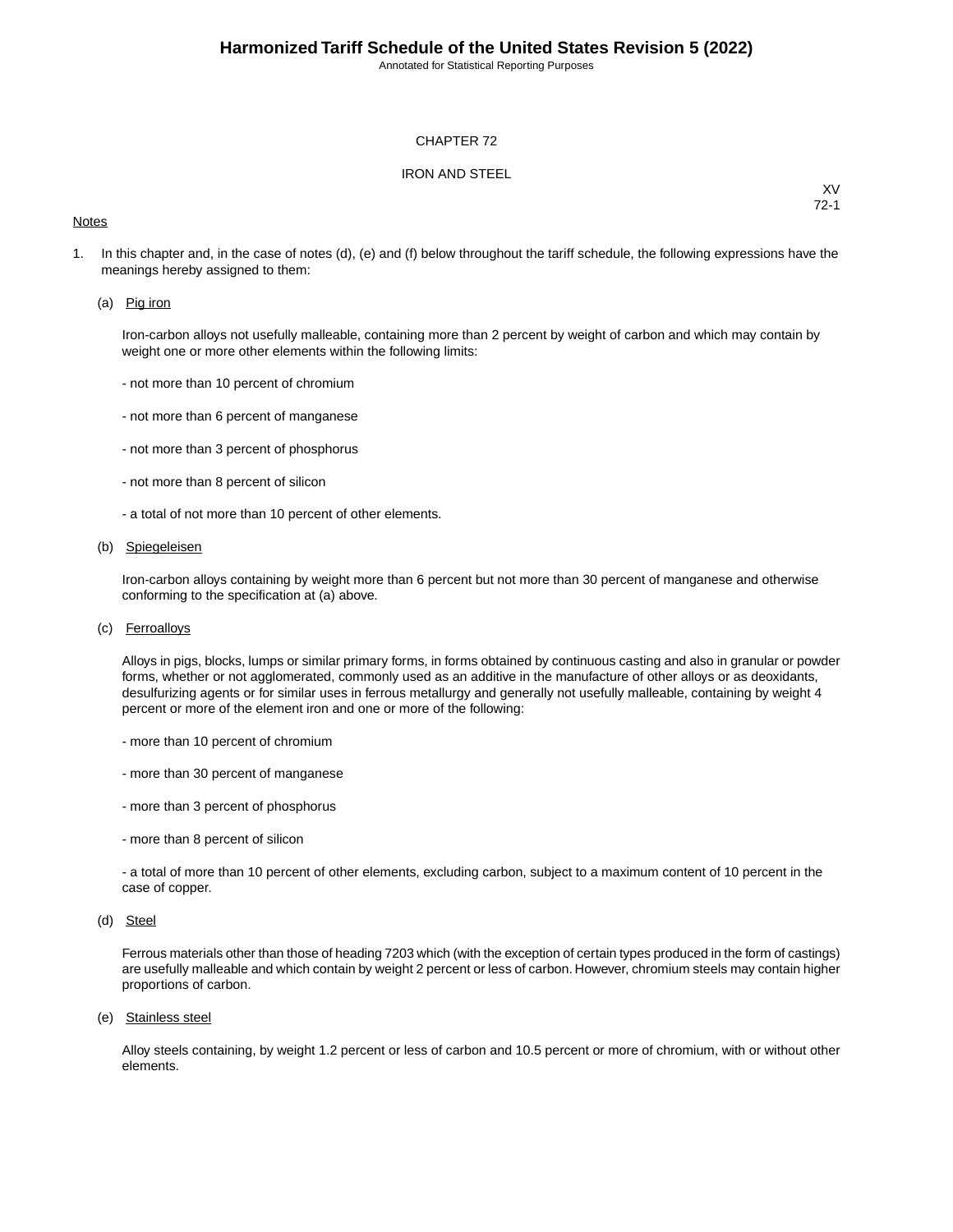# CHAPTER 72

## IRON AND STEEL

Notes

1. In this chapter and, in the case of notes (d), (e) and (f) below throughout the tariff schedule, the following expressions have the meanings hereby assigned to them:

   (a) Pig iron

   Iron-carbon alloys not usefully malleable, containing more than 2 percent by weight of carbon and which may contain by weight one or more other elements within the following limits:

   - not more than 10 percent of chromium

   - not more than 6 percent of manganese

   - not more than 3 percent of phosphorus

   - not more than 8 percent of silicon

   - a total of not more than 10 percent of other elements.

   (b) Spiegeleisen

   Iron-carbon alloys containing by weight more than 6 percent but not more than 30 percent of manganese and otherwise conforming to the specification at (a) above.

   (c) Ferroalloys

   Alloys in pigs, blocks, lumps or similar primary forms, in forms obtained by continuous casting and also in granular or powder forms, whether or not agglomerated, commonly used as an additive in the manufacture of other alloys or as deoxidants, desulfurizing agents or for similar uses in ferrous metallurgy and generally not usefully malleable, containing by weight 4 percent or more of the element iron and one or more of the following:

   - more than 10 percent of chromium

   - more than 30 percent of manganese

   - more than 3 percent of phosphorus

   - more than 8 percent of silicon

   - a total of more than 10 percent of other elements, excluding carbon, subject to a maximum content of 10 percent in the case of copper.

   (d) Steel

   Ferrous materials other than those of heading 7203 which (with the exception of certain types produced in the form of castings) are usefully malleable and which contain by weight 2 percent or less of carbon. However, chromium steels may contain higher proportions of carbon.

   (e) Stainless steel

   Alloy steels containing, by weight 1.2 percent or less of carbon and 10.5 percent or more of chromium, with or without other elements.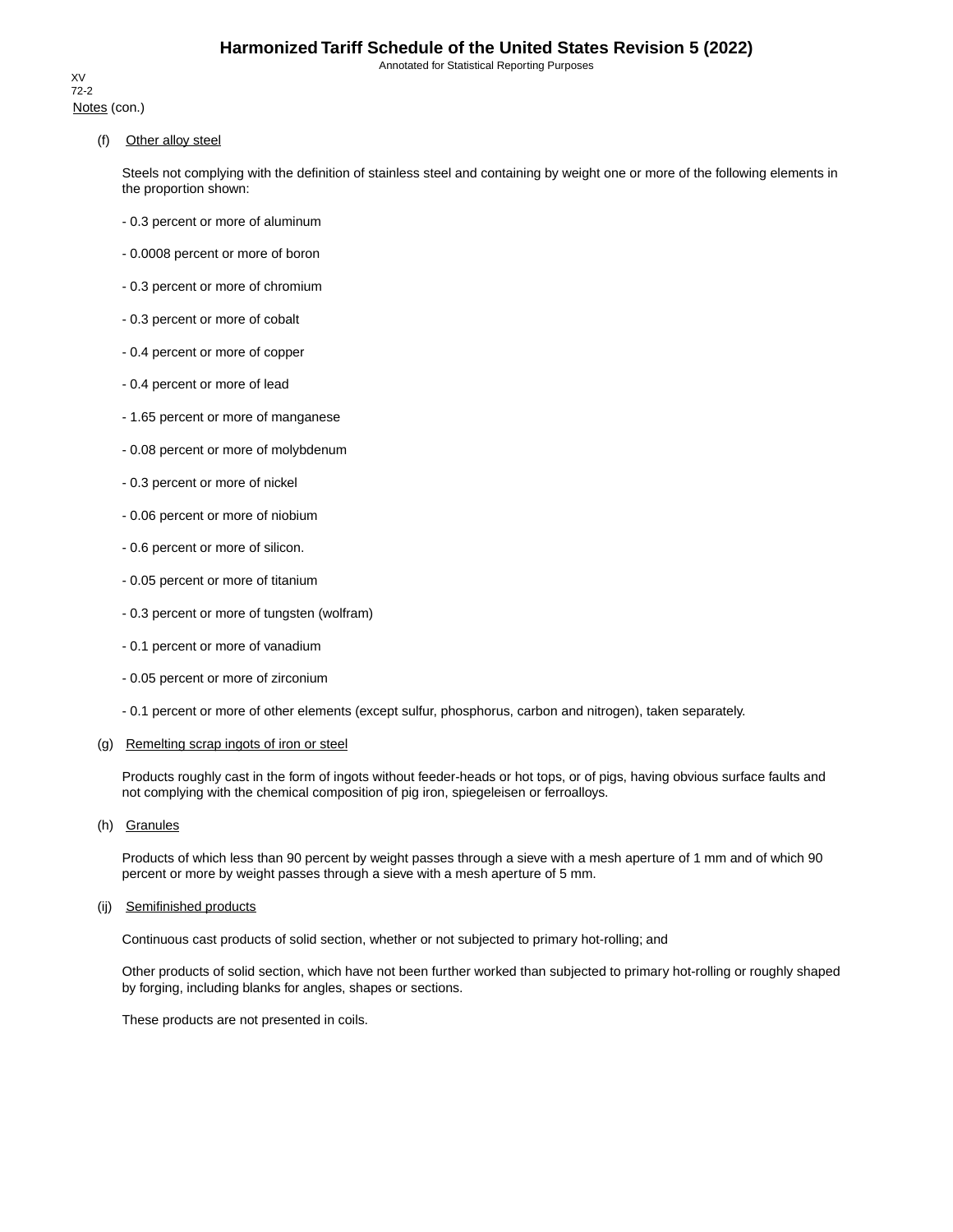Notes (con.)

(f) Other alloy steel

Steels not complying with the definition of stainless steel and containing by weight one or more of the following elements in the proportion shown:

- 0.3 percent or more of aluminum
- 0.0008 percent or more of boron
- 0.3 percent or more of chromium
- 0.3 percent or more of cobalt
- 0.4 percent or more of copper
- 0.4 percent or more of lead
- 1.65 percent or more of manganese
- 0.08 percent or more of molybdenum
- 0.3 percent or more of nickel
- 0.06 percent or more of niobium
- 0.6 percent or more of silicon.
- 0.05 percent or more of titanium
- 0.3 percent or more of tungsten (wolfram)
- 0.1 percent or more of vanadium
- 0.05 percent or more of zirconium
- 0.1 percent or more of other elements (except sulfur, phosphorus, carbon and nitrogen), taken separately.

(g) Remelting scrap ingots of iron or steel

Products roughly cast in the form of ingots without feeder-heads or hot tops, or of pigs, having obvious surface faults and not complying with the chemical composition of pig iron, spiegeleisen or ferroalloys.

(h) Granules

Products of which less than 90 percent by weight passes through a sieve with a mesh aperture of 1 mm and of which 90 percent or more by weight passes through a sieve with a mesh aperture of 5 mm.

(ij) Semifinished products

Continuous cast products of solid section, whether or not subjected to primary hot-rolling; and

Other products of solid section, which have not been further worked than subjected to primary hot-rolling or roughly shaped by forging, including blanks for angles, shapes or sections.

These products are not presented in coils.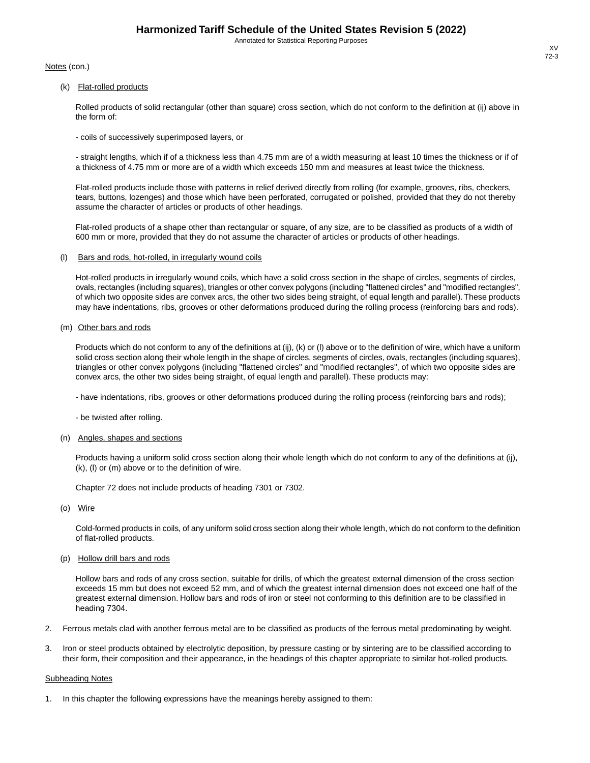Notes (con.)

(k) Flat-rolled products

Rolled products of solid rectangular (other than square) cross section, which do not conform to the definition at (ij) above in the form of:

- coils of successively superimposed layers, or

- straight lengths, which if of a thickness less than 4.75 mm are of a width measuring at least 10 times the thickness or if of a thickness of 4.75 mm or more are of a width which exceeds 150 mm and measures at least twice the thickness.

Flat-rolled products include those with patterns in relief derived directly from rolling (for example, grooves, ribs, checkers, tears, buttons, lozenges) and those which have been perforated, corrugated or polished, provided that they do not thereby assume the character of articles or products of other headings.

Flat-rolled products of a shape other than rectangular or square, of any size, are to be classified as products of a width of 600 mm or more, provided that they do not assume the character of articles or products of other headings.

(l) Bars and rods, hot-rolled, in irregularly wound coils

Hot-rolled products in irregularly wound coils, which have a solid cross section in the shape of circles, segments of circles, ovals, rectangles (including squares), triangles or other convex polygons (including "flattened circles" and "modified rectangles", of which two opposite sides are convex arcs, the other two sides being straight, of equal length and parallel). These products may have indentations, ribs, grooves or other deformations produced during the rolling process (reinforcing bars and rods).

(m) Other bars and rods

Products which do not conform to any of the definitions at (ij), (k) or (l) above or to the definition of wire, which have a uniform solid cross section along their whole length in the shape of circles, segments of circles, ovals, rectangles (including squares), triangles or other convex polygons (including "flattened circles" and "modified rectangles", of which two opposite sides are convex arcs, the other two sides being straight, of equal length and parallel). These products may:

- have indentations, ribs, grooves or other deformations produced during the rolling process (reinforcing bars and rods);

- be twisted after rolling.

(n) Angles, shapes and sections

Products having a uniform solid cross section along their whole length which do not conform to any of the definitions at (ij), (k), (l) or (m) above or to the definition of wire.

Chapter 72 does not include products of heading 7301 or 7302.

(o) Wire

Cold-formed products in coils, of any uniform solid cross section along their whole length, which do not conform to the definition of flat-rolled products.

(p) Hollow drill bars and rods

Hollow bars and rods of any cross section, suitable for drills, of which the greatest external dimension of the cross section exceeds 15 mm but does not exceed 52 mm, and of which the greatest internal dimension does not exceed one half of the greatest external dimension. Hollow bars and rods of iron or steel not conforming to this definition are to be classified in heading 7304.

2. Ferrous metals clad with another ferrous metal are to be classified as products of the ferrous metal predominating by weight.

3. Iron or steel products obtained by electrolytic deposition, by pressure casting or by sintering are to be classified according to their form, their composition and their appearance, in the headings of this chapter appropriate to similar hot-rolled products.

Subheading Notes

1. In this chapter the following expressions have the meanings hereby assigned to them: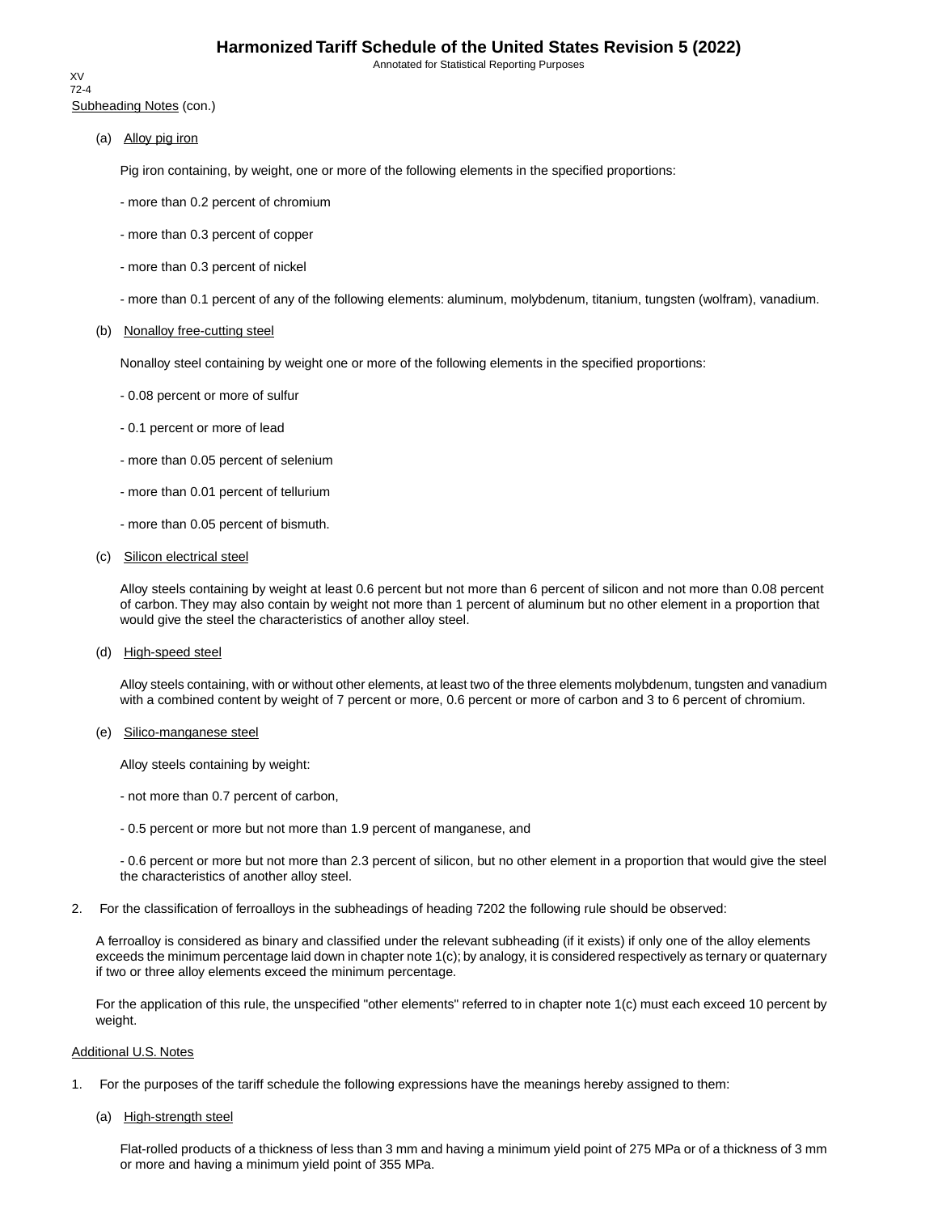Subheading Notes (con.)

(a) Alloy pig iron

Pig iron containing, by weight, one or more of the following elements in the specified proportions:

- more than 0.2 percent of chromium

- more than 0.3 percent of copper

- more than 0.3 percent of nickel

- more than 0.1 percent of any of the following elements: aluminum, molybdenum, titanium, tungsten (wolfram), vanadium.

(b) Nonalloy free-cutting steel

Nonalloy steel containing by weight one or more of the following elements in the specified proportions:

- 0.08 percent or more of sulfur

- 0.1 percent or more of lead

- more than 0.05 percent of selenium

- more than 0.01 percent of tellurium

- more than 0.05 percent of bismuth.

(c) Silicon electrical steel

Alloy steels containing by weight at least 0.6 percent but not more than 6 percent of silicon and not more than 0.08 percent of carbon. They may also contain by weight not more than 1 percent of aluminum but no other element in a proportion that would give the steel the characteristics of another alloy steel.

(d) High-speed steel

Alloy steels containing, with or without other elements, at least two of the three elements molybdenum, tungsten and vanadium with a combined content by weight of 7 percent or more, 0.6 percent or more of carbon and 3 to 6 percent of chromium.

(e) Silico-manganese steel

Alloy steels containing by weight:

- not more than 0.7 percent of carbon,

- 0.5 percent or more but not more than 1.9 percent of manganese, and

- 0.6 percent or more but not more than 2.3 percent of silicon, but no other element in a proportion that would give the steel the characteristics of another alloy steel.

2. For the classification of ferroalloys in the subheadings of heading 7202 the following rule should be observed:

A ferroalloy is considered as binary and classified under the relevant subheading (if it exists) if only one of the alloy elements exceeds the minimum percentage laid down in chapter note 1(c); by analogy, it is considered respectively as ternary or quaternary if two or three alloy elements exceed the minimum percentage.

For the application of this rule, the unspecified "other elements" referred to in chapter note 1(c) must each exceed 10 percent by weight.

Additional U.S. Notes

1. For the purposes of the tariff schedule the following expressions have the meanings hereby assigned to them:

(a) High-strength steel

Flat-rolled products of a thickness of less than 3 mm and having a minimum yield point of 275 MPa or of a thickness of 3 mm or more and having a minimum yield point of 355 MPa.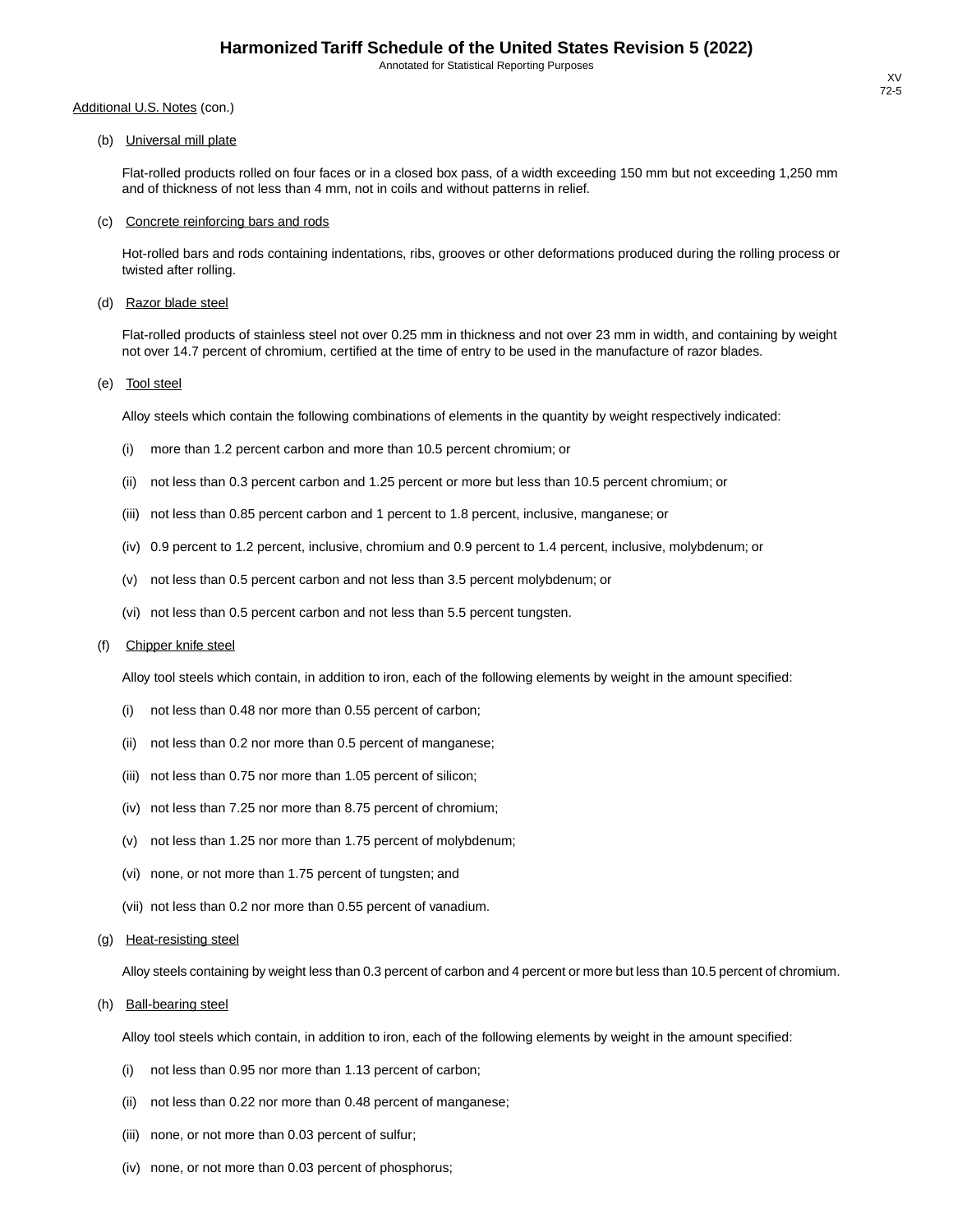Additional U.S. Notes (con.)

(b) Universal mill plate

Flat-rolled products rolled on four faces or in a closed box pass, of a width exceeding 150 mm but not exceeding 1,250 mm and of thickness of not less than 4 mm, not in coils and without patterns in relief.

(c) Concrete reinforcing bars and rods

Hot-rolled bars and rods containing indentations, ribs, grooves or other deformations produced during the rolling process or twisted after rolling.

(d) Razor blade steel

Flat-rolled products of stainless steel not over 0.25 mm in thickness and not over 23 mm in width, and containing by weight not over 14.7 percent of chromium, certified at the time of entry to be used in the manufacture of razor blades.

(e) Tool steel

Alloy steels which contain the following combinations of elements in the quantity by weight respectively indicated:

(i) more than 1.2 percent carbon and more than 10.5 percent chromium; or

(ii) not less than 0.3 percent carbon and 1.25 percent or more but less than 10.5 percent chromium; or

(iii) not less than 0.85 percent carbon and 1 percent to 1.8 percent, inclusive, manganese; or

(iv) 0.9 percent to 1.2 percent, inclusive, chromium and 0.9 percent to 1.4 percent, inclusive, molybdenum; or

(v) not less than 0.5 percent carbon and not less than 3.5 percent molybdenum; or

(vi) not less than 0.5 percent carbon and not less than 5.5 percent tungsten.

(f) Chipper knife steel

Alloy tool steels which contain, in addition to iron, each of the following elements by weight in the amount specified:

(i) not less than 0.48 nor more than 0.55 percent of carbon;

(ii) not less than 0.2 nor more than 0.5 percent of manganese;

(iii) not less than 0.75 nor more than 1.05 percent of silicon;

(iv) not less than 7.25 nor more than 8.75 percent of chromium;

(v) not less than 1.25 nor more than 1.75 percent of molybdenum;

(vi) none, or not more than 1.75 percent of tungsten; and

(vii) not less than 0.2 nor more than 0.55 percent of vanadium.

(g) Heat-resisting steel

Alloy steels containing by weight less than 0.3 percent of carbon and 4 percent or more but less than 10.5 percent of chromium.

(h) Ball-bearing steel

Alloy tool steels which contain, in addition to iron, each of the following elements by weight in the amount specified:

(i) not less than 0.95 nor more than 1.13 percent of carbon;

(ii) not less than 0.22 nor more than 0.48 percent of manganese;

(iii) none, or not more than 0.03 percent of sulfur;

(iv) none, or not more than 0.03 percent of phosphorus;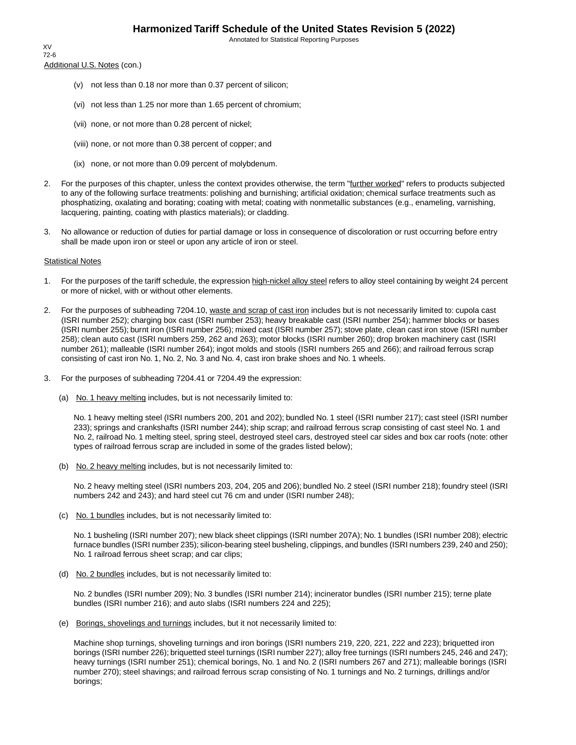Additional U.S. Notes (con.)

(v) not less than 0.18 nor more than 0.37 percent of silicon;

(vi) not less than 1.25 nor more than 1.65 percent of chromium;

(vii) none, or not more than 0.28 percent of nickel;

(viii) none, or not more than 0.38 percent of copper; and

(ix) none, or not more than 0.09 percent of molybdenum.

2. For the purposes of this chapter, unless the context provides otherwise, the term "further worked" refers to products subjected to any of the following surface treatments: polishing and burnishing; artificial oxidation; chemical surface treatments such as phosphatizing, oxalating and borating; coating with metal; coating with nonmetallic substances (e.g., enameling, varnishing, lacquering, painting, coating with plastics materials); or cladding.

3. No allowance or reduction of duties for partial damage or loss in consequence of discoloration or rust occurring before entry shall be made upon iron or steel or upon any article of iron or steel.

Statistical Notes

1. For the purposes of the tariff schedule, the expression high-nickel alloy steel refers to alloy steel containing by weight 24 percent or more of nickel, with or without other elements.

2. For the purposes of subheading 7204.10, waste and scrap of cast iron includes but is not necessarily limited to: cupola cast (ISRI number 252); charging box cast (ISRI number 253); heavy breakable cast (ISRI number 254); hammer blocks or bases (ISRI number 255); burnt iron (ISRI number 256); mixed cast (ISRI number 257); stove plate, clean cast iron stove (ISRI number 258); clean auto cast (ISRI numbers 259, 262 and 263); motor blocks (ISRI number 260); drop broken machinery cast (ISRI number 261); malleable (ISRI number 264); ingot molds and stools (ISRI numbers 265 and 266); and railroad ferrous scrap consisting of cast iron No. 1, No. 2, No. 3 and No. 4, cast iron brake shoes and No. 1 wheels.

3. For the purposes of subheading 7204.41 or 7204.49 the expression:

(a) No. 1 heavy melting includes, but is not necessarily limited to:

No. 1 heavy melting steel (ISRI numbers 200, 201 and 202); bundled No. 1 steel (ISRI number 217); cast steel (ISRI number 233); springs and crankshafts (ISRI number 244); ship scrap; and railroad ferrous scrap consisting of cast steel No. 1 and No. 2, railroad No. 1 melting steel, spring steel, destroyed steel cars, destroyed steel car sides and box car roofs (note: other types of railroad ferrous scrap are included in some of the grades listed below);

(b) No. 2 heavy melting includes, but is not necessarily limited to:

No. 2 heavy melting steel (ISRI numbers 203, 204, 205 and 206); bundled No. 2 steel (ISRI number 218); foundry steel (ISRI numbers 242 and 243); and hard steel cut 76 cm and under (ISRI number 248);

(c) No. 1 bundles includes, but is not necessarily limited to:

No. 1 busheling (ISRI number 207); new black sheet clippings (ISRI number 207A); No. 1 bundles (ISRI number 208); electric furnace bundles (ISRI number 235); silicon-bearing steel busheling, clippings, and bundles (ISRI numbers 239, 240 and 250); No. 1 railroad ferrous sheet scrap; and car clips;

(d) No. 2 bundles includes, but is not necessarily limited to:

No. 2 bundles (ISRI number 209); No. 3 bundles (ISRI number 214); incinerator bundles (ISRI number 215); terne plate bundles (ISRI number 216); and auto slabs (ISRI numbers 224 and 225);

(e) Borings, shovelings and turnings includes, but it not necessarily limited to:

Machine shop turnings, shoveling turnings and iron borings (ISRI numbers 219, 220, 221, 222 and 223); briquetted iron borings (ISRI number 226); briquetted steel turnings (ISRI number 227); alloy free turnings (ISRI numbers 245, 246 and 247); heavy turnings (ISRI number 251); chemical borings, No. 1 and No. 2 (ISRI numbers 267 and 271); malleable borings (ISRI number 270); steel shavings; and railroad ferrous scrap consisting of No. 1 turnings and No. 2 turnings, drillings and/or borings;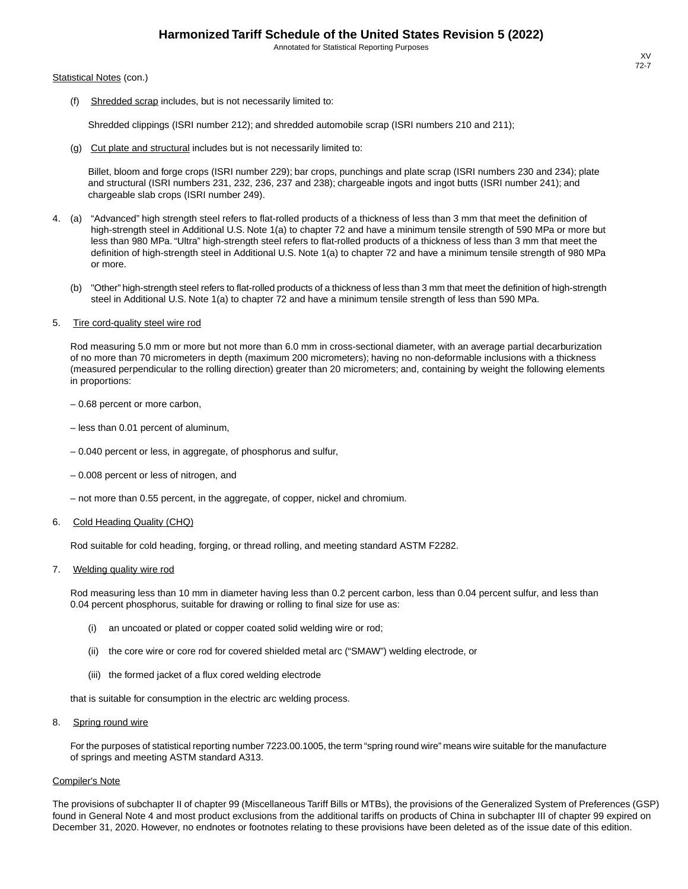Statistical Notes (con.)

(f) Shredded scrap includes, but is not necessarily limited to:

Shredded clippings (ISRI number 212); and shredded automobile scrap (ISRI numbers 210 and 211);

(g) Cut plate and structural includes but is not necessarily limited to:

Billet, bloom and forge crops (ISRI number 229); bar crops, punchings and plate scrap (ISRI numbers 230 and 234); plate and structural (ISRI numbers 231, 232, 236, 237 and 238); chargeable ingots and ingot butts (ISRI number 241); and chargeable slab crops (ISRI number 249).

4. (a) "Advanced" high strength steel refers to flat-rolled products of a thickness of less than 3 mm that meet the definition of high-strength steel in Additional U.S. Note 1(a) to chapter 72 and have a minimum tensile strength of 590 MPa or more but less than 980 MPa. "Ultra" high-strength steel refers to flat-rolled products of a thickness of less than 3 mm that meet the definition of high-strength steel in Additional U.S. Note 1(a) to chapter 72 and have a minimum tensile strength of 980 MPa or more.

(b) "Other" high-strength steel refers to flat-rolled products of a thickness of less than 3 mm that meet the definition of high-strength steel in Additional U.S. Note 1(a) to chapter 72 and have a minimum tensile strength of less than 590 MPa.

5. Tire cord-quality steel wire rod

Rod measuring 5.0 mm or more but not more than 6.0 mm in cross-sectional diameter, with an average partial decarburization of no more than 70 micrometers in depth (maximum 200 micrometers); having no non-deformable inclusions with a thickness (measured perpendicular to the rolling direction) greater than 20 micrometers; and, containing by weight the following elements in proportions:

– 0.68 percent or more carbon,

– less than 0.01 percent of aluminum,

– 0.040 percent or less, in aggregate, of phosphorus and sulfur,

– 0.008 percent or less of nitrogen, and

– not more than 0.55 percent, in the aggregate, of copper, nickel and chromium.

6. Cold Heading Quality (CHQ)

Rod suitable for cold heading, forging, or thread rolling, and meeting standard ASTM F2282.

7. Welding quality wire rod

Rod measuring less than 10 mm in diameter having less than 0.2 percent carbon, less than 0.04 percent sulfur, and less than 0.04 percent phosphorus, suitable for drawing or rolling to final size for use as:

(i) an uncoated or plated or copper coated solid welding wire or rod;

(ii) the core wire or core rod for covered shielded metal arc ("SMAW") welding electrode, or

(iii) the formed jacket of a flux cored welding electrode

that is suitable for consumption in the electric arc welding process.

8. Spring round wire

For the purposes of statistical reporting number 7223.00.1005, the term "spring round wire" means wire suitable for the manufacture of springs and meeting ASTM standard A313.

Compiler's Note

The provisions of subchapter II of chapter 99 (Miscellaneous Tariff Bills or MTBs), the provisions of the Generalized System of Preferences (GSP) found in General Note 4 and most product exclusions from the additional tariffs on products of China in subchapter III of chapter 99 expired on December 31, 2020. However, no endnotes or footnotes relating to these provisions have been deleted as of the issue date of this edition.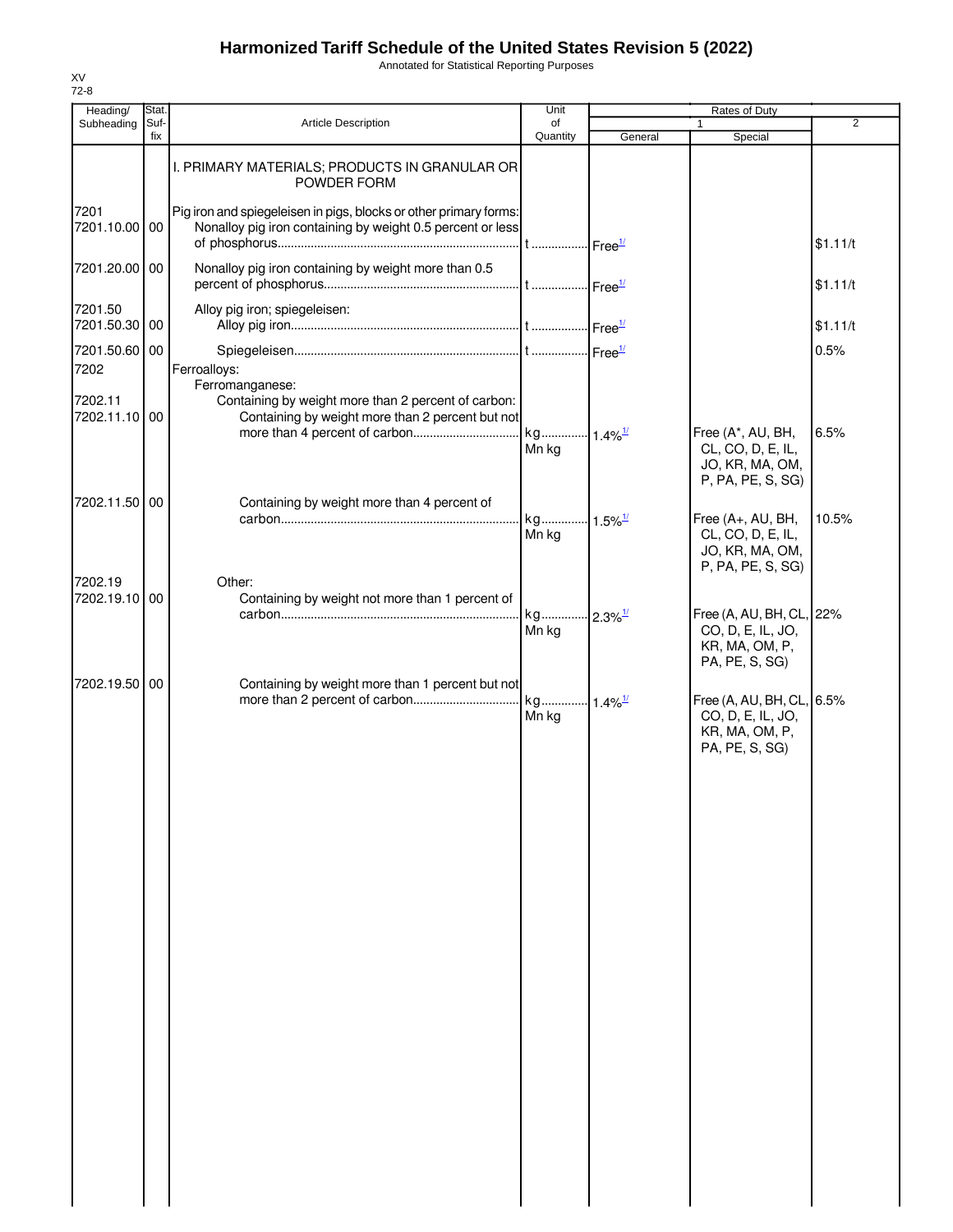# Harmonized Tariff Schedule of the United States Revision 5 (2022)

Annotated for Statistical Reporting Purposes

XV
72-8

| Heading/ Subheading | Stat. Suf- fix | Article Description | Unit of Quantity | Rates of Duty 1 General | Special | 2 |
|---|---|---|---|---|---|---|
| | | I. PRIMARY MATERIALS; PRODUCTS IN GRANULAR OR POWDER FORM | | | | |
| 7201 | | Pig iron and spiegeleisen in pigs, blocks or other primary forms: | | | | |
| 7201.10.00 | 00 | Nonalloy pig iron containing by weight 0.5 percent or less of phosphorus | t | Free[1/] | | $1.11/t |
| 7201.20.00 | 00 | Nonalloy pig iron containing by weight more than 0.5 percent of phosphorus | t | Free[1/] | | $1.11/t |
| 7201.50 | | Alloy pig iron; spiegeleisen: | | | | |
| 7201.50.30 | 00 | Alloy pig iron | t | Free[1/] | | $1.11/t |
| 7201.50.60 | 00 | Spiegeleisen | t | Free[1/] | | 0.5% |
| 7202 | | Ferroalloys: | | | | |
| | | Ferromanganese: | | | | |
| 7202.11 | | Containing by weight more than 2 percent of carbon: | | | | |
| 7202.11.10 | 00 | Containing by weight more than 2 percent but not more than 4 percent of carbon | kg Mn kg | 1.4%[1/] | Free (A*, AU, BH, CL, CO, D, E, IL, JO, KR, MA, OM, P, PA, PE, S, SG) | 6.5% |
| 7202.11.50 | 00 | Containing by weight more than 4 percent of carbon | kg Mn kg | 1.5%[1/] | Free (A+, AU, BH, CL, CO, D, E, IL, JO, KR, MA, OM, P, PA, PE, S, SG) | 10.5% |
| 7202.19 | | Other: | | | | |
| 7202.19.10 | 00 | Containing by weight not more than 1 percent of carbon | kg Mn kg | 2.3%[1/] | Free (A, AU, BH, CL, CO, D, E, IL, JO, KR, MA, OM, P, PA, PE, S, SG) | 22% |
| 7202.19.50 | 00 | Containing by weight more than 1 percent but not more than 2 percent of carbon | kg Mn kg | 1.4%[1/] | Free (A, AU, BH, CL, CO, D, E, IL, JO, KR, MA, OM, P, PA, PE, S, SG) | 6.5% |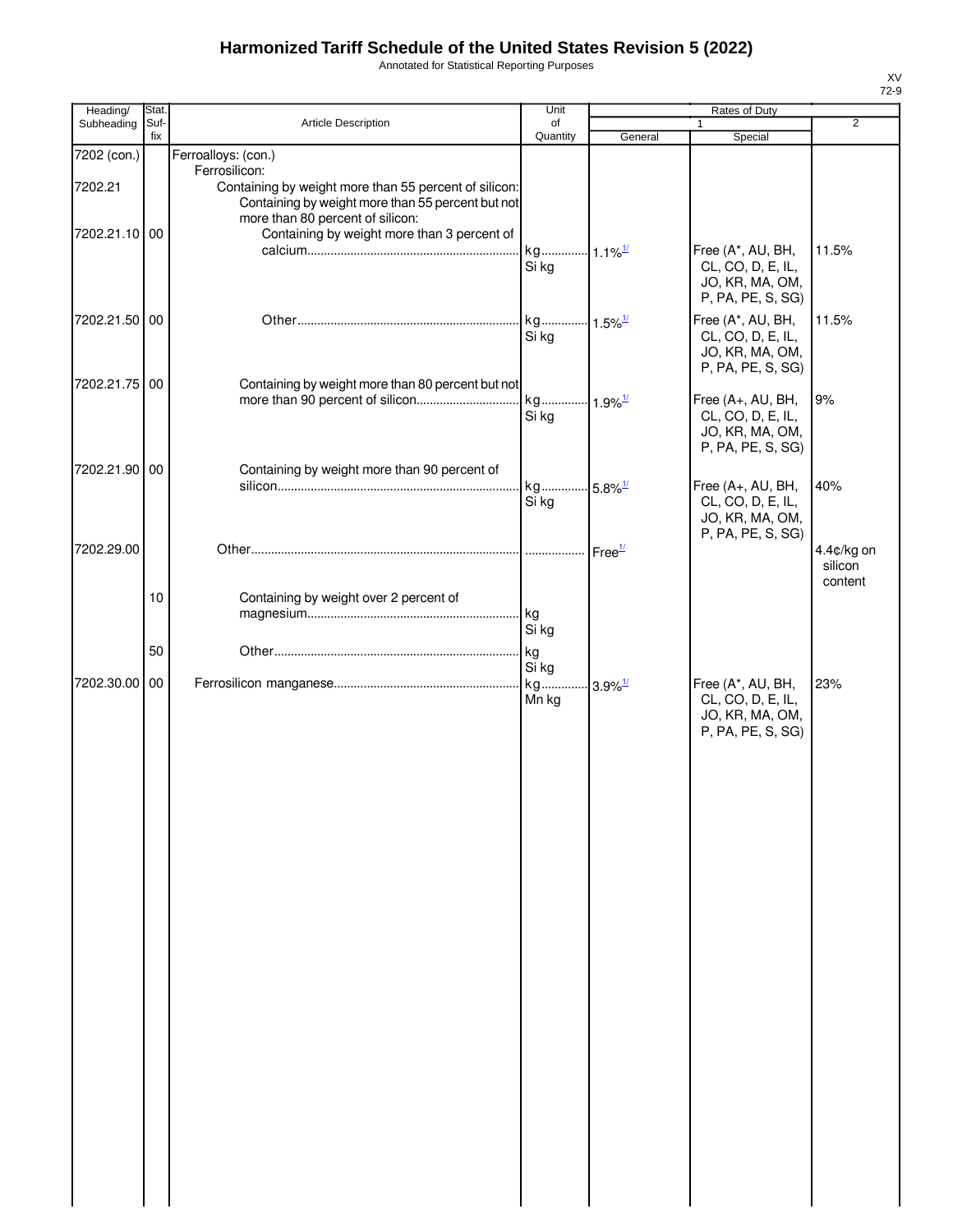# Harmonized Tariff Schedule of the United States Revision 5 (2022)

Annotated for Statistical Reporting Purposes

XV
72-9

| Heading/ Subheading | Stat. Suf- fix | Article Description | Unit of Quantity | Rates of Duty 1 General | Special | 2 |
|---|---|---|---|---|---|---|
| 7202 (con.) | | Ferroalloys: (con.) | | | | |
| | | Ferrosilicon: | | | | |
| 7202.21 | | Containing by weight more than 55 percent of silicon: | | | | |
| | | Containing by weight more than 55 percent but not more than 80 percent of silicon: | | | | |
| 7202.21.10 | 00 | Containing by weight more than 3 percent of calcium | kg Si kg | 1.1%[1/] | Free (A*, AU, BH, CL, CO, D, E, IL, JO, KR, MA, OM, P, PA, PE, S, SG) | 11.5% |
| 7202.21.50 | 00 | Other | kg Si kg | 1.5%[1/] | Free (A*, AU, BH, CL, CO, D, E, IL, JO, KR, MA, OM, P, PA, PE, S, SG) | 11.5% |
| 7202.21.75 | 00 | Containing by weight more than 80 percent but not more than 90 percent of silicon | kg Si kg | 1.9%[1/] | Free (A+, AU, BH, CL, CO, D, E, IL, JO, KR, MA, OM, P, PA, PE, S, SG) | 9% |
| 7202.21.90 | 00 | Containing by weight more than 90 percent of silicon | kg Si kg | 5.8%[1/] | Free (A+, AU, BH, CL, CO, D, E, IL, JO, KR, MA, OM, P, PA, PE, S, SG) | 40% |
| 7202.29.00 | | Other | | Free[1/] | | 4.4¢/kg on silicon content |
| | 10 | Containing by weight over 2 percent of magnesium | kg Si kg | | | |
| | 50 | Other | kg Si kg | | | |
| 7202.30.00 | 00 | Ferrosilicon manganese | kg Mn kg | 3.9%[1/] | Free (A*, AU, BH, CL, CO, D, E, IL, JO, KR, MA, OM, P, PA, PE, S, SG) | 23% |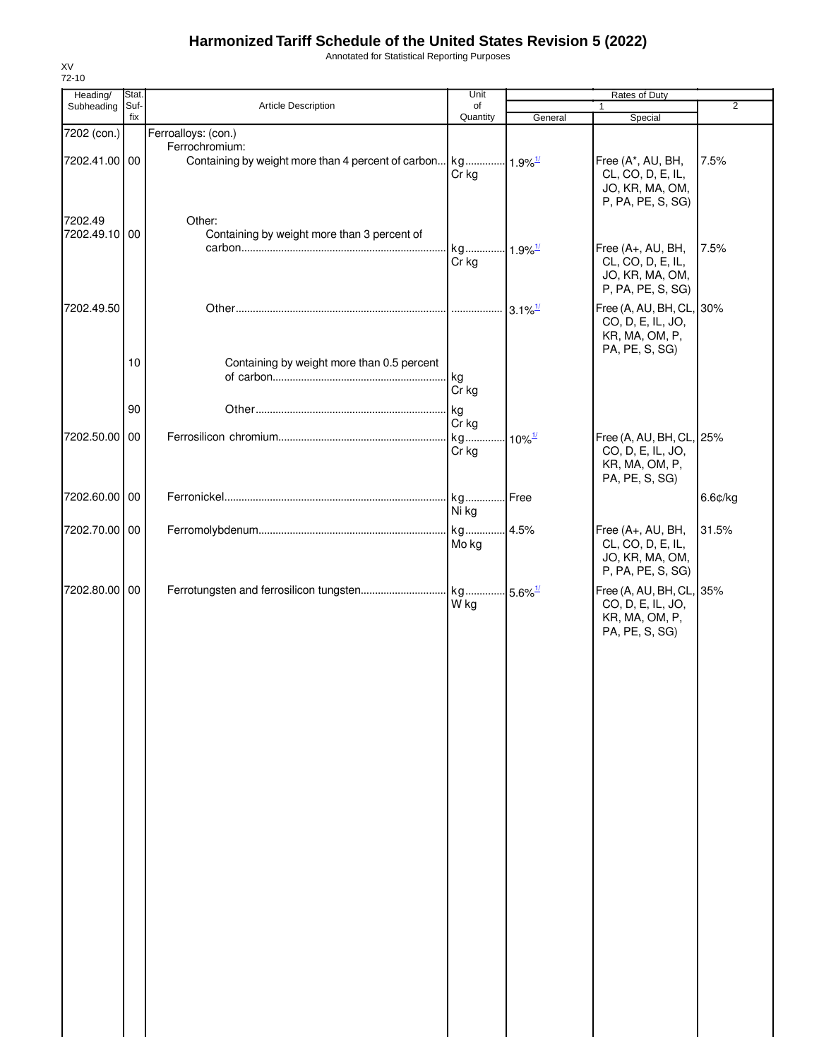# Harmonized Tariff Schedule of the United States Revision 5 (2022)

Annotated for Statistical Reporting Purposes

XV
72-10

| Heading/ Subheading | Stat. Suf- fix | Article Description | Unit of Quantity | Rates of Duty 1 General | Special | 2 |
|---|---|---|---|---|---|---|
| 7202 (con.) | | Ferroalloys: (con.) | | | | |
| | | Ferrochromium: | | | | |
| 7202.41.00 | 00 | Containing by weight more than 4 percent of carbon | kg Cr kg | 1.9%[1/] | Free (A*, AU, BH, CL, CO, D, E, IL, JO, KR, MA, OM, P, PA, PE, S, SG) | 7.5% |
| 7202.49 | | Other: | | | | |
| 7202.49.10 | 00 | Containing by weight more than 3 percent of carbon | kg Cr kg | 1.9%[1/] | Free (A+, AU, BH, CL, CO, D, E, IL, JO, KR, MA, OM, P, PA, PE, S, SG) | 7.5% |
| 7202.49.50 | | Other | | 3.1%[1/] | Free (A, AU, BH, CL, CO, D, E, IL, JO, KR, MA, OM, P, PA, PE, S, SG) | 30% |
| | 10 | Containing by weight more than 0.5 percent of carbon | kg Cr kg | | | |
| | 90 | Other | kg Cr kg | | | |
| 7202.50.00 | 00 | Ferrosilicon chromium | kg Cr kg | 10%[1/] | Free (A, AU, BH, CL, CO, D, E, IL, JO, KR, MA, OM, P, PA, PE, S, SG) | 25% |
| 7202.60.00 | 00 | Ferronickel | kg Ni kg | Free | | 6.6¢/kg |
| 7202.70.00 | 00 | Ferromolybdenum | kg Mo kg | 4.5% | Free (A+, AU, BH, CL, CO, D, E, IL, JO, KR, MA, OM, P, PA, PE, S, SG) | 31.5% |
| 7202.80.00 | 00 | Ferrotungsten and ferrosilicon tungsten | kg W kg | 5.6%[1/] | Free (A, AU, BH, CL, CO, D, E, IL, JO, KR, MA, OM, P, PA, PE, S, SG) | 35% |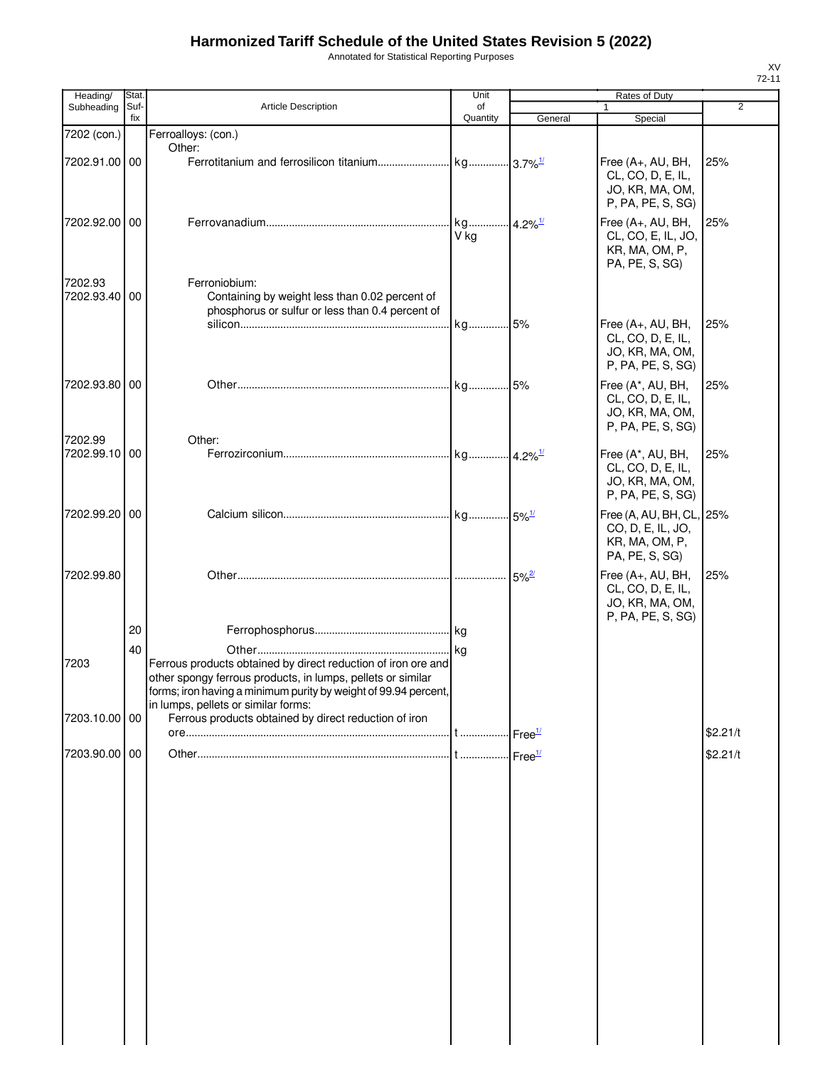# Harmonized Tariff Schedule of the United States Revision 5 (2022)

Annotated for Statistical Reporting Purposes

XV
72-11

| Heading/ Subheading | Stat. Suf-fix | Article Description | Unit of Quantity | Rates of Duty 1 General | Special | 2 |
|---|---|---|---|---|---|---|
| 7202 (con.) | | Ferroalloys: (con.) | | | | |
| | | Other: | | | | |
| 7202.91.00 | 00 | Ferrotitanium and ferrosilicon titanium | kg | 3.7%[1/] | Free (A+, AU, BH, CL, CO, D, E, IL, JO, KR, MA, OM, P, PA, PE, S, SG) | 25% |
| 7202.92.00 | 00 | Ferrovanadium | kg<br>V kg | 4.2%[1/] | Free (A+, AU, BH, CL, CO, E, IL, JO, KR, MA, OM, P, PA, PE, S, SG) | 25% |
| 7202.93 | | Ferroniobium: | | | | |
| 7202.93.40 | 00 | Containing by weight less than 0.02 percent of phosphorus or sulfur or less than 0.4 percent of silicon | kg | 5% | Free (A+, AU, BH, CL, CO, D, E, IL, JO, KR, MA, OM, P, PA, PE, S, SG) | 25% |
| 7202.93.80 | 00 | Other | kg | 5% | Free (A*, AU, BH, CL, CO, D, E, IL, JO, KR, MA, OM, P, PA, PE, S, SG) | 25% |
| 7202.99 | | Other: | | | | |
| 7202.99.10 | 00 | Ferrozirconium | kg | 4.2%[1/] | Free (A*, AU, BH, CL, CO, D, E, IL, JO, KR, MA, OM, P, PA, PE, S, SG) | 25% |
| 7202.99.20 | 00 | Calcium silicon | kg | 5%[1/] | Free (A, AU, BH, CL, CO, D, E, IL, JO, KR, MA, OM, P, PA, PE, S, SG) | 25% |
| 7202.99.80 | | Other | | 5%[2/] | Free (A+, AU, BH, CL, CO, D, E, IL, JO, KR, MA, OM, P, PA, PE, S, SG) | 25% |
| | 20 | Ferrophosphorus | kg | | | |
| | 40 | Other | kg | | | |
| 7203 | | Ferrous products obtained by direct reduction of iron ore and other spongy ferrous products, in lumps, pellets or similar forms; iron having a minimum purity by weight of 99.94 percent, in lumps, pellets or similar forms: | | | | |
| 7203.10.00 | 00 | Ferrous products obtained by direct reduction of iron ore | t | Free[1/] | | $2.21/t |
| 7203.90.00 | 00 | Other | t | Free[1/] | | $2.21/t |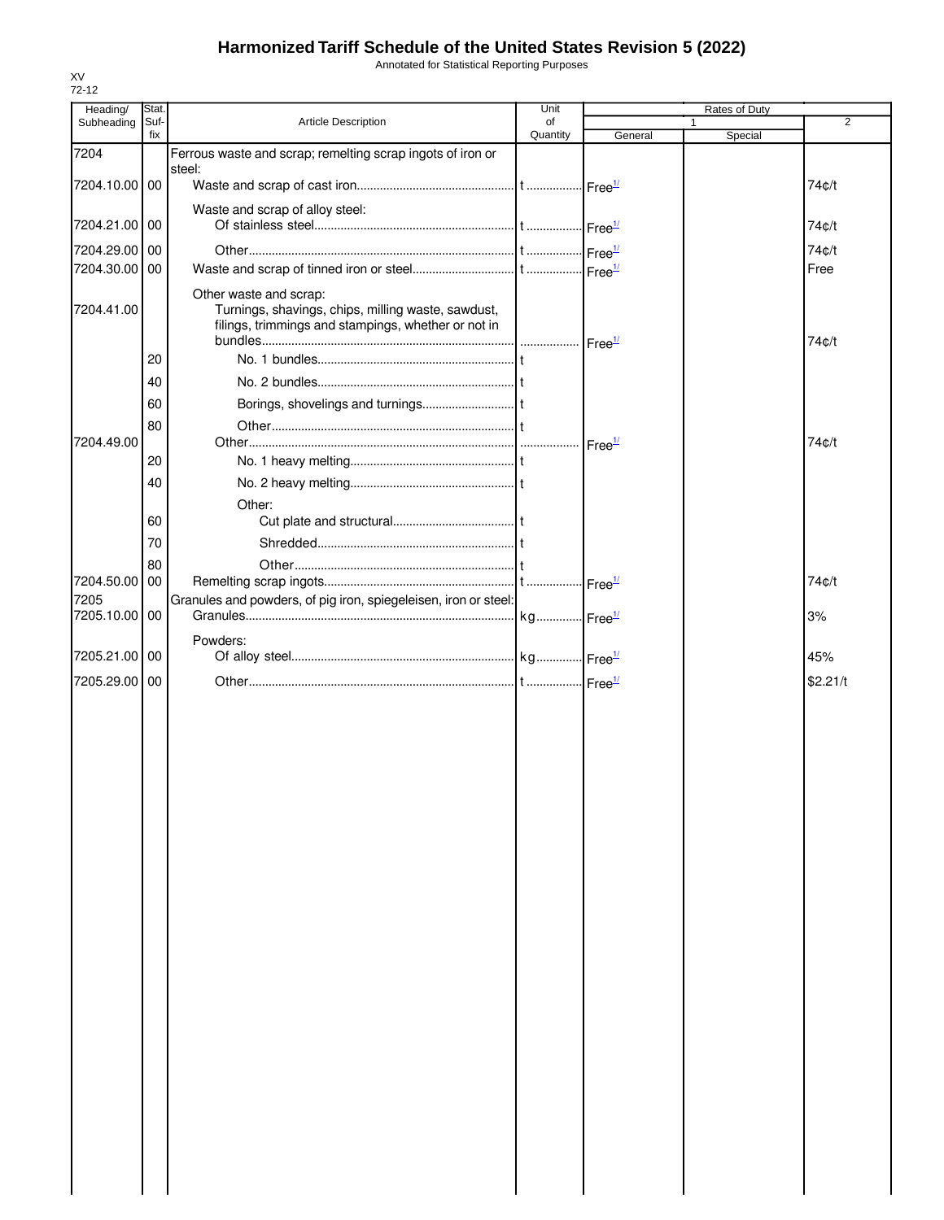# Harmonized Tariff Schedule of the United States Revision 5 (2022)

Annotated for Statistical Reporting Purposes

XV
72-12

| Heading/ Subheading | Stat. Suf- fix | Article Description | Unit of Quantity | Rates of Duty 1 General | Special | 2 |
|---|---|---|---|---|---|---|
| 7204 | | Ferrous waste and scrap; remelting scrap ingots of iron or steel: | | | | |
| 7204.10.00 | 00 | Waste and scrap of cast iron | t | Free[1/] | | 74¢/t |
| | | Waste and scrap of alloy steel: | | | | |
| 7204.21.00 | 00 | Of stainless steel | t | Free[1/] | | 74¢/t |
| 7204.29.00 | 00 | Other | t | Free[1/] | | 74¢/t |
| 7204.30.00 | 00 | Waste and scrap of tinned iron or steel | t | Free[1/] | | Free |
| | | Other waste and scrap: | | | | |
| 7204.41.00 | | Turnings, shavings, chips, milling waste, sawdust, filings, trimmings and stampings, whether or not in bundles | | Free[1/] | | 74¢/t |
| | 20 | No. 1 bundles | t | | | |
| | 40 | No. 2 bundles | t | | | |
| | 60 | Borings, shovelings and turnings | t | | | |
| | 80 | Other | t | | | |
| 7204.49.00 | | Other | | Free[1/] | | 74¢/t |
| | 20 | No. 1 heavy melting | t | | | |
| | 40 | No. 2 heavy melting | t | | | |
| | | Other: | | | | |
| | 60 | Cut plate and structural | t | | | |
| | 70 | Shredded | t | | | |
| | 80 | Other | t | | | |
| 7204.50.00 | 00 | Remelting scrap ingots | t | Free[1/] | | 74¢/t |
| 7205 | | Granules and powders, of pig iron, spiegeleisen, iron or steel: | | | | |
| 7205.10.00 | 00 | Granules | kg | Free[1/] | | 3% |
| | | Powders: | | | | |
| 7205.21.00 | 00 | Of alloy steel | kg | Free[1/] | | 45% |
| 7205.29.00 | 00 | Other | t | Free[1/] | | $2.21/t |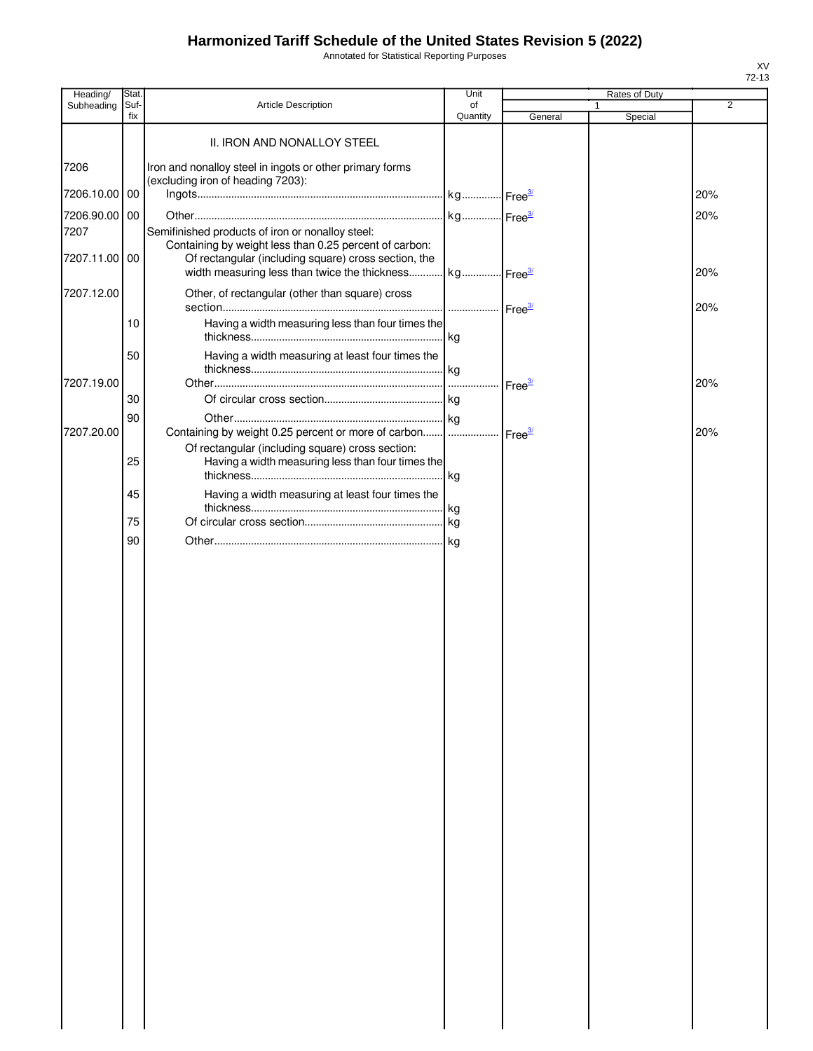# Harmonized Tariff Schedule of the United States Revision 5 (2022)

Annotated for Statistical Reporting Purposes

XV
72-13

| Heading/ Subheading | Stat. Suf- fix | Article Description | Unit of Quantity | Rates of Duty 1 General | Special | 2 |
|---|---|---|---|---|---|---|
| | | II. IRON AND NONALLOY STEEL | | | | |
| 7206 | | Iron and nonalloy steel in ingots or other primary forms (excluding iron of heading 7203): | | | | |
| 7206.10.00 | 00 | Ingots | kg | Free[3/] | | 20% |
| 7206.90.00 | 00 | Other | kg | Free[3/] | | 20% |
| 7207 | | Semifinished products of iron or nonalloy steel: | | | | |
| | | Containing by weight less than 0.25 percent of carbon: | | | | |
| 7207.11.00 | 00 | Of rectangular (including square) cross section, the width measuring less than twice the thickness | kg | Free[3/] | | 20% |
| 7207.12.00 | | Other, of rectangular (other than square) cross section | | Free[3/] | | 20% |
| | 10 | Having a width measuring less than four times the thickness | kg | | | |
| | 50 | Having a width measuring at least four times the thickness | kg | | | |
| 7207.19.00 | | Other | | Free[3/] | | 20% |
| | 30 | Of circular cross section | kg | | | |
| | 90 | Other | kg | | | |
| 7207.20.00 | | Containing by weight 0.25 percent or more of carbon | | Free[3/] | | 20% |
| | | Of rectangular (including square) cross section: | | | | |
| | 25 | Having a width measuring less than four times the thickness | kg | | | |
| | 45 | Having a width measuring at least four times the thickness | kg | | | |
| | 75 | Of circular cross section | kg | | | |
| | 90 | Other | kg | | | |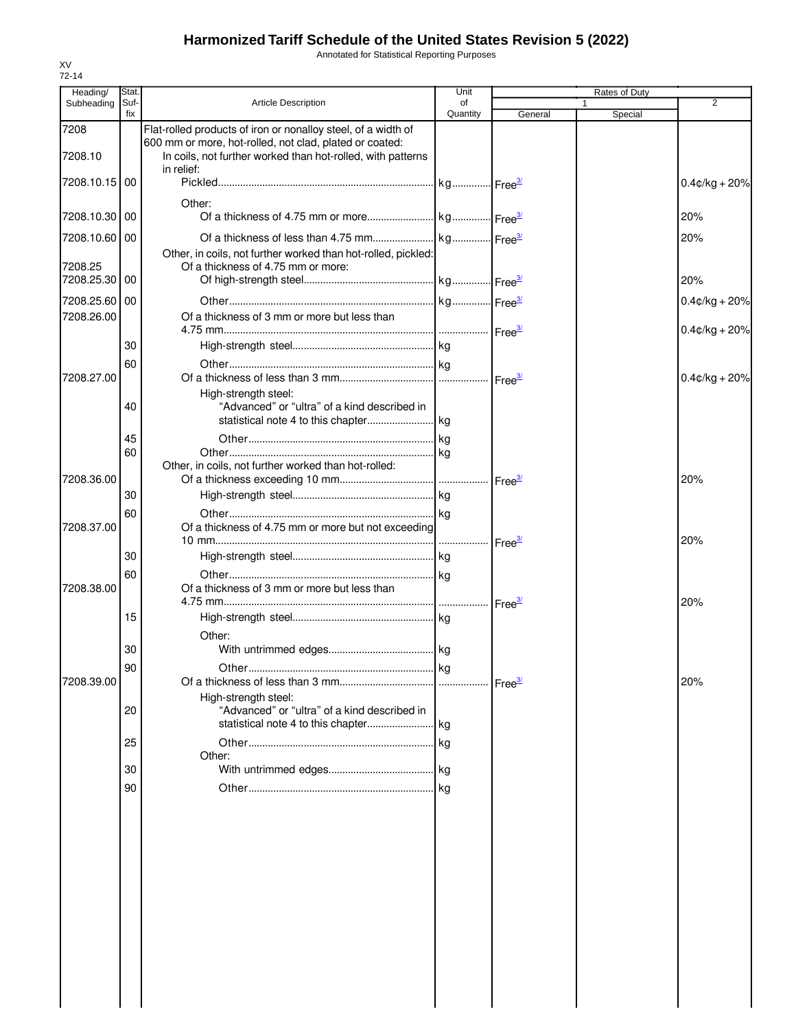# Harmonized Tariff Schedule of the United States Revision 5 (2022)

Annotated for Statistical Reporting Purposes

XV
72-14

| Heading/ Subheading | Stat. Suf- fix | Article Description | Unit of Quantity | Rates of Duty 1 General | Special | 2 |
|---|---|---|---|---|---|---|
| 7208 | | Flat-rolled products of iron or nonalloy steel, of a width of 600 mm or more, hot-rolled, not clad, plated or coated: | | | | |
| 7208.10 | | In coils, not further worked than hot-rolled, with patterns in relief: | | | | |
| 7208.10.15 | 00 | Pickled | kg | Free[3/] | | 0.4¢/kg + 20% |
| | | Other: | | | | |
| 7208.10.30 | 00 | Of a thickness of 4.75 mm or more | kg | Free[3/] | | 20% |
| 7208.10.60 | 00 | Of a thickness of less than 4.75 mm | kg | Free[3/] | | 20% |
| | | Other, in coils, not further worked than hot-rolled, pickled: | | | | |
| 7208.25 | | Of a thickness of 4.75 mm or more: | | | | |
| 7208.25.30 | 00 | Of high-strength steel | kg | Free[3/] | | 20% |
| 7208.25.60 | 00 | Other | kg | Free[3/] | | 0.4¢/kg + 20% |
| 7208.26.00 | | Of a thickness of 3 mm or more but less than 4.75 mm | | Free[3/] | | 0.4¢/kg + 20% |
| | 30 | High-strength steel | kg | | | |
| | 60 | Other | kg | | | |
| 7208.27.00 | | Of a thickness of less than 3 mm | | Free[3/] | | 0.4¢/kg + 20% |
| | | High-strength steel: | | | | |
| | 40 | "Advanced" or "ultra" of a kind described in statistical note 4 to this chapter | kg | | | |
| | 45 | Other | kg | | | |
| | 60 | Other | kg | | | |
| | | Other, in coils, not further worked than hot-rolled: | | | | |
| 7208.36.00 | | Of a thickness exceeding 10 mm | | Free[3/] | | 20% |
| | 30 | High-strength steel | kg | | | |
| | 60 | Other | kg | | | |
| 7208.37.00 | | Of a thickness of 4.75 mm or more but not exceeding 10 mm | | Free[3/] | | 20% |
| | 30 | High-strength steel | kg | | | |
| | 60 | Other | kg | | | |
| 7208.38.00 | | Of a thickness of 3 mm or more but less than 4.75 mm | | Free[3/] | | 20% |
| | 15 | High-strength steel | kg | | | |
| | | Other: | | | | |
| | 30 | With untrimmed edges | kg | | | |
| | 90 | Other | kg | | | |
| 7208.39.00 | | Of a thickness of less than 3 mm | | Free[3/] | | 20% |
| | | High-strength steel: | | | | |
| | 20 | "Advanced" or "ultra" of a kind described in statistical note 4 to this chapter | kg | | | |
| | 25 | Other | kg | | | |
| | | Other: | | | | |
| | 30 | With untrimmed edges | kg | | | |
| | 90 | Other | kg | | | |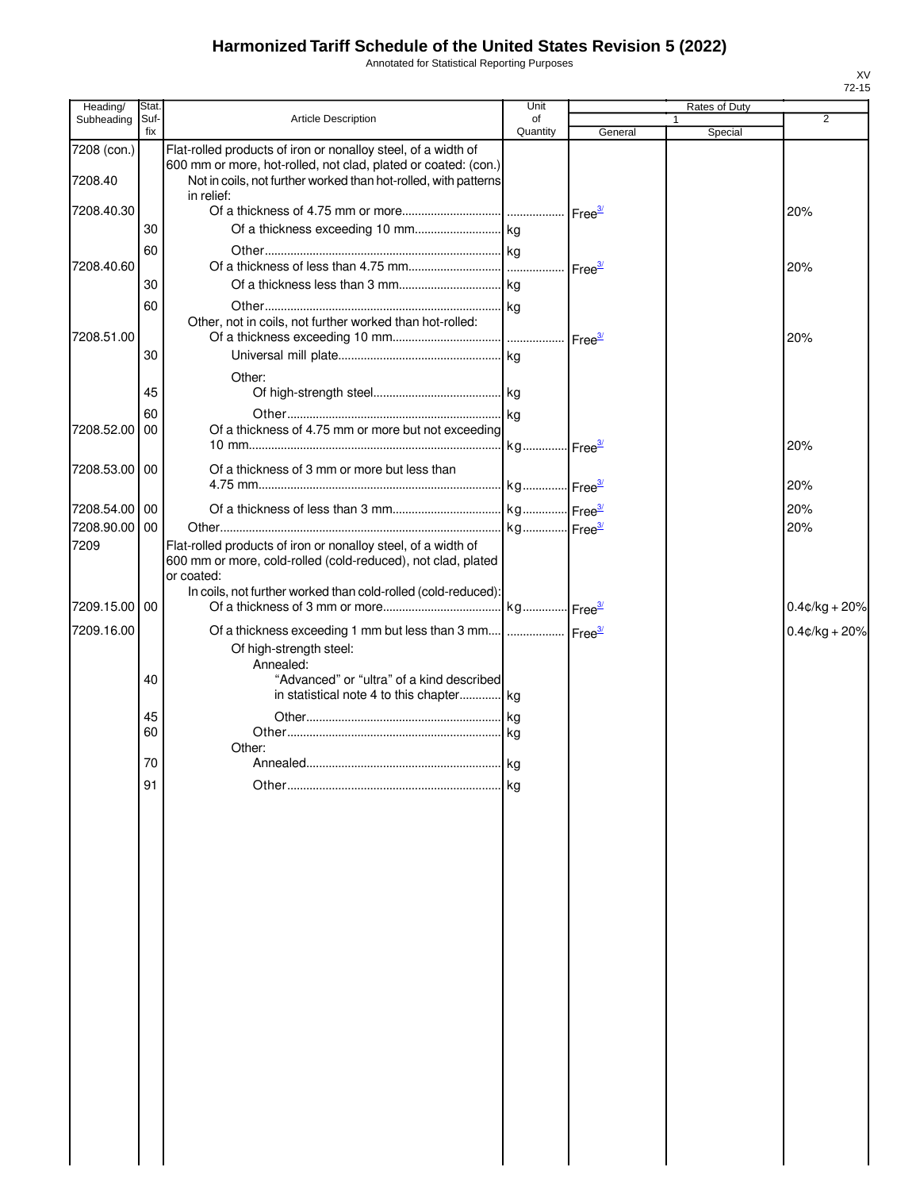# Harmonized Tariff Schedule of the United States Revision 5 (2022)

Annotated for Statistical Reporting Purposes

XV
72-15

| Heading/ Subheading | Stat. Suf- fix | Article Description | Unit of Quantity | Rates of Duty 1 General | Special | 2 |
|---|---|---|---|---|---|---|
| 7208 (con.) | | Flat-rolled products of iron or nonalloy steel, of a width of 600 mm or more, hot-rolled, not clad, plated or coated: (con.) | | | | |
| 7208.40 | | Not in coils, not further worked than hot-rolled, with patterns in relief: | | | | |
| 7208.40.30 | | Of a thickness of 4.75 mm or more | | Free[3/] | | 20% |
| | 30 | Of a thickness exceeding 10 mm | kg | | | |
| | 60 | Other | kg | | | |
| 7208.40.60 | | Of a thickness of less than 4.75 mm | | Free[3/] | | 20% |
| | 30 | Of a thickness less than 3 mm | kg | | | |
| | 60 | Other | kg | | | |
| | | Other, not in coils, not further worked than hot-rolled: | | | | |
| 7208.51.00 | | Of a thickness exceeding 10 mm | | Free[3/] | | 20% |
| | 30 | Universal mill plate | kg | | | |
| | | Other: | | | | |
| | 45 | Of high-strength steel | kg | | | |
| | 60 | Other | kg | | | |
| 7208.52.00 | 00 | Of a thickness of 4.75 mm or more but not exceeding 10 mm | kg | Free[3/] | | 20% |
| 7208.53.00 | 00 | Of a thickness of 3 mm or more but less than 4.75 mm | kg | Free[3/] | | 20% |
| 7208.54.00 | 00 | Of a thickness of less than 3 mm | kg | Free[3/] | | 20% |
| 7208.90.00 | 00 | Other | kg | Free[3/] | | 20% |
| 7209 | | Flat-rolled products of iron or nonalloy steel, of a width of 600 mm or more, cold-rolled (cold-reduced), not clad, plated or coated: | | | | |
| | | In coils, not further worked than cold-rolled (cold-reduced): | | | | |
| 7209.15.00 | 00 | Of a thickness of 3 mm or more | kg | Free[3/] | | 0.4¢/kg + 20% |
| 7209.16.00 | | Of a thickness exceeding 1 mm but less than 3 mm | | Free[3/] | | 0.4¢/kg + 20% |
| | | Of high-strength steel: | | | | |
| | | Annealed: | | | | |
| | 40 | "Advanced" or "ultra" of a kind described in statistical note 4 to this chapter | kg | | | |
| | 45 | Other | kg | | | |
| | 60 | Other | kg | | | |
| | | Other: | | | | |
| | 70 | Annealed | kg | | | |
| | 91 | Other | kg | | | |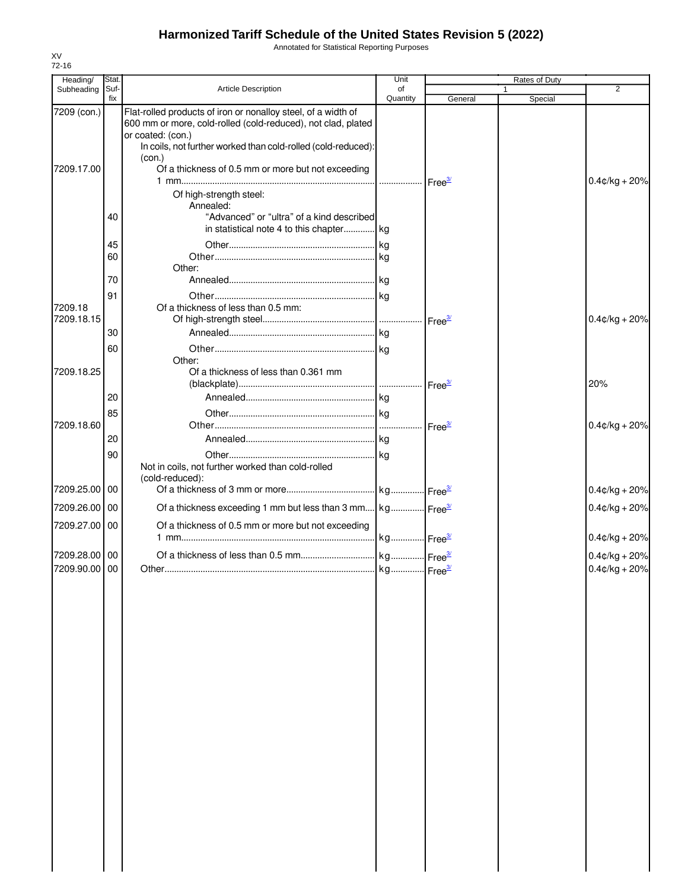# Harmonized Tariff Schedule of the United States Revision 5 (2022)

Annotated for Statistical Reporting Purposes

XV
72-16

| Heading/ Subheading | Stat. Suf- fix | Article Description | Unit of Quantity | Rates of Duty 1 General | Special | 2 |
|---|---|---|---|---|---|---|
| 7209 (con.) | | Flat-rolled products of iron or nonalloy steel, of a width of 600 mm or more, cold-rolled (cold-reduced), not clad, plated or coated: (con.) | | | | |
| | | In coils, not further worked than cold-rolled (cold-reduced): (con.) | | | | |
| 7209.17.00 | | Of a thickness of 0.5 mm or more but not exceeding 1 mm | | Free[3/] | | 0.4¢/kg + 20% |
| | | Of high-strength steel: | | | | |
| | | Annealed: | | | | |
| | 40 | "Advanced" or "ultra" of a kind described in statistical note 4 to this chapter | kg | | | |
| | 45 | Other | kg | | | |
| | 60 | Other | kg | | | |
| | | Other: | | | | |
| | 70 | Annealed | kg | | | |
| | 91 | Other | kg | | | |
| 7209.18 | | Of a thickness of less than 0.5 mm: | | | | |
| 7209.18.15 | | Of high-strength steel | | Free[3/] | | 0.4¢/kg + 20% |
| | 30 | Annealed | kg | | | |
| | 60 | Other | kg | | | |
| | | Other: | | | | |
| 7209.18.25 | | Of a thickness of less than 0.361 mm (blackplate) | | Free[3/] | | 20% |
| | 20 | Annealed | kg | | | |
| | 85 | Other | kg | | | |
| 7209.18.60 | | Other | | Free[3/] | | 0.4¢/kg + 20% |
| | 20 | Annealed | kg | | | |
| | 90 | Other | kg | | | |
| | | Not in coils, not further worked than cold-rolled (cold-reduced): | | | | |
| 7209.25.00 | 00 | Of a thickness of 3 mm or more | kg | Free[3/] | | 0.4¢/kg + 20% |
| 7209.26.00 | 00 | Of a thickness exceeding 1 mm but less than 3 mm | kg | Free[3/] | | 0.4¢/kg + 20% |
| 7209.27.00 | 00 | Of a thickness of 0.5 mm or more but not exceeding 1 mm | kg | Free[3/] | | 0.4¢/kg + 20% |
| 7209.28.00 | 00 | Of a thickness of less than 0.5 mm | kg | Free[3/] | | 0.4¢/kg + 20% |
| 7209.90.00 | 00 | Other | kg | Free[3/] | | 0.4¢/kg + 20% |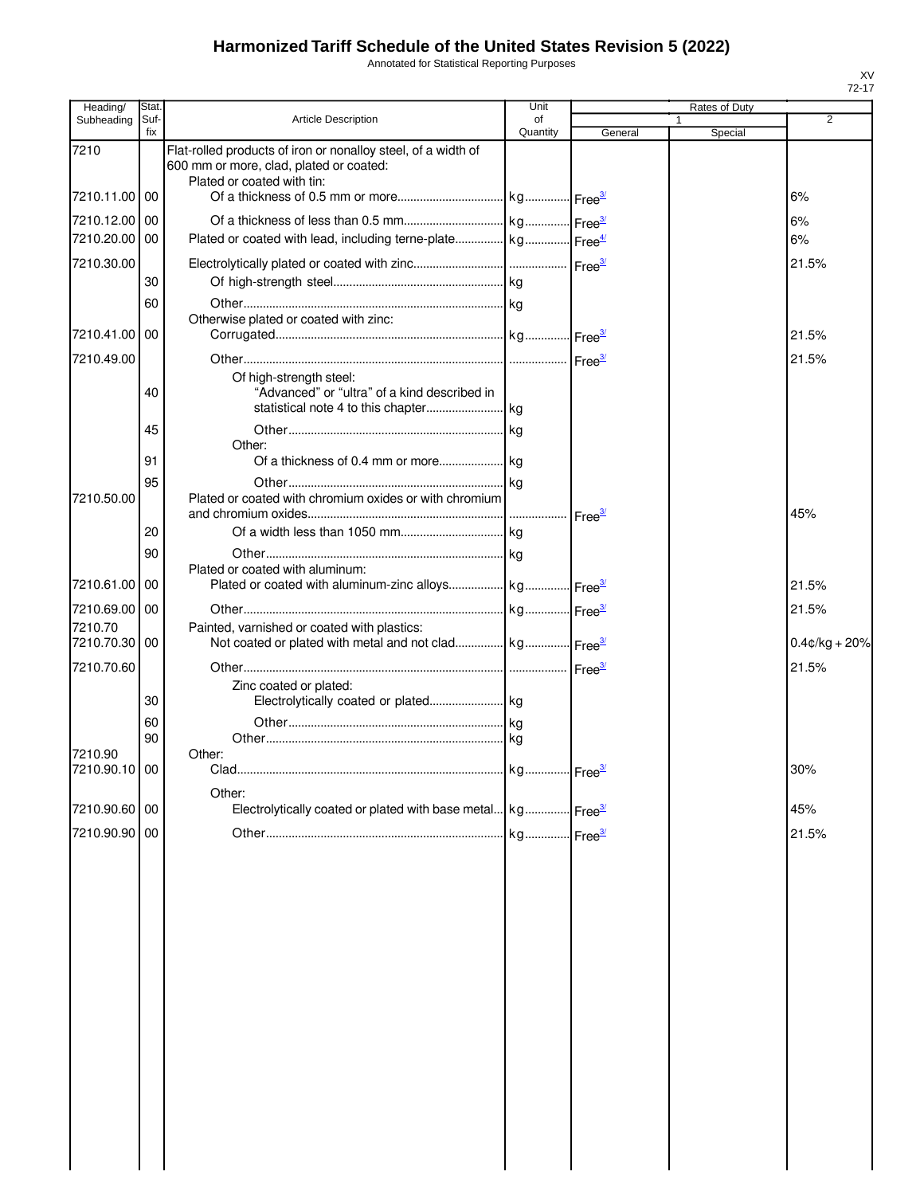# Harmonized Tariff Schedule of the United States Revision 5 (2022)

Annotated for Statistical Reporting Purposes

XV
72-17

| Heading/ Subheading | Stat. Suf- fix | Article Description | Unit of Quantity | Rates of Duty 1 General | Special | 2 |
|---|---|---|---|---|---|---|
| 7210 | | Flat-rolled products of iron or nonalloy steel, of a width of 600 mm or more, clad, plated or coated: | | | | |
| | | Plated or coated with tin: | | | | |
| 7210.11.00 | 00 | Of a thickness of 0.5 mm or more | kg | Free[3/] | | 6% |
| 7210.12.00 | 00 | Of a thickness of less than 0.5 mm | kg | Free[3/] | | 6% |
| 7210.20.00 | 00 | Plated or coated with lead, including terne-plate | kg | Free[4/] | | 6% |
| 7210.30.00 | | Electrolytically plated or coated with zinc | | Free[3/] | | 21.5% |
| | 30 | Of high-strength steel | kg | | | |
| | 60 | Other | kg | | | |
| | | Otherwise plated or coated with zinc: | | | | |
| 7210.41.00 | 00 | Corrugated | kg | Free[3/] | | 21.5% |
| 7210.49.00 | | Other | | Free[3/] | | 21.5% |
| | | Of high-strength steel: | | | | |
| | 40 | "Advanced" or "ultra" of a kind described in statistical note 4 to this chapter | kg | | | |
| | 45 | Other | kg | | | |
| | | Other: | | | | |
| | 91 | Of a thickness of 0.4 mm or more | kg | | | |
| | 95 | Other | kg | | | |
| 7210.50.00 | | Plated or coated with chromium oxides or with chromium and chromium oxides | | Free[3/] | | 45% |
| | 20 | Of a width less than 1050 mm | kg | | | |
| | 90 | Other | kg | | | |
| | | Plated or coated with aluminum: | | | | |
| 7210.61.00 | 00 | Plated or coated with aluminum-zinc alloys | kg | Free[3/] | | 21.5% |
| 7210.69.00 | 00 | Other | kg | Free[3/] | | 21.5% |
| 7210.70 | | Painted, varnished or coated with plastics: | | | | |
| 7210.70.30 | 00 | Not coated or plated with metal and not clad | kg | Free[3/] | | 0.4¢/kg + 20% |
| 7210.70.60 | | Other | | Free[3/] | | 21.5% |
| | | Zinc coated or plated: | | | | |
| | 30 | Electrolytically coated or plated | kg | | | |
| | 60 | Other | kg | | | |
| | 90 | Other | kg | | | |
| 7210.90 | | Other: | | | | |
| 7210.90.10 | 00 | Clad | kg | Free[3/] | | 30% |
| | | Other: | | | | |
| 7210.90.60 | 00 | Electrolytically coated or plated with base metal | kg | Free[3/] | | 45% |
| 7210.90.90 | 00 | Other | kg | Free[3/] | | 21.5% |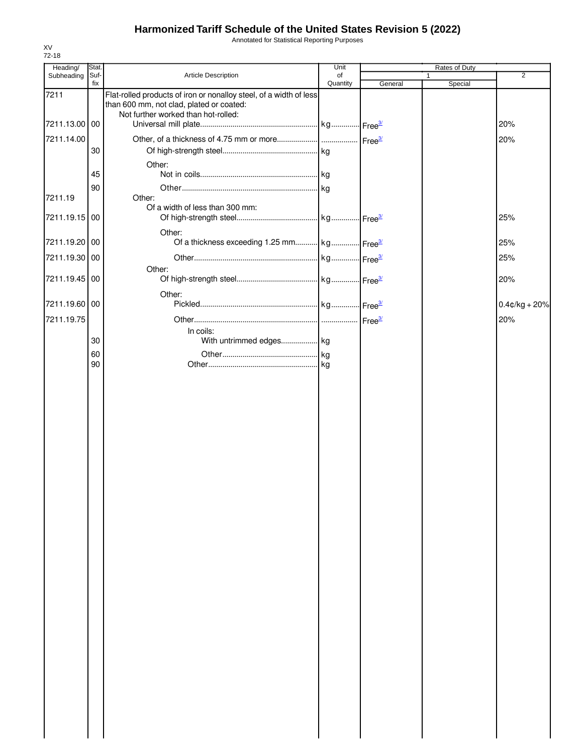# Harmonized Tariff Schedule of the United States Revision 5 (2022)

Annotated for Statistical Reporting Purposes

XV
72-18

| Heading/ Subheading | Stat. Suf- fix | Article Description | Unit of Quantity | Rates of Duty 1 General | Special | 2 |
|---|---|---|---|---|---|---|
| 7211 | | Flat-rolled products of iron or nonalloy steel, of a width of less than 600 mm, not clad, plated or coated: | | | | |
| | | Not further worked than hot-rolled: | | | | |
| 7211.13.00 | 00 | Universal mill plate | kg | Free[3/] | | 20% |
| 7211.14.00 | | Other, of a thickness of 4.75 mm or more | | Free[3/] | | 20% |
| | 30 | Of high-strength steel | kg | | | |
| | | Other: | | | | |
| | 45 | Not in coils | kg | | | |
| | 90 | Other | kg | | | |
| 7211.19 | | Other: | | | | |
| | | Of a width of less than 300 mm: | | | | |
| 7211.19.15 | 00 | Of high-strength steel | kg | Free[3/] | | 25% |
| | | Other: | | | | |
| 7211.19.20 | 00 | Of a thickness exceeding 1.25 mm | kg | Free[3/] | | 25% |
| 7211.19.30 | 00 | Other | kg | Free[3/] | | 25% |
| | | Other: | | | | |
| 7211.19.45 | 00 | Of high-strength steel | kg | Free[3/] | | 20% |
| | | Other: | | | | |
| 7211.19.60 | 00 | Pickled | kg | Free[3/] | | 0.4¢/kg + 20% |
| 7211.19.75 | | Other | | Free[3/] | | 20% |
| | | In coils: | | | | |
| | 30 | With untrimmed edges | kg | | | |
| | 60 | Other | kg | | | |
| | 90 | Other | kg | | | |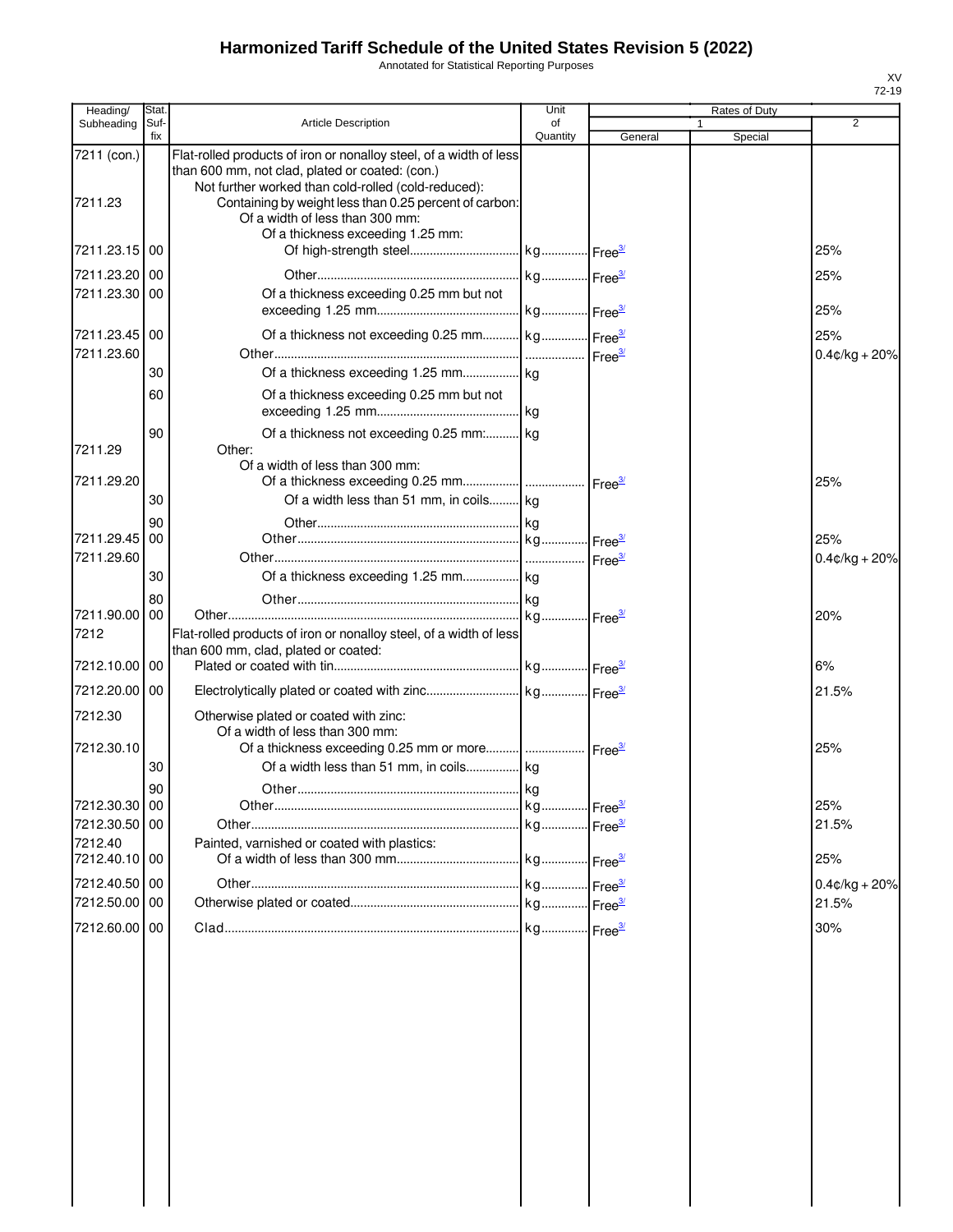# Harmonized Tariff Schedule of the United States Revision 5 (2022)

Annotated for Statistical Reporting Purposes

XV
72-19

| Heading/ Subheading | Stat. Suf-fix | Article Description | Unit of Quantity | Rates of Duty 1 General | Special | 2 |
|---|---|---|---|---|---|---|
| 7211 (con.) | | Flat-rolled products of iron or nonalloy steel, of a width of less than 600 mm, not clad, plated or coated: (con.) | | | | |
| | | Not further worked than cold-rolled (cold-reduced): | | | | |
| 7211.23 | | Containing by weight less than 0.25 percent of carbon: | | | | |
| | | Of a width of less than 300 mm: | | | | |
| | | Of a thickness exceeding 1.25 mm: | | | | |
| 7211.23.15 | 00 | Of high-strength steel | kg | Free[3/] | | 25% |
| 7211.23.20 | 00 | Other | kg | Free[3/] | | 25% |
| 7211.23.30 | 00 | Of a thickness exceeding 0.25 mm but not exceeding 1.25 mm | kg | Free[3/] | | 25% |
| 7211.23.45 | 00 | Of a thickness not exceeding 0.25 mm | kg | Free[3/] | | 25% |
| 7211.23.60 | | Other | | Free[3/] | | 0.4¢/kg + 20% |
| | 30 | Of a thickness exceeding 1.25 mm | kg | | | |
| | 60 | Of a thickness exceeding 0.25 mm but not exceeding 1.25 mm | kg | | | |
| | 90 | Of a thickness not exceeding 0.25 mm: | kg | | | |
| 7211.29 | | Other: | | | | |
| | | Of a width of less than 300 mm: | | | | |
| 7211.29.20 | | Of a thickness exceeding 0.25 mm | | Free[3/] | | 25% |
| | 30 | Of a width less than 51 mm, in coils | kg | | | |
| | 90 | Other | kg | | | |
| 7211.29.45 | 00 | Other | kg | Free[3/] | | 25% |
| 7211.29.60 | | Other | | Free[3/] | | 0.4¢/kg + 20% |
| | 30 | Of a thickness exceeding 1.25 mm | kg | | | |
| | 80 | Other | kg | | | |
| 7211.90.00 | 00 | Other | kg | Free[3/] | | 20% |
| 7212 | | Flat-rolled products of iron or nonalloy steel, of a width of less than 600 mm, clad, plated or coated: | | | | |
| 7212.10.00 | 00 | Plated or coated with tin | kg | Free[3/] | | 6% |
| 7212.20.00 | 00 | Electrolytically plated or coated with zinc | kg | Free[3/] | | 21.5% |
| 7212.30 | | Otherwise plated or coated with zinc: | | | | |
| | | Of a width of less than 300 mm: | | | | |
| 7212.30.10 | | Of a thickness exceeding 0.25 mm or more | | Free[3/] | | 25% |
| | 30 | Of a width less than 51 mm, in coils | kg | | | |
| | 90 | Other | kg | | | |
| 7212.30.30 | 00 | Other | kg | Free[3/] | | 25% |
| 7212.30.50 | 00 | Other | kg | Free[3/] | | 21.5% |
| 7212.40 | | Painted, varnished or coated with plastics: | | | | |
| 7212.40.10 | 00 | Of a width of less than 300 mm | kg | Free[3/] | | 25% |
| 7212.40.50 | 00 | Other | kg | Free[3/] | | 0.4¢/kg + 20% |
| 7212.50.00 | 00 | Otherwise plated or coated | kg | Free[3/] | | 21.5% |
| 7212.60.00 | 00 | Clad | kg | Free[3/] | | 30% |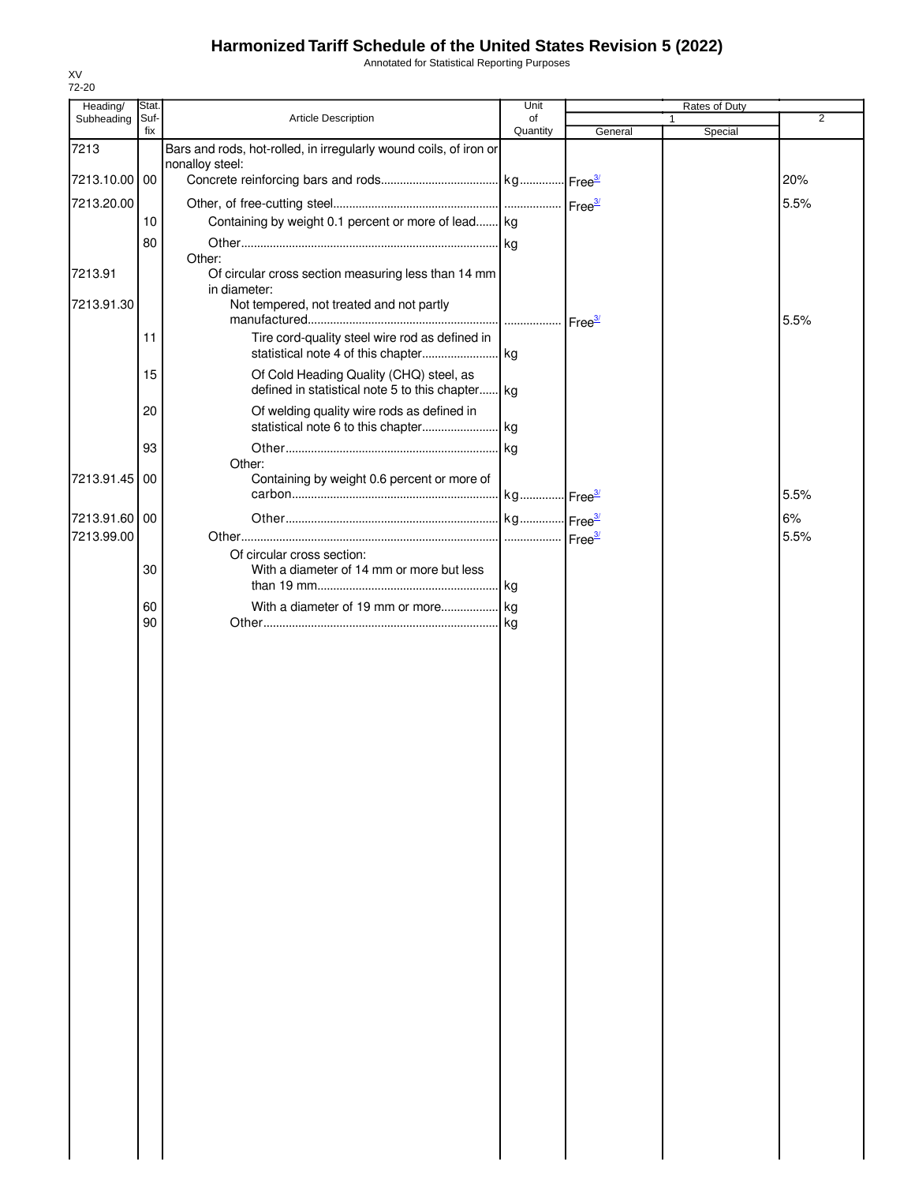# Harmonized Tariff Schedule of the United States Revision 5 (2022)

Annotated for Statistical Reporting Purposes

XV
72-20

| Heading/ Subheading | Stat. Suf-fix | Article Description | Unit of Quantity | Rates of Duty 1 General | Special | 2 |
|---|---|---|---|---|---|---|
| 7213 | | Bars and rods, hot-rolled, in irregularly wound coils, of iron or nonalloy steel: | | | | |
| 7213.10.00 | 00 | Concrete reinforcing bars and rods | kg | Free[3/] | | 20% |
| 7213.20.00 | | Other, of free-cutting steel | | Free[3/] | | 5.5% |
| | 10 | Containing by weight 0.1 percent or more of lead | kg | | | |
| | 80 | Other | kg | | | |
| | | Other: | | | | |
| 7213.91 | | Of circular cross section measuring less than 14 mm in diameter: | | | | |
| 7213.91.30 | | Not tempered, not treated and not partly manufactured | | Free[3/] | | 5.5% |
| | 11 | Tire cord-quality steel wire rod as defined in statistical note 4 of this chapter | kg | | | |
| | 15 | Of Cold Heading Quality (CHQ) steel, as defined in statistical note 5 to this chapter | kg | | | |
| | 20 | Of welding quality wire rods as defined in statistical note 6 to this chapter | kg | | | |
| | 93 | Other | kg | | | |
| | | Other: | | | | |
| 7213.91.45 | 00 | Containing by weight 0.6 percent or more of carbon | kg | Free[3/] | | 5.5% |
| 7213.91.60 | 00 | Other | kg | Free[3/] | | 6% |
| 7213.99.00 | | Other | | Free[3/] | | 5.5% |
| | | Of circular cross section: | | | | |
| | 30 | With a diameter of 14 mm or more but less than 19 mm | kg | | | |
| | 60 | With a diameter of 19 mm or more | kg | | | |
| | 90 | Other | kg | | | |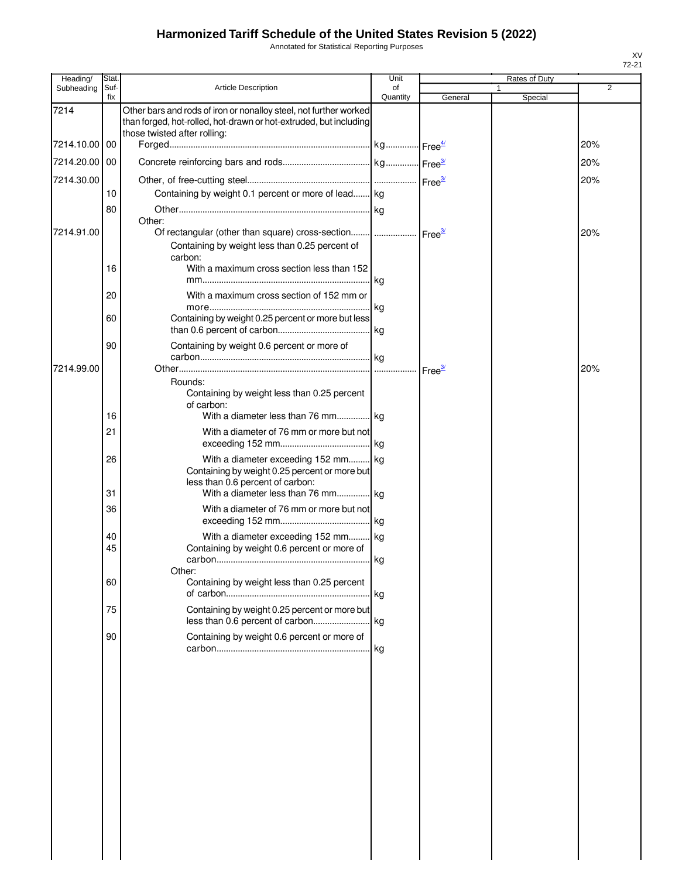# Harmonized Tariff Schedule of the United States Revision 5 (2022)

Annotated for Statistical Reporting Purposes

XV
72-21

| Heading/ Subheading | Stat. Suf- fix | Article Description | Unit of Quantity | Rates of Duty 1 General | Special | 2 |
|---|---|---|---|---|---|---|
| 7214 | | Other bars and rods of iron or nonalloy steel, not further worked than forged, hot-rolled, hot-drawn or hot-extruded, but including those twisted after rolling: | | | | |
| 7214.10.00 | 00 | Forged | kg | Free[4/] | | 20% |
| 7214.20.00 | 00 | Concrete reinforcing bars and rods | kg | Free[3/] | | 20% |
| 7214.30.00 | | Other, of free-cutting steel | | Free[3/] | | 20% |
| | 10 | Containing by weight 0.1 percent or more of lead | kg | | | |
| | 80 | Other | kg | | | |
| | | Other: | | | | |
| 7214.91.00 | | Of rectangular (other than square) cross-section | | Free[3/] | | 20% |
| | | Containing by weight less than 0.25 percent of carbon: | | | | |
| | 16 | With a maximum cross section less than 152 mm | kg | | | |
| | 20 | With a maximum cross section of 152 mm or more | kg | | | |
| | 60 | Containing by weight 0.25 percent or more but less than 0.6 percent of carbon | kg | | | |
| | 90 | Containing by weight 0.6 percent or more of carbon | kg | | | |
| 7214.99.00 | | Other | | Free[3/] | | 20% |
| | | Rounds: | | | | |
| | | Containing by weight less than 0.25 percent of carbon: | | | | |
| | 16 | With a diameter less than 76 mm | kg | | | |
| | 21 | With a diameter of 76 mm or more but not exceeding 152 mm | kg | | | |
| | 26 | With a diameter exceeding 152 mm | kg | | | |
| | | Containing by weight 0.25 percent or more but less than 0.6 percent of carbon: | | | | |
| | 31 | With a diameter less than 76 mm | kg | | | |
| | 36 | With a diameter of 76 mm or more but not exceeding 152 mm | kg | | | |
| | 40 | With a diameter exceeding 152 mm | kg | | | |
| | 45 | Containing by weight 0.6 percent or more of carbon | kg | | | |
| | | Other: | | | | |
| | 60 | Containing by weight less than 0.25 percent of carbon | kg | | | |
| | 75 | Containing by weight 0.25 percent or more but less than 0.6 percent of carbon | kg | | | |
| | 90 | Containing by weight 0.6 percent or more of carbon | kg | | | |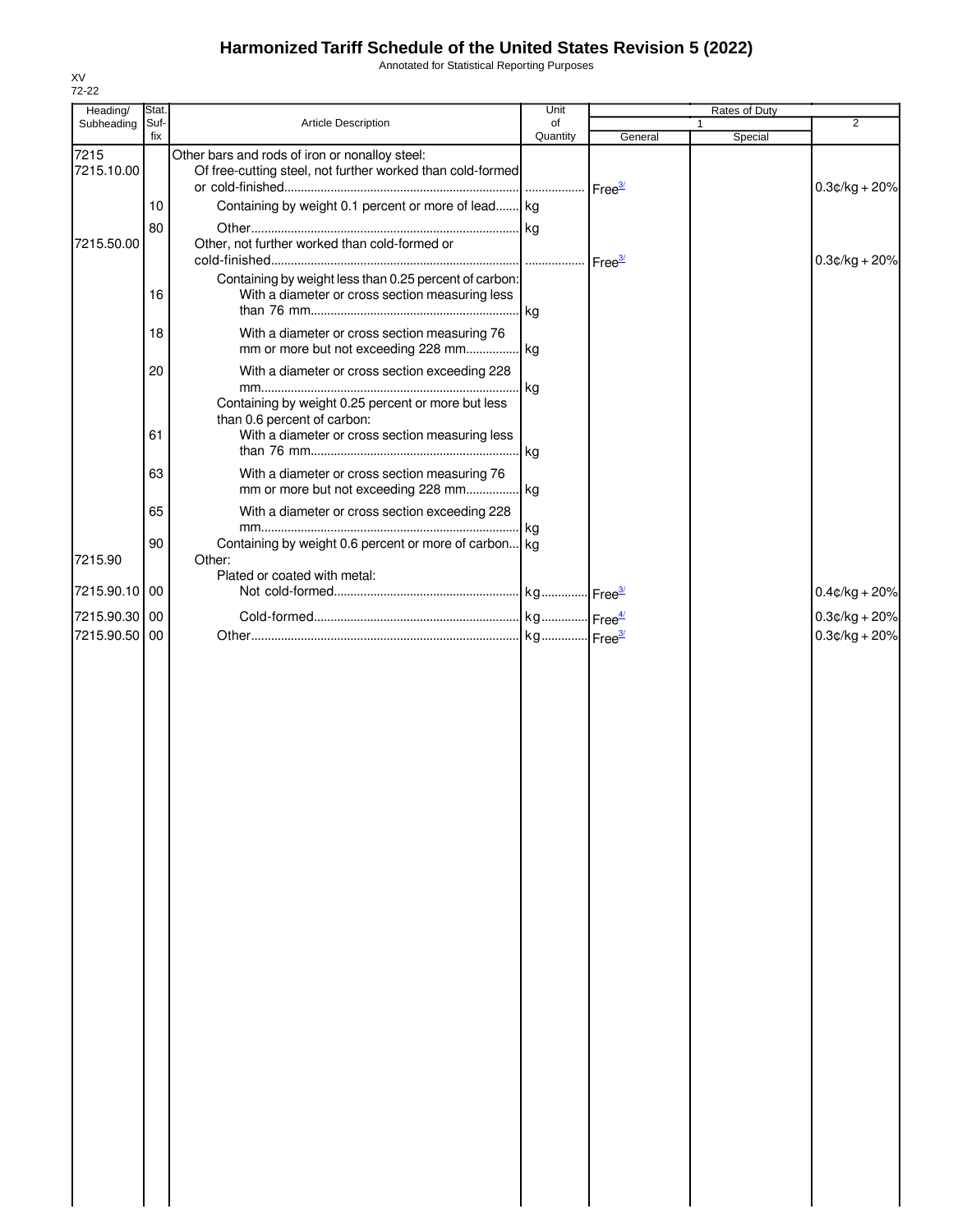# Harmonized Tariff Schedule of the United States Revision 5 (2022)

Annotated for Statistical Reporting Purposes

XV
72-22

| Heading/ Subheading | Stat. Suf- fix | Article Description | Unit of Quantity | Rates of Duty | | |
|---|---|---|---|---|---|---|
| | | | | 1 | | 2 |
| | | | | General | Special | |
| 7215 | | Other bars and rods of iron or nonalloy steel: | | | | |
| 7215.10.00 | | Of free-cutting steel, not further worked than cold-formed or cold-finished | | Free[3/] | | 0.3¢/kg + 20% |
| | 10 | Containing by weight 0.1 percent or more of lead | kg | | | |
| | 80 | Other | kg | | | |
| 7215.50.00 | | Other, not further worked than cold-formed or cold-finished | | Free[3/] | | 0.3¢/kg + 20% |
| | | Containing by weight less than 0.25 percent of carbon: | | | | |
| | 16 | With a diameter or cross section measuring less than 76 mm | kg | | | |
| | 18 | With a diameter or cross section measuring 76 mm or more but not exceeding 228 mm | kg | | | |
| | 20 | With a diameter or cross section exceeding 228 mm | kg | | | |
| | | Containing by weight 0.25 percent or more but less than 0.6 percent of carbon: | | | | |
| | 61 | With a diameter or cross section measuring less than 76 mm | kg | | | |
| | 63 | With a diameter or cross section measuring 76 mm or more but not exceeding 228 mm | kg | | | |
| | 65 | With a diameter or cross section exceeding 228 mm | kg | | | |
| | 90 | Containing by weight 0.6 percent or more of carbon | kg | | | |
| 7215.90 | | Other: | | | | |
| | | Plated or coated with metal: | | | | |
| 7215.90.10 | 00 | Not cold-formed | kg | Free[3/] | | 0.4¢/kg + 20% |
| 7215.90.30 | 00 | Cold-formed | kg | Free[4/] | | 0.3¢/kg + 20% |
| 7215.90.50 | 00 | Other | kg | Free[3/] | | 0.3¢/kg + 20% |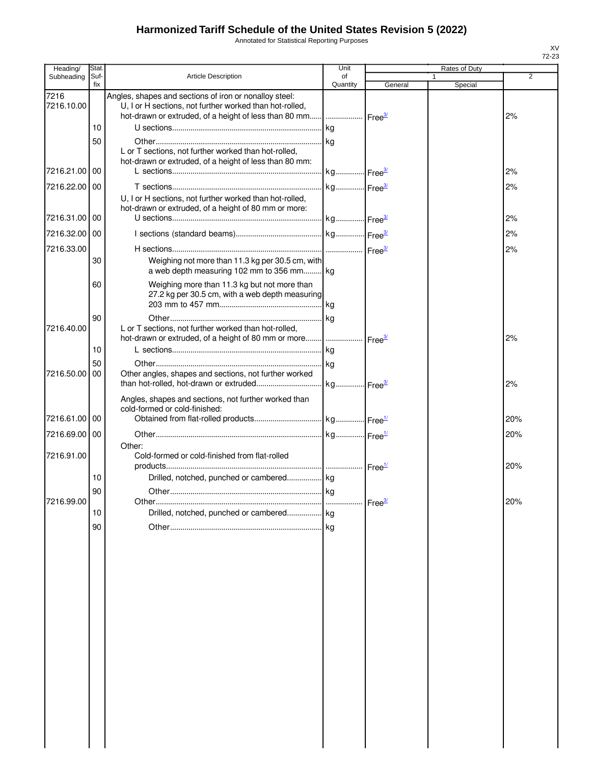# Harmonized Tariff Schedule of the United States Revision 5 (2022)

Annotated for Statistical Reporting Purposes

XV
72-23

| Heading/ Subheading | Stat. Suf-fix | Article Description | Unit of Quantity | Rates of Duty 1 General | Special | 2 |
|---|---|---|---|---|---|---|
| 7216 | | Angles, shapes and sections of iron or nonalloy steel: | | | | |
| 7216.10.00 | | U, I or H sections, not further worked than hot-rolled, hot-drawn or extruded, of a height of less than 80 mm | | Free[3/] | | 2% |
| | 10 | U sections | kg | | | |
| | 50 | Other | kg | | | |
| | | L or T sections, not further worked than hot-rolled, hot-drawn or extruded, of a height of less than 80 mm: | | | | |
| 7216.21.00 | 00 | L sections | kg | Free[3/] | | 2% |
| 7216.22.00 | 00 | T sections | kg | Free[3/] | | 2% |
| | | U, I or H sections, not further worked than hot-rolled, hot-drawn or extruded, of a height of 80 mm or more: | | | | |
| 7216.31.00 | 00 | U sections | kg | Free[3/] | | 2% |
| 7216.32.00 | 00 | I sections (standard beams) | kg | Free[3/] | | 2% |
| 7216.33.00 | | H sections | | Free[3/] | | 2% |
| | 30 | Weighing not more than 11.3 kg per 30.5 cm, with a web depth measuring 102 mm to 356 mm | kg | | | |
| | 60 | Weighing more than 11.3 kg but not more than 27.2 kg per 30.5 cm, with a web depth measuring 203 mm to 457 mm | kg | | | |
| | 90 | Other | kg | | | |
| 7216.40.00 | | L or T sections, not further worked than hot-rolled, hot-drawn or extruded, of a height of 80 mm or more | | Free[3/] | | 2% |
| | 10 | L sections | kg | | | |
| | 50 | Other | kg | | | |
| 7216.50.00 | 00 | Other angles, shapes and sections, not further worked than hot-rolled, hot-drawn or extruded | kg | Free[3/] | | 2% |
| | | Angles, shapes and sections, not further worked than cold-formed or cold-finished: | | | | |
| 7216.61.00 | 00 | Obtained from flat-rolled products | kg | Free[1/] | | 20% |
| 7216.69.00 | 00 | Other | kg | Free[1/] | | 20% |
| | | Other: | | | | |
| 7216.91.00 | | Cold-formed or cold-finished from flat-rolled products | | Free[1/] | | 20% |
| | 10 | Drilled, notched, punched or cambered | kg | | | |
| | 90 | Other | kg | | | |
| 7216.99.00 | | Other | | Free[3/] | | 20% |
| | 10 | Drilled, notched, punched or cambered | kg | | | |
| | 90 | Other | kg | | | |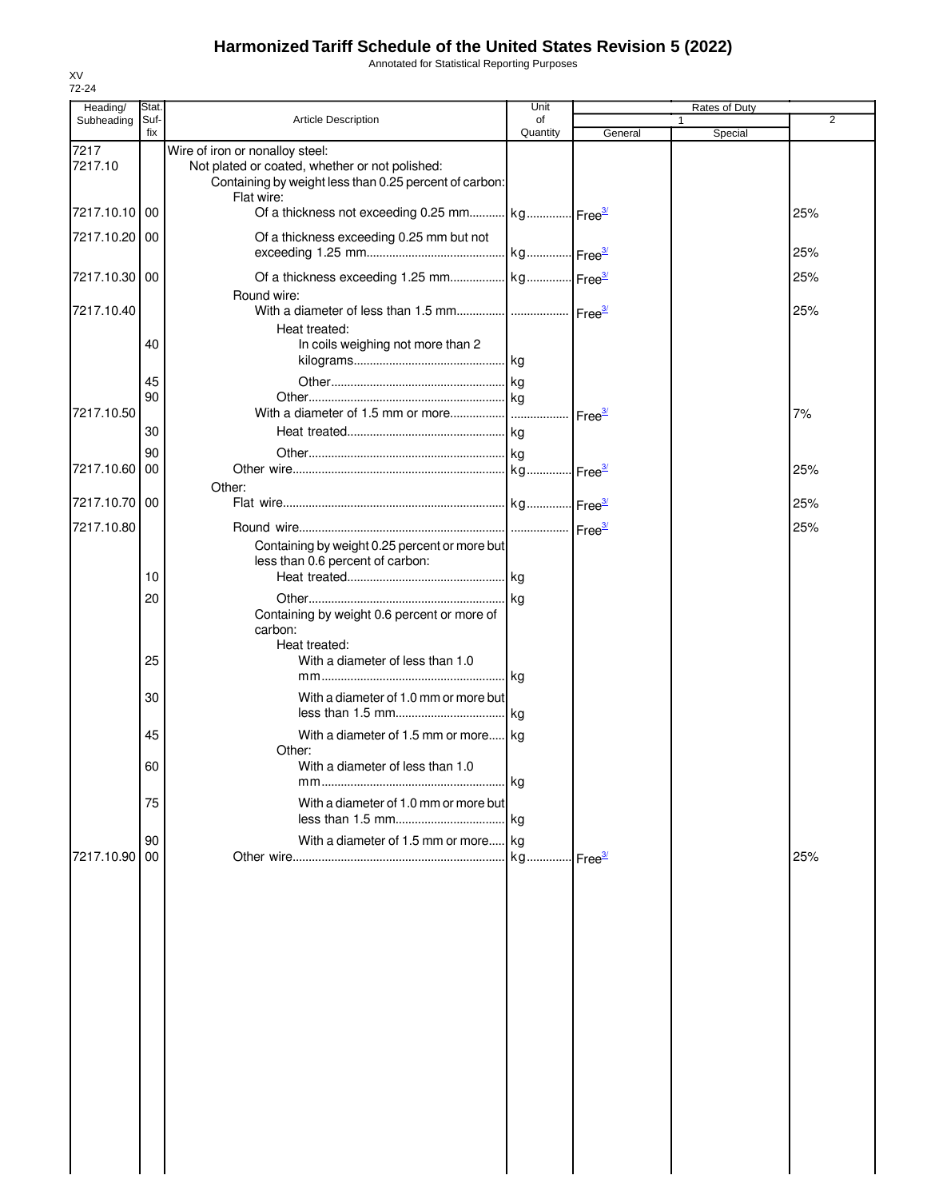# Harmonized Tariff Schedule of the United States Revision 5 (2022)

Annotated for Statistical Reporting Purposes

XV
72-24

| Heading/ Subheading | Stat. Suf- fix | Article Description | Unit of Quantity | Rates of Duty 1 General | Special | 2 |
|---|---|---|---|---|---|---|
| 7217 | | Wire of iron or nonalloy steel: | | | | |
| 7217.10 | | Not plated or coated, whether or not polished: | | | | |
| | | Containing by weight less than 0.25 percent of carbon: | | | | |
| | | Flat wire: | | | | |
| 7217.10.10 | 00 | Of a thickness not exceeding 0.25 mm | kg | Free[3/] | | 25% |
| 7217.10.20 | 00 | Of a thickness exceeding 0.25 mm but not exceeding 1.25 mm | kg | Free[3/] | | 25% |
| 7217.10.30 | 00 | Of a thickness exceeding 1.25 mm | kg | Free[3/] | | 25% |
| | | Round wire: | | | | |
| 7217.10.40 | | With a diameter of less than 1.5 mm | | Free[3/] | | 25% |
| | | Heat treated: | | | | |
| | 40 | In coils weighing not more than 2 kilograms | kg | | | |
| | 45 | Other | kg | | | |
| | 90 | Other | kg | | | |
| 7217.10.50 | | With a diameter of 1.5 mm or more | | Free[3/] | | 7% |
| | 30 | Heat treated | kg | | | |
| | 90 | Other | kg | | | |
| 7217.10.60 | 00 | Other wire | kg | Free[3/] | | 25% |
| | | Other: | | | | |
| 7217.10.70 | 00 | Flat wire | kg | Free[3/] | | 25% |
| 7217.10.80 | | Round wire | | Free[3/] | | 25% |
| | | Containing by weight 0.25 percent or more but less than 0.6 percent of carbon: | | | | |
| | 10 | Heat treated | kg | | | |
| | 20 | Other | kg | | | |
| | | Containing by weight 0.6 percent or more of carbon: | | | | |
| | | Heat treated: | | | | |
| | 25 | With a diameter of less than 1.0 mm | kg | | | |
| | 30 | With a diameter of 1.0 mm or more but less than 1.5 mm | kg | | | |
| | 45 | With a diameter of 1.5 mm or more | kg | | | |
| | | Other: | | | | |
| | 60 | With a diameter of less than 1.0 mm | kg | | | |
| | 75 | With a diameter of 1.0 mm or more but less than 1.5 mm | kg | | | |
| | 90 | With a diameter of 1.5 mm or more | kg | | | |
| 7217.10.90 | 00 | Other wire | kg | Free[3/] | | 25% |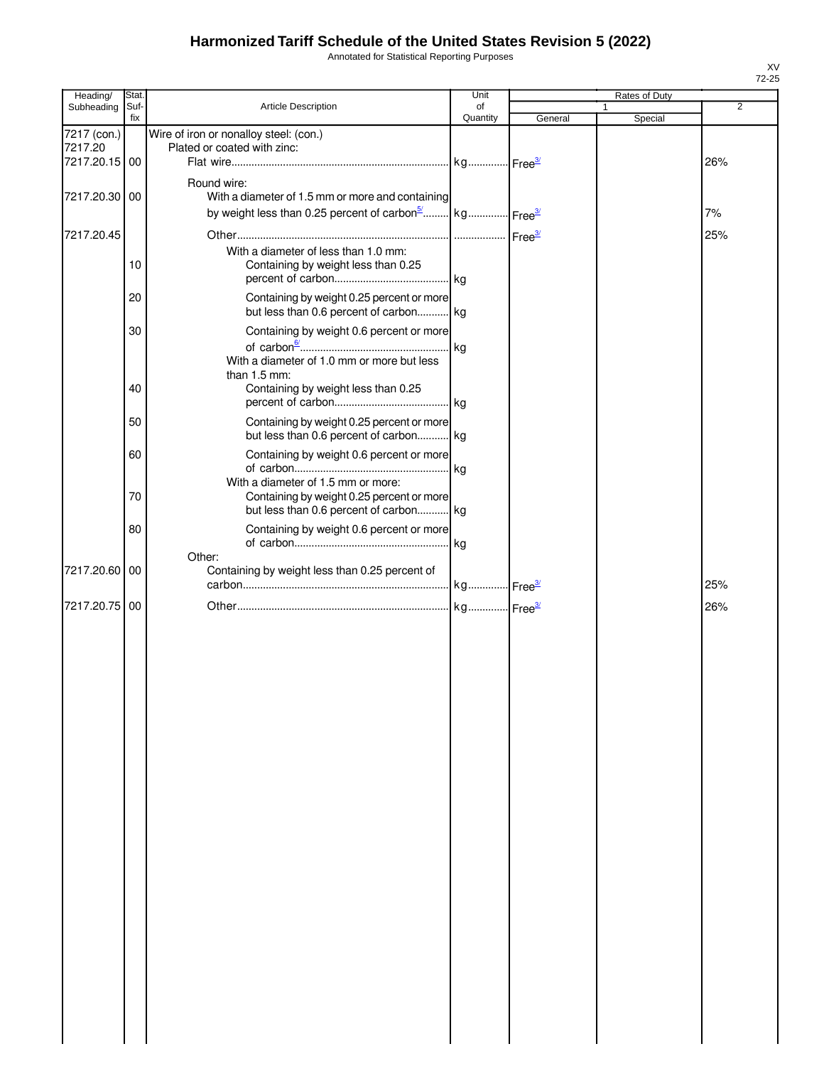# Harmonized Tariff Schedule of the United States Revision 5 (2022)

Annotated for Statistical Reporting Purposes

XV
72-25

| Heading/ Subheading | Stat. Suf- fix | Article Description | Unit of Quantity | Rates of Duty 1 General | Special | 2 |
|---|---|---|---|---|---|---|
| 7217 (con.) | | Wire of iron or nonalloy steel: (con.) | | | | |
| 7217.20 | | Plated or coated with zinc: | | | | |
| 7217.20.15 | 00 | Flat wire | kg | Free[3/] | | 26% |
| | | Round wire: | | | | |
| 7217.20.30 | 00 | With a diameter of 1.5 mm or more and containing by weight less than 0.25 percent of carbon[5/] | kg | Free[3/] | | 7% |
| 7217.20.45 | | Other | | Free[3/] | | 25% |
| | | With a diameter of less than 1.0 mm: | | | | |
| | 10 | Containing by weight less than 0.25 percent of carbon | kg | | | |
| | 20 | Containing by weight 0.25 percent or more but less than 0.6 percent of carbon | kg | | | |
| | 30 | Containing by weight 0.6 percent or more of carbon[6/] | kg | | | |
| | | With a diameter of 1.0 mm or more but less than 1.5 mm: | | | | |
| | 40 | Containing by weight less than 0.25 percent of carbon | kg | | | |
| | 50 | Containing by weight 0.25 percent or more but less than 0.6 percent of carbon | kg | | | |
| | 60 | Containing by weight 0.6 percent or more of carbon | kg | | | |
| | | With a diameter of 1.5 mm or more: | | | | |
| | 70 | Containing by weight 0.25 percent or more but less than 0.6 percent of carbon | kg | | | |
| | 80 | Containing by weight 0.6 percent or more of carbon | kg | | | |
| | | Other: | | | | |
| 7217.20.60 | 00 | Containing by weight less than 0.25 percent of carbon | kg | Free[3/] | | 25% |
| 7217.20.75 | 00 | Other | kg | Free[3/] | | 26% |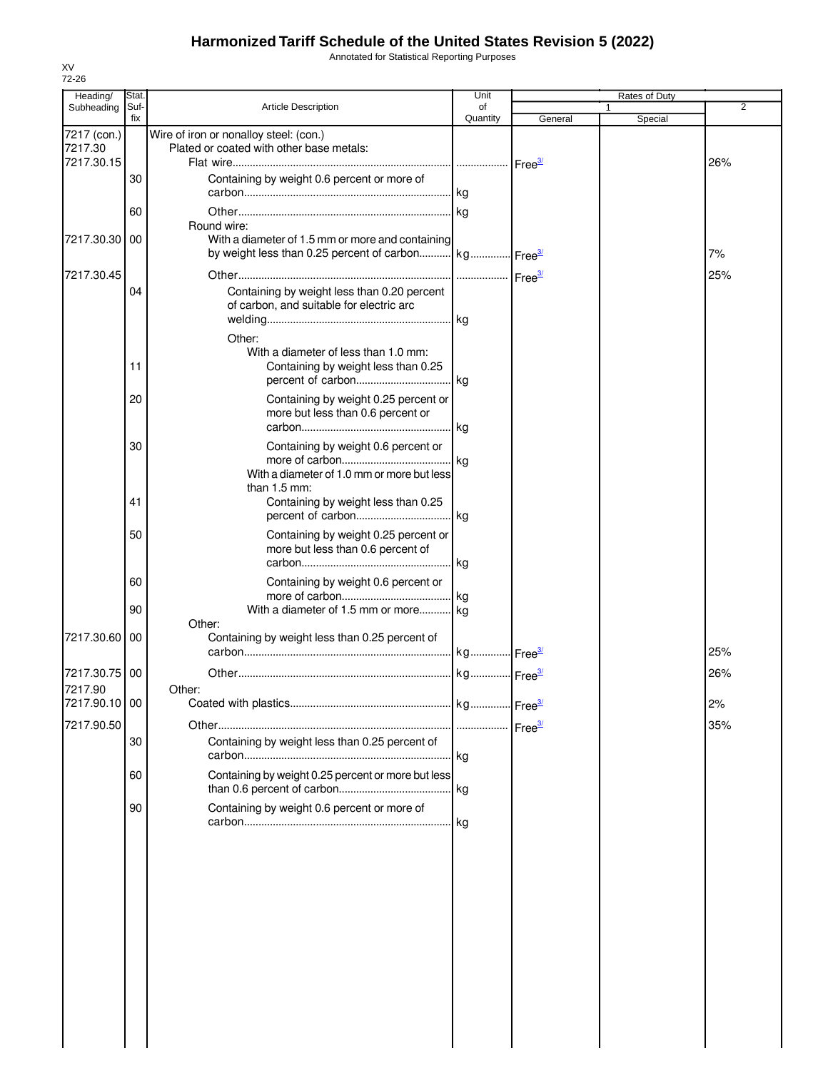# Harmonized Tariff Schedule of the United States Revision 5 (2022)

Annotated for Statistical Reporting Purposes

XV
72-26

| Heading/ Subheading | Stat. Suf- fix | Article Description | Unit of Quantity | Rates of Duty 1 General | Special | 2 |
|---|---|---|---|---|---|---|
| 7217 (con.) | | Wire of iron or nonalloy steel: (con.) | | | | |
| 7217.30 | | Plated or coated with other base metals: | | | | |
| 7217.30.15 | | Flat wire | | Free[3/] | | 26% |
| | 30 | Containing by weight 0.6 percent or more of carbon | kg | | | |
| | 60 | Other | kg | | | |
| | | Round wire: | | | | |
| 7217.30.30 | 00 | With a diameter of 1.5 mm or more and containing by weight less than 0.25 percent of carbon | kg | Free[3/] | | 7% |
| 7217.30.45 | | Other | | Free[3/] | | 25% |
| | 04 | Containing by weight less than 0.20 percent of carbon, and suitable for electric arc welding | kg | | | |
| | | Other: | | | | |
| | | With a diameter of less than 1.0 mm: | | | | |
| | 11 | Containing by weight less than 0.25 percent of carbon | kg | | | |
| | 20 | Containing by weight 0.25 percent or more but less than 0.6 percent or carbon | kg | | | |
| | 30 | Containing by weight 0.6 percent or more of carbon | kg | | | |
| | | With a diameter of 1.0 mm or more but less than 1.5 mm: | | | | |
| | 41 | Containing by weight less than 0.25 percent of carbon | kg | | | |
| | 50 | Containing by weight 0.25 percent or more but less than 0.6 percent of carbon | kg | | | |
| | 60 | Containing by weight 0.6 percent or more of carbon | kg | | | |
| | 90 | With a diameter of 1.5 mm or more | kg | | | |
| | | Other: | | | | |
| 7217.30.60 | 00 | Containing by weight less than 0.25 percent of carbon | kg | Free[3/] | | 25% |
| 7217.30.75 | 00 | Other | kg | Free[3/] | | 26% |
| 7217.90 | | Other: | | | | |
| 7217.90.10 | 00 | Coated with plastics | kg | Free[3/] | | 2% |
| 7217.90.50 | | Other | | Free[3/] | | 35% |
| | 30 | Containing by weight less than 0.25 percent of carbon | kg | | | |
| | 60 | Containing by weight 0.25 percent or more but less than 0.6 percent of carbon | kg | | | |
| | 90 | Containing by weight 0.6 percent or more of carbon | kg | | | |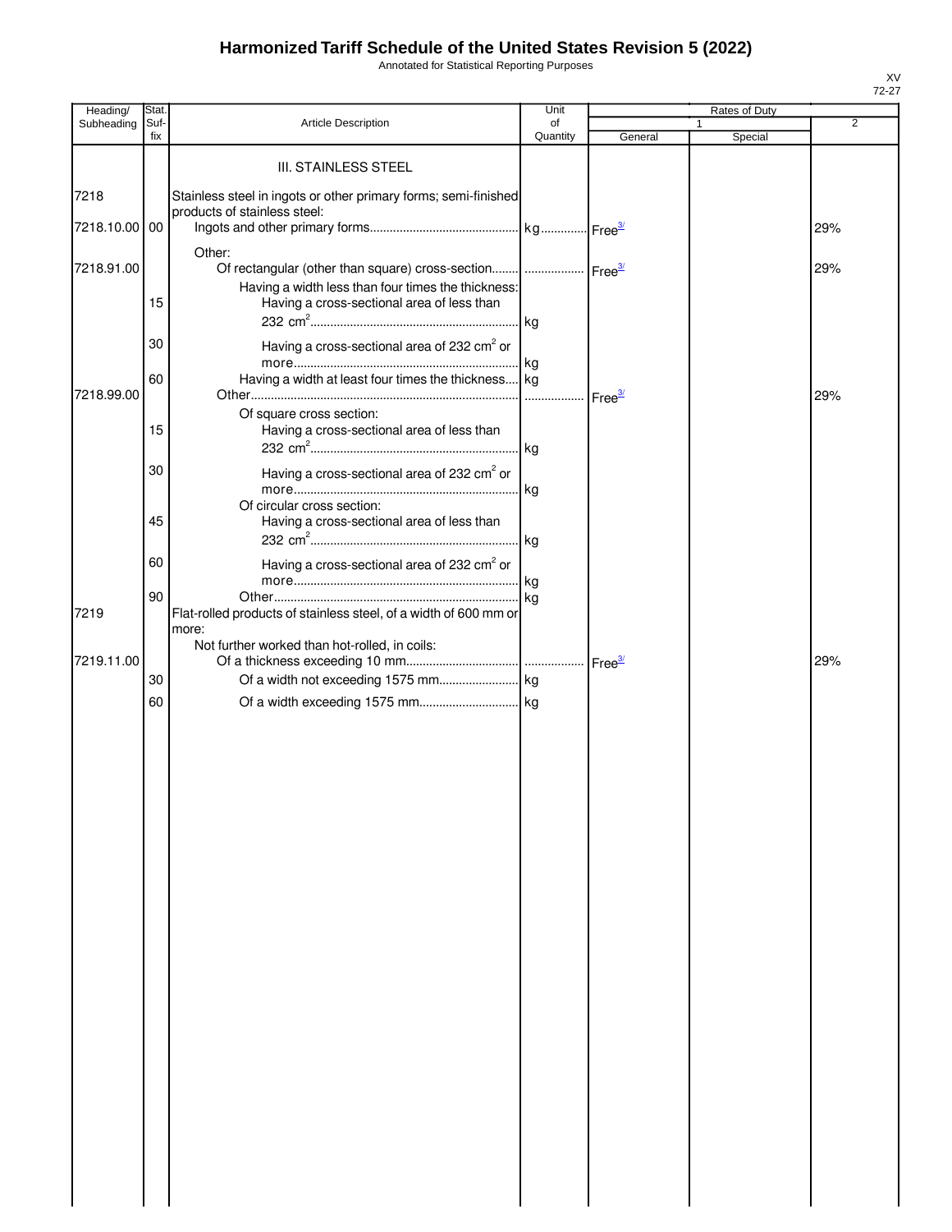# Harmonized Tariff Schedule of the United States Revision 5 (2022)

Annotated for Statistical Reporting Purposes

XV
72-27

| Heading/ Subheading | Stat. Suf- fix | Article Description | Unit of Quantity | Rates of Duty 1 General | Special | 2 |
|---|---|---|---|---|---|---|
| | | III. STAINLESS STEEL | | | | |
| 7218 | | Stainless steel in ingots or other primary forms; semi-finished products of stainless steel: | | | | |
| 7218.10.00 | 00 | Ingots and other primary forms | kg | Free[3/] | | 29% |
| | | Other: | | | | |
| 7218.91.00 | | Of rectangular (other than square) cross-section | | Free[3/] | | 29% |
| | | Having a width less than four times the thickness: | | | | |
| | 15 | Having a cross-sectional area of less than 232 $cm^2$ | kg | | | |
| | 30 | Having a cross-sectional area of 232 $cm^2$ or more | kg | | | |
| | 60 | Having a width at least four times the thickness | kg | | | |
| 7218.99.00 | | Other | | Free[3/] | | 29% |
| | | Of square cross section: | | | | |
| | 15 | Having a cross-sectional area of less than 232 $cm^2$ | kg | | | |
| | 30 | Having a cross-sectional area of 232 $cm^2$ or more | kg | | | |
| | | Of circular cross section: | | | | |
| | 45 | Having a cross-sectional area of less than 232 $cm^2$ | kg | | | |
| | 60 | Having a cross-sectional area of 232 $cm^2$ or more | kg | | | |
| | 90 | Other | kg | | | |
| 7219 | | Flat-rolled products of stainless steel, of a width of 600 mm or more: | | | | |
| | | Not further worked than hot-rolled, in coils: | | | | |
| 7219.11.00 | | Of a thickness exceeding 10 mm | | Free[3/] | | 29% |
| | 30 | Of a width not exceeding 1575 mm | kg | | | |
| | 60 | Of a width exceeding 1575 mm | kg | | | |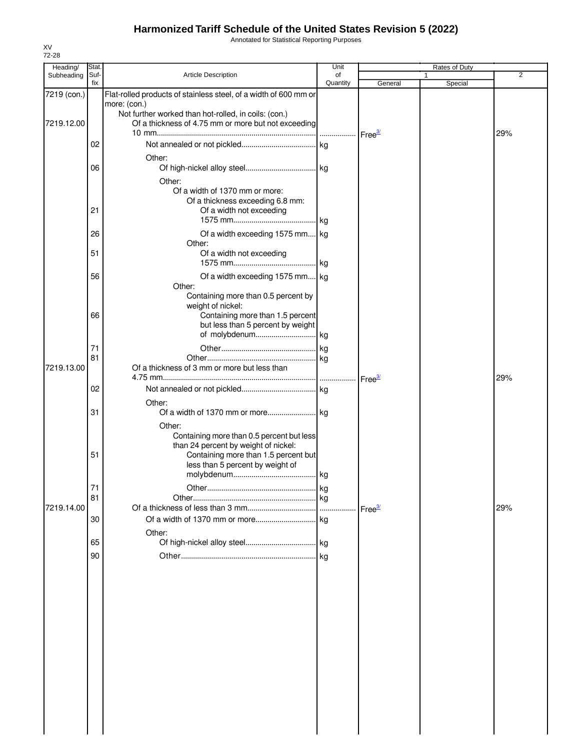# Harmonized Tariff Schedule of the United States Revision 5 (2022)

Annotated for Statistical Reporting Purposes

XV
72-28

| Heading/ Subheading | Stat. Suf- fix | Article Description | Unit of Quantity | Rates of Duty 1 General | Special | 2 |
|---|---|---|---|---|---|---|
| 7219 (con.) | | Flat-rolled products of stainless steel, of a width of 600 mm or more: (con.) | | | | |
| | | Not further worked than hot-rolled, in coils: (con.) | | | | |
| 7219.12.00 | | Of a thickness of 4.75 mm or more but not exceeding 10 mm | | Free[3/] | | 29% |
| | 02 | Not annealed or not pickled | kg | | | |
| | | Other: | | | | |
| | 06 | Of high-nickel alloy steel | kg | | | |
| | | Other: | | | | |
| | | Of a width of 1370 mm or more: | | | | |
| | | Of a thickness exceeding 6.8 mm: | | | | |
| | 21 | Of a width not exceeding 1575 mm | kg | | | |
| | 26 | Of a width exceeding 1575 mm | kg | | | |
| | | Other: | | | | |
| | 51 | Of a width not exceeding 1575 mm | kg | | | |
| | 56 | Of a width exceeding 1575 mm | kg | | | |
| | | Other: | | | | |
| | | Containing more than 0.5 percent by weight of nickel: | | | | |
| | 66 | Containing more than 1.5 percent but less than 5 percent by weight of molybdenum | kg | | | |
| | 71 | Other | kg | | | |
| | 81 | Other | kg | | | |
| 7219.13.00 | | Of a thickness of 3 mm or more but less than 4.75 mm | | Free[3/] | | 29% |
| | 02 | Not annealed or not pickled | kg | | | |
| | | Other: | | | | |
| | 31 | Of a width of 1370 mm or more | kg | | | |
| | | Other: | | | | |
| | | Containing more than 0.5 percent but less than 24 percent by weight of nickel: | | | | |
| | 51 | Containing more than 1.5 percent but less than 5 percent by weight of molybdenum | kg | | | |
| | 71 | Other | kg | | | |
| | 81 | Other | kg | | | |
| 7219.14.00 | | Of a thickness of less than 3 mm | | Free[3/] | | 29% |
| | 30 | Of a width of 1370 mm or more | kg | | | |
| | | Other: | | | | |
| | 65 | Of high-nickel alloy steel | kg | | | |
| | 90 | Other | kg | | | |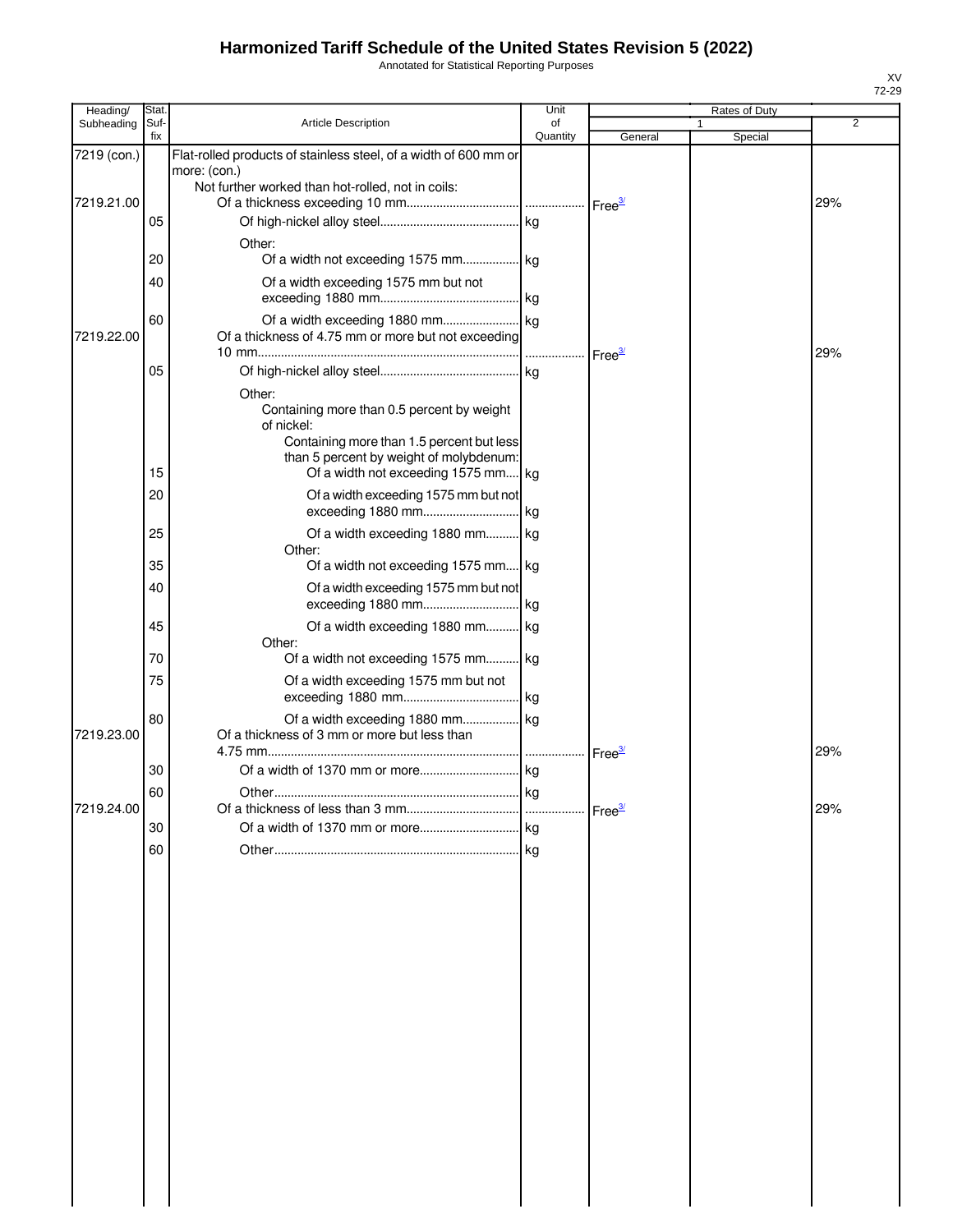# Harmonized Tariff Schedule of the United States Revision 5 (2022)

Annotated for Statistical Reporting Purposes

XV
72-29

| Heading/ Subheading | Stat. Suf- fix | Article Description | Unit of Quantity | Rates of Duty 1 General | Special | 2 |
|---|---|---|---|---|---|---|
| 7219 (con.) | | Flat-rolled products of stainless steel, of a width of 600 mm or more: (con.) | | | | |
| | | Not further worked than hot-rolled, not in coils: | | | | |
| 7219.21.00 | | Of a thickness exceeding 10 mm | | Free[3/] | | 29% |
| | 05 | Of high-nickel alloy steel | kg | | | |
| | | Other: | | | | |
| | 20 | Of a width not exceeding 1575 mm | kg | | | |
| | 40 | Of a width exceeding 1575 mm but not exceeding 1880 mm | kg | | | |
| | 60 | Of a width exceeding 1880 mm | kg | | | |
| 7219.22.00 | | Of a thickness of 4.75 mm or more but not exceeding 10 mm | | Free[3/] | | 29% |
| | 05 | Of high-nickel alloy steel | kg | | | |
| | | Other: | | | | |
| | | Containing more than 0.5 percent by weight of nickel: | | | | |
| | | Containing more than 1.5 percent but less than 5 percent by weight of molybdenum: | | | | |
| | 15 | Of a width not exceeding 1575 mm | kg | | | |
| | 20 | Of a width exceeding 1575 mm but not exceeding 1880 mm | kg | | | |
| | 25 | Of a width exceeding 1880 mm | kg | | | |
| | | Other: | | | | |
| | 35 | Of a width not exceeding 1575 mm | kg | | | |
| | 40 | Of a width exceeding 1575 mm but not exceeding 1880 mm | kg | | | |
| | 45 | Of a width exceeding 1880 mm | kg | | | |
| | | Other: | | | | |
| | 70 | Of a width not exceeding 1575 mm | kg | | | |
| | 75 | Of a width exceeding 1575 mm but not exceeding 1880 mm | kg | | | |
| | 80 | Of a width exceeding 1880 mm | kg | | | |
| 7219.23.00 | | Of a thickness of 3 mm or more but less than 4.75 mm | | Free[3/] | | 29% |
| | 30 | Of a width of 1370 mm or more | kg | | | |
| | 60 | Other | kg | | | |
| 7219.24.00 | | Of a thickness of less than 3 mm | | Free[3/] | | 29% |
| | 30 | Of a width of 1370 mm or more | kg | | | |
| | 60 | Other | kg | | | |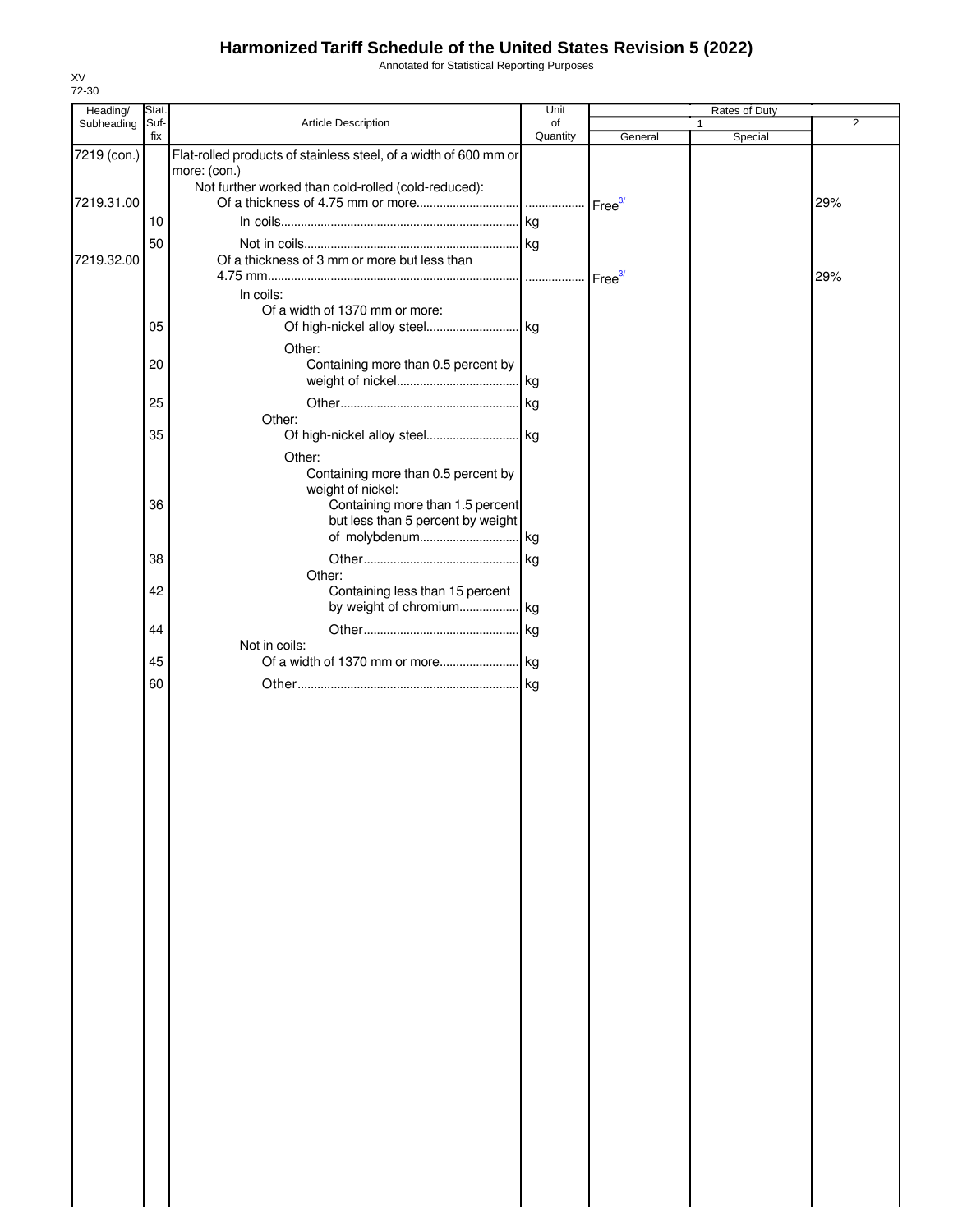# Harmonized Tariff Schedule of the United States Revision 5 (2022)

Annotated for Statistical Reporting Purposes

XV
72-30

| Heading/ Subheading | Stat. Suf- fix | Article Description | Unit of Quantity | Rates of Duty 1 General | Special | 2 |
|---|---|---|---|---|---|---|
| 7219 (con.) | | Flat-rolled products of stainless steel, of a width of 600 mm or more: (con.) | | | | |
| | | Not further worked than cold-rolled (cold-reduced): | | | | |
| 7219.31.00 | | Of a thickness of 4.75 mm or more | | Free[3/] | | 29% |
| | 10 | In coils | kg | | | |
| | 50 | Not in coils | kg | | | |
| 7219.32.00 | | Of a thickness of 3 mm or more but less than 4.75 mm | | Free[3/] | | 29% |
| | | In coils: | | | | |
| | | Of a width of 1370 mm or more: | | | | |
| | 05 | Of high-nickel alloy steel | kg | | | |
| | | Other: | | | | |
| | 20 | Containing more than 0.5 percent by weight of nickel | kg | | | |
| | 25 | Other | kg | | | |
| | | Other: | | | | |
| | 35 | Of high-nickel alloy steel | kg | | | |
| | | Other: | | | | |
| | | Containing more than 0.5 percent by weight of nickel: | | | | |
| | 36 | Containing more than 1.5 percent but less than 5 percent by weight of molybdenum | kg | | | |
| | 38 | Other | kg | | | |
| | | Other: | | | | |
| | 42 | Containing less than 15 percent by weight of chromium | kg | | | |
| | 44 | Other | kg | | | |
| | | Not in coils: | | | | |
| | 45 | Of a width of 1370 mm or more | kg | | | |
| | 60 | Other | kg | | | |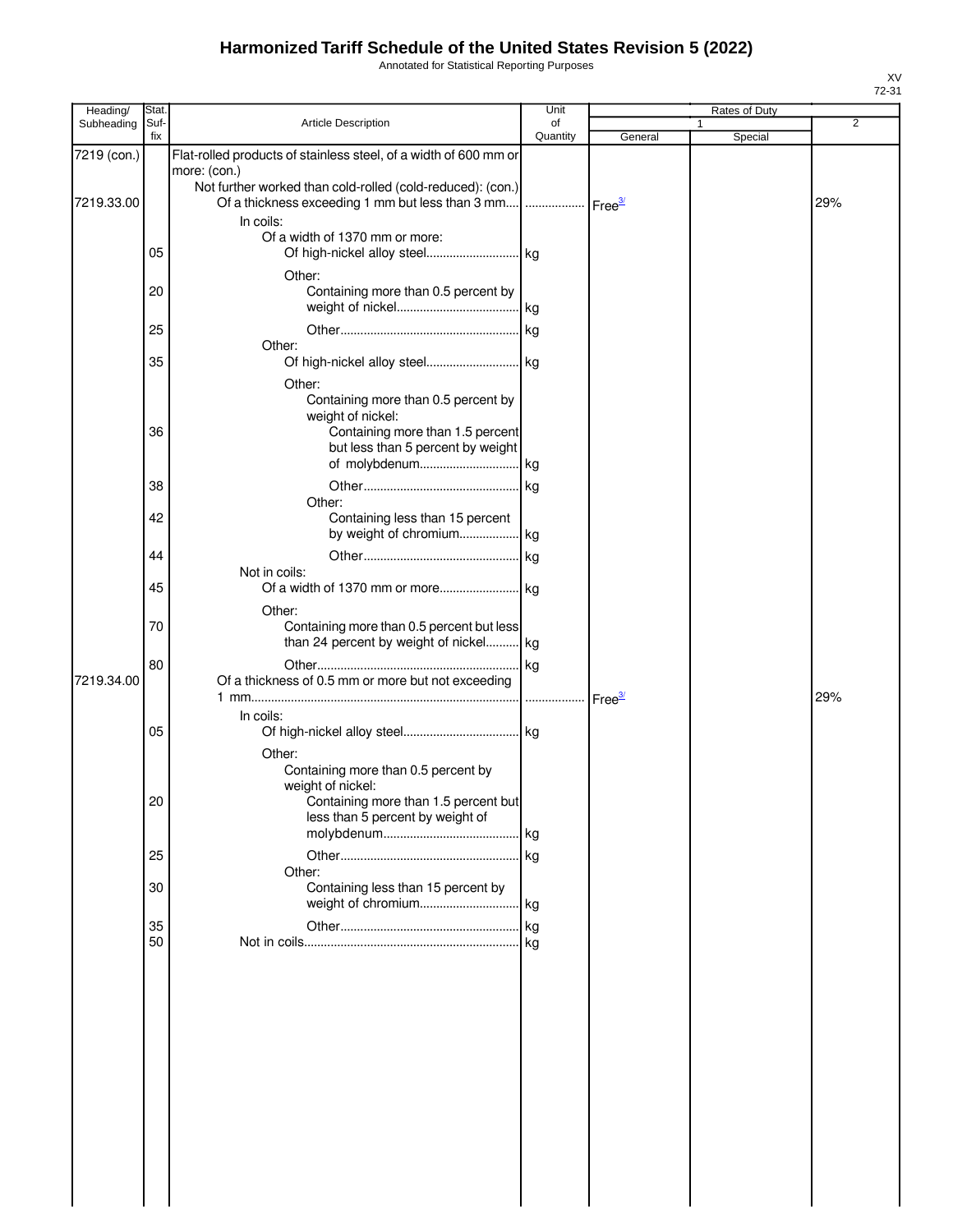# Harmonized Tariff Schedule of the United States Revision 5 (2022)

Annotated for Statistical Reporting Purposes

XV
72-31

| Heading/ Subheading | Stat. Suf-fix | Article Description | Unit of Quantity | Rates of Duty 1 General | Special | 2 |
|---|---|---|---|---|---|---|
| 7219 (con.) | | Flat-rolled products of stainless steel, of a width of 600 mm or more: (con.) | | | | |
| | | Not further worked than cold-rolled (cold-reduced): (con.) | | | | |
| 7219.33.00 | | Of a thickness exceeding 1 mm but less than 3 mm.... | ................. | Free[3/] | | 29% |
| | | In coils: | | | | |
| | | Of a width of 1370 mm or more: | | | | |
| | 05 | Of high-nickel alloy steel............................ | kg | | | |
| | | Other: | | | | |
| | 20 | Containing more than 0.5 percent by weight of nickel..................................... | kg | | | |
| | 25 | Other...................................................... | kg | | | |
| | | Other: | | | | |
| | 35 | Of high-nickel alloy steel............................ | kg | | | |
| | | Other: | | | | |
| | | Containing more than 0.5 percent by weight of nickel: | | | | |
| | 36 | Containing more than 1.5 percent but less than 5 percent by weight of molybdenum.............................. | kg | | | |
| | 38 | Other............................................... | kg | | | |
| | | Other: | | | | |
| | 42 | Containing less than 15 percent by weight of chromium.................. | kg | | | |
| | 44 | Other............................................... | kg | | | |
| | | Not in coils: | | | | |
| | 45 | Of a width of 1370 mm or more........................ | kg | | | |
| | | Other: | | | | |
| | 70 | Containing more than 0.5 percent but less than 24 percent by weight of nickel.......... | kg | | | |
| | 80 | Other............................................................ | kg | | | |
| 7219.34.00 | | Of a thickness of 0.5 mm or more but not exceeding 1 mm................................................................................ | ................. | Free[3/] | | 29% |
| | | In coils: | | | | |
| | 05 | Of high-nickel alloy steel................................... | kg | | | |
| | | Other: | | | | |
| | | Containing more than 0.5 percent by weight of nickel: | | | | |
| | 20 | Containing more than 1.5 percent but less than 5 percent by weight of molybdenum......................................... | kg | | | |
| | 25 | Other...................................................... | kg | | | |
| | | Other: | | | | |
| | 30 | Containing less than 15 percent by weight of chromium.............................. | kg | | | |
| | 35 | Other...................................................... | kg | | | |
| | 50 | Not in coils................................................................ | kg | | | |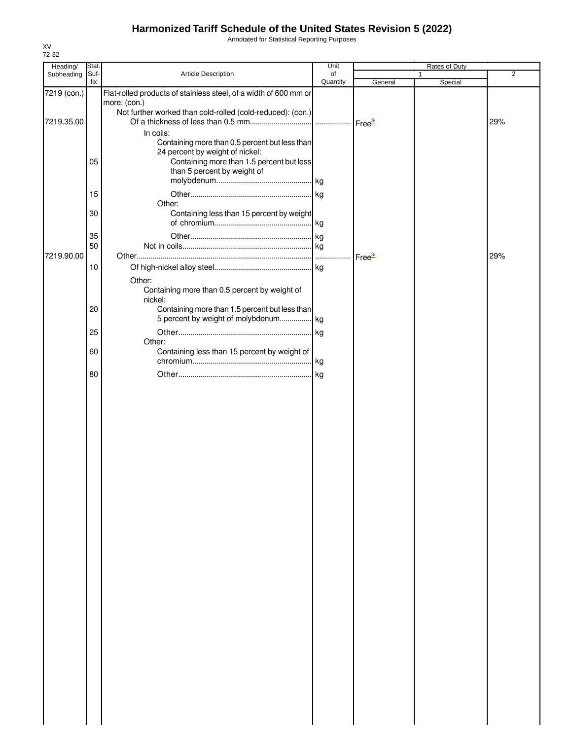# Harmonized Tariff Schedule of the United States Revision 5 (2022)

Annotated for Statistical Reporting Purposes

XV
72-32

| Heading/ Subheading | Stat. Suf- fix | Article Description | Unit of Quantity | Rates of Duty 1 General | Special | 2 |
|---|---|---|---|---|---|---|
| 7219 (con.) | | Flat-rolled products of stainless steel, of a width of 600 mm or more: (con.) | | | | |
| | | Not further worked than cold-rolled (cold-reduced): (con.) | | | | |
| 7219.35.00 | | Of a thickness of less than 0.5 mm | | Free[3/] | | 29% |
| | | In coils: | | | | |
| | | Containing more than 0.5 percent but less than 24 percent by weight of nickel: | | | | |
| | 05 | Containing more than 1.5 percent but less than 5 percent by weight of molybdenum | kg | | | |
| | 15 | Other | kg | | | |
| | | Other: | | | | |
| | 30 | Containing less than 15 percent by weight of chromium | kg | | | |
| | 35 | Other | kg | | | |
| | 50 | Not in coils | kg | | | |
| 7219.90.00 | | Other | | Free[3/] | | 29% |
| | 10 | Of high-nickel alloy steel | kg | | | |
| | | Other: | | | | |
| | | Containing more than 0.5 percent by weight of nickel: | | | | |
| | 20 | Containing more than 1.5 percent but less than 5 percent by weight of molybdenum | kg | | | |
| | 25 | Other | kg | | | |
| | | Other: | | | | |
| | 60 | Containing less than 15 percent by weight of chromium | kg | | | |
| | 80 | Other | kg | | | |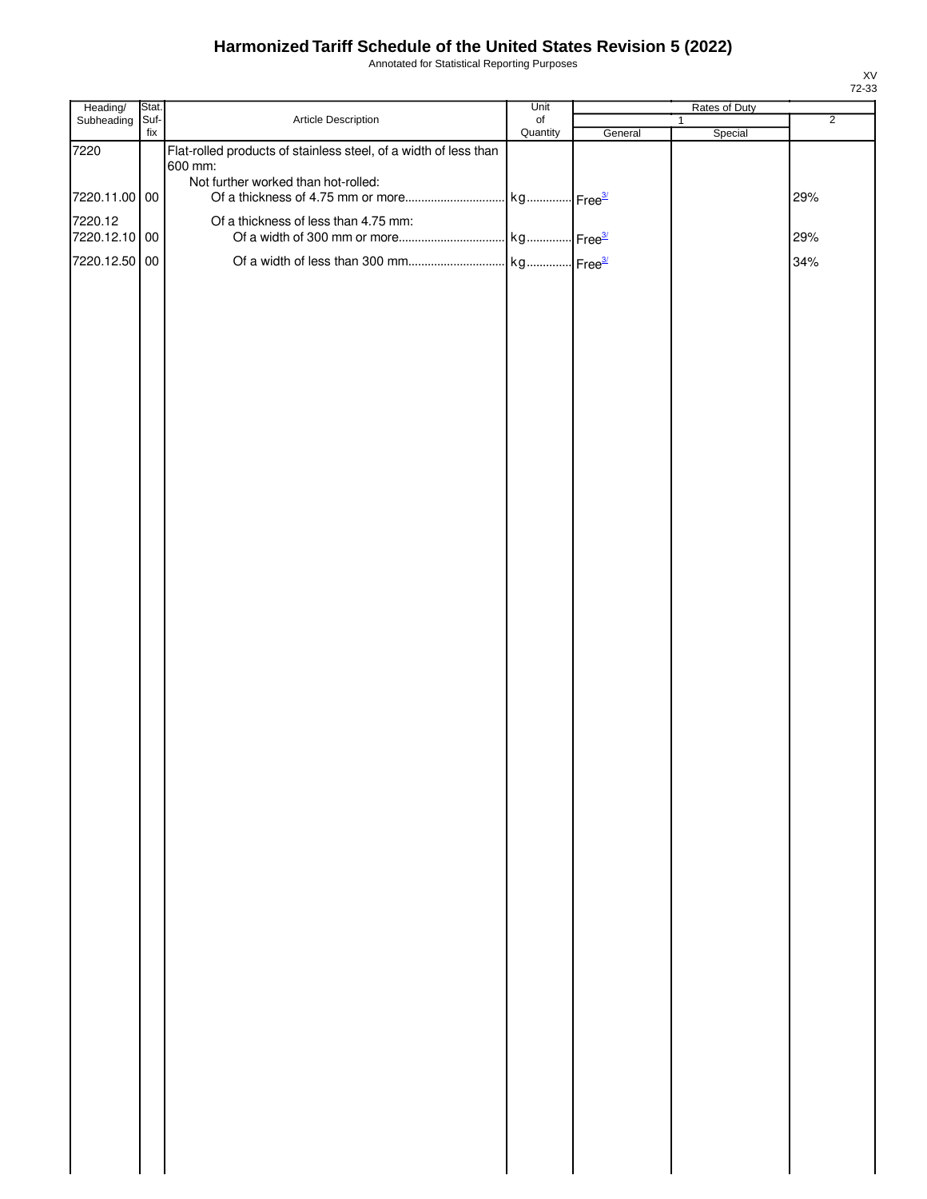# Harmonized Tariff Schedule of the United States Revision 5 (2022)

Annotated for Statistical Reporting Purposes

XV
72-33

| Heading/ Subheading | Stat. Suf- fix | Article Description | Unit of Quantity | Rates of Duty 1 General | Rates of Duty 1 Special | Rates of Duty 2 |
|---|---|---|---|---|---|---|
| 7220 | | Flat-rolled products of stainless steel, of a width of less than 600 mm: | | | | |
| | | Not further worked than hot-rolled: | | | | |
| 7220.11.00 | 00 | Of a thickness of 4.75 mm or more | kg | Free[3/] | | 29% |
| 7220.12 | | Of a thickness of less than 4.75 mm: | | | | |
| 7220.12.10 | 00 | Of a width of 300 mm or more | kg | Free[3/] | | 29% |
| 7220.12.50 | 00 | Of a width of less than 300 mm | kg | Free[3/] | | 34% |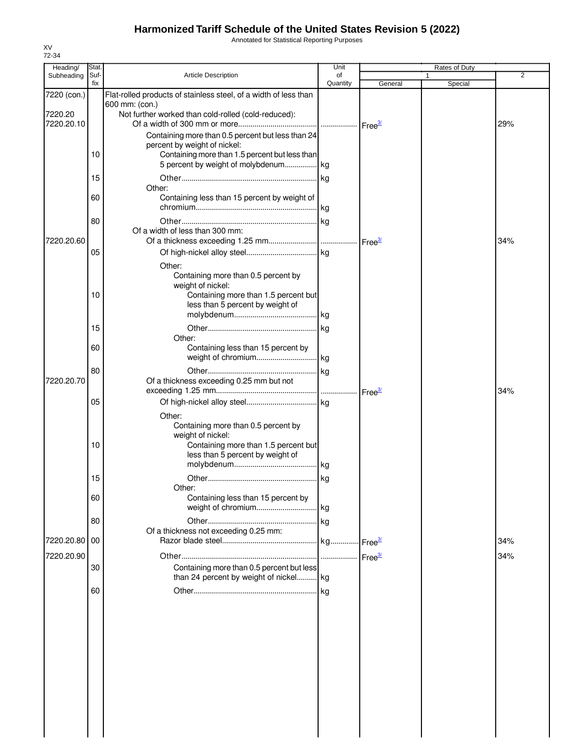# Harmonized Tariff Schedule of the United States Revision 5 (2022)

Annotated for Statistical Reporting Purposes

XV
72-34

| Heading/ Subheading | Stat. Suf- fix | Article Description | Unit of Quantity | Rates of Duty 1 General | Rates of Duty 1 Special | Rates of Duty 2 |
|---|---|---|---|---|---|---|
| 7220 (con.) | | Flat-rolled products of stainless steel, of a width of less than 600 mm: (con.) | | | | |
| 7220.20 | | Not further worked than cold-rolled (cold-reduced): | | | | |
| 7220.20.10 | | Of a width of 300 mm or more | | Free[3/] | | 29% |
| | | Containing more than 0.5 percent but less than 24 percent by weight of nickel: | | | | |
| | 10 | Containing more than 1.5 percent but less than 5 percent by weight of molybdenum | kg | | | |
| | 15 | Other | kg | | | |
| | | Other: | | | | |
| | 60 | Containing less than 15 percent by weight of chromium | kg | | | |
| | 80 | Other | kg | | | |
| | | Of a width of less than 300 mm: | | | | |
| 7220.20.60 | | Of a thickness exceeding 1.25 mm | | Free[3/] | | 34% |
| | 05 | Of high-nickel alloy steel | kg | | | |
| | | Other: | | | | |
| | | Containing more than 0.5 percent by weight of nickel: | | | | |
| | 10 | Containing more than 1.5 percent but less than 5 percent by weight of molybdenum | kg | | | |
| | 15 | Other | kg | | | |
| | | Other: | | | | |
| | 60 | Containing less than 15 percent by weight of chromium | kg | | | |
| | 80 | Other | kg | | | |
| 7220.20.70 | | Of a thickness exceeding 0.25 mm but not exceeding 1.25 mm | | Free[3/] | | 34% |
| | 05 | Of high-nickel alloy steel | kg | | | |
| | | Other: | | | | |
| | | Containing more than 0.5 percent by weight of nickel: | | | | |
| | 10 | Containing more than 1.5 percent but less than 5 percent by weight of molybdenum | kg | | | |
| | 15 | Other | kg | | | |
| | | Other: | | | | |
| | 60 | Containing less than 15 percent by weight of chromium | kg | | | |
| | 80 | Other | kg | | | |
| | | Of a thickness not exceeding 0.25 mm: | | | | |
| 7220.20.80 | 00 | Razor blade steel | kg | Free[3/] | | 34% |
| 7220.20.90 | | Other | | Free[3/] | | 34% |
| | 30 | Containing more than 0.5 percent but less than 24 percent by weight of nickel | kg | | | |
| | 60 | Other | kg | | | |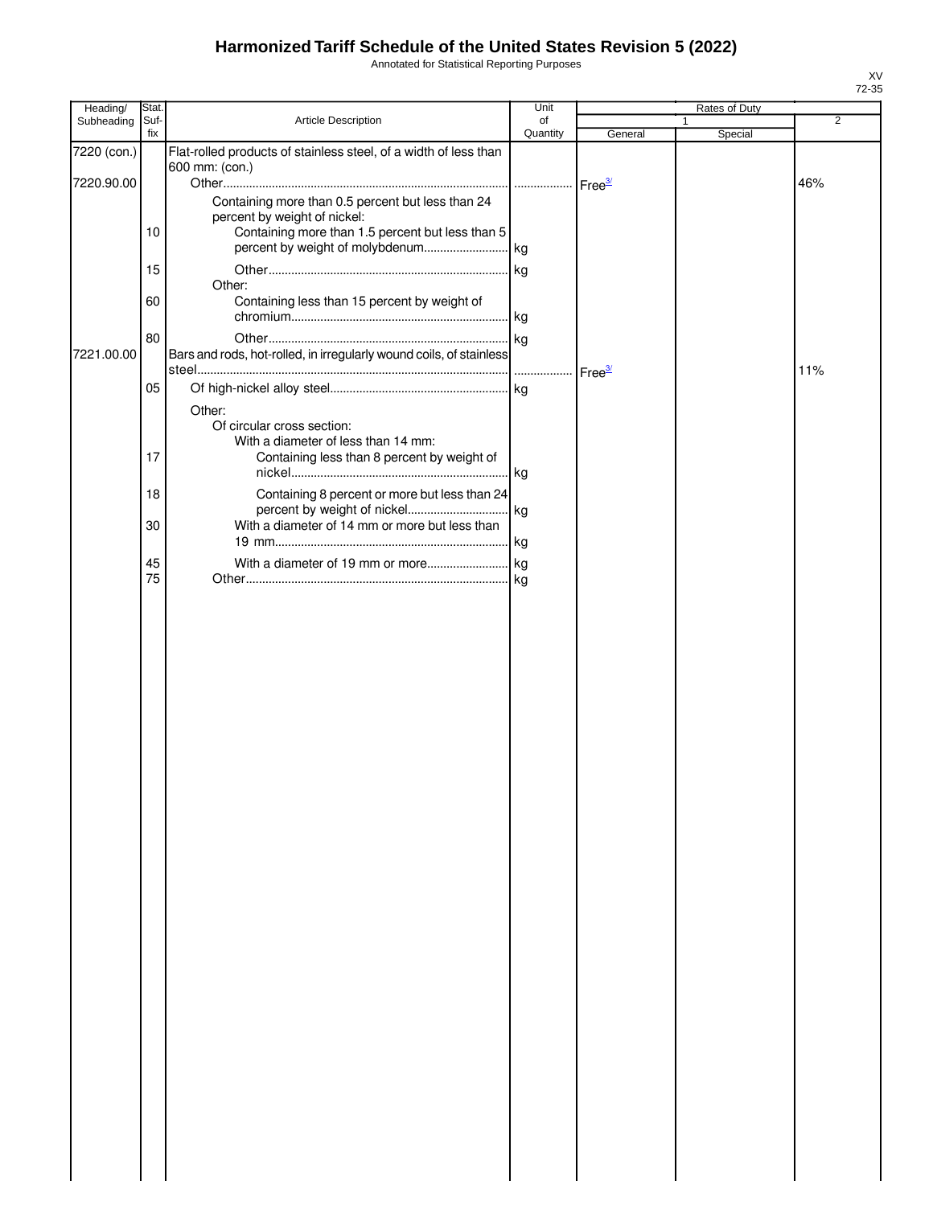# Harmonized Tariff Schedule of the United States Revision 5 (2022)

Annotated for Statistical Reporting Purposes

| Heading/ Subheading | Stat. Suf- fix | Article Description | Unit of Quantity | Rates of Duty 1 General | Special | 2 |
|---|---|---|---|---|---|---|
| 7220 (con.) | | Flat-rolled products of stainless steel, of a width of less than 600 mm: (con.) | | | | |
| 7220.90.00 | | Other | | Free[3/] | | 46% |
| | | Containing more than 0.5 percent but less than 24 percent by weight of nickel: | | | | |
| | 10 | Containing more than 1.5 percent but less than 5 percent by weight of molybdenum | kg | | | |
| | 15 | Other | kg | | | |
| | | Other: | | | | |
| | 60 | Containing less than 15 percent by weight of chromium | kg | | | |
| | 80 | Other | kg | | | |
| 7221.00.00 | | Bars and rods, hot-rolled, in irregularly wound coils, of stainless steel | | Free[3/] | | 11% |
| | 05 | Of high-nickel alloy steel | kg | | | |
| | | Other: | | | | |
| | | Of circular cross section: | | | | |
| | | With a diameter of less than 14 mm: | | | | |
| | 17 | Containing less than 8 percent by weight of nickel | kg | | | |
| | 18 | Containing 8 percent or more but less than 24 percent by weight of nickel | kg | | | |
| | 30 | With a diameter of 14 mm or more but less than 19 mm | kg | | | |
| | 45 | With a diameter of 19 mm or more | kg | | | |
| | 75 | Other | kg | | | |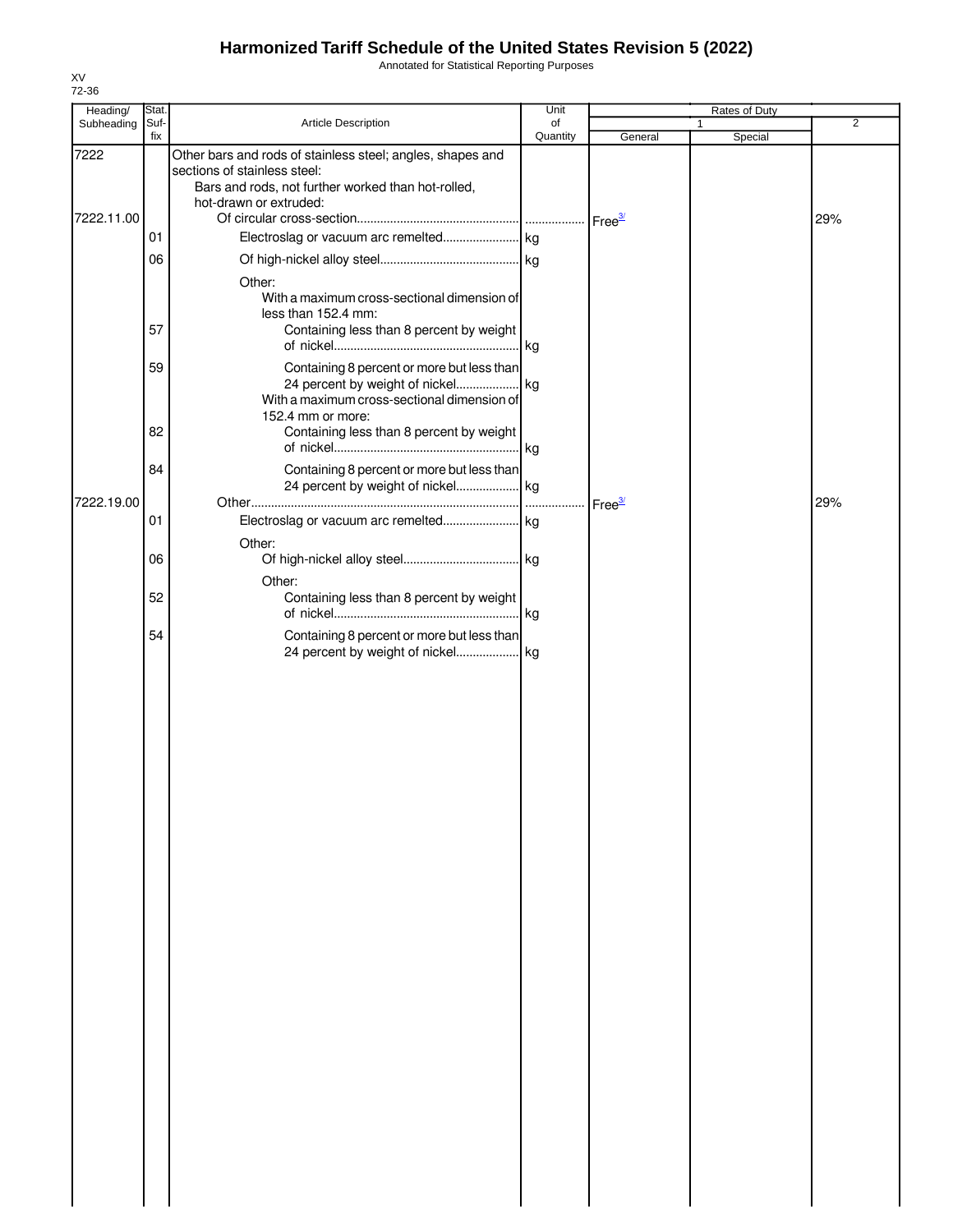# Harmonized Tariff Schedule of the United States Revision 5 (2022)

Annotated for Statistical Reporting Purposes

XV
72-36

| Heading/ Subheading | Stat. Suf- fix | Article Description | Unit of Quantity | Rates of Duty | | |
|---|---|---|---|---|---|---|
| | | | | 1 | | 2 |
| | | | | General | Special | |
| 7222 | | Other bars and rods of stainless steel; angles, shapes and sections of stainless steel: | | | | |
| | | Bars and rods, not further worked than hot-rolled, hot-drawn or extruded: | | | | |
| 7222.11.00 | | Of circular cross-section | | Free[3/] | | 29% |
| | 01 | Electroslag or vacuum arc remelted | kg | | | |
| | 06 | Of high-nickel alloy steel | kg | | | |
| | | Other: | | | | |
| | | With a maximum cross-sectional dimension of less than 152.4 mm: | | | | |
| | 57 | Containing less than 8 percent by weight of nickel | kg | | | |
| | 59 | Containing 8 percent or more but less than 24 percent by weight of nickel | kg | | | |
| | | With a maximum cross-sectional dimension of 152.4 mm or more: | | | | |
| | 82 | Containing less than 8 percent by weight of nickel | kg | | | |
| | 84 | Containing 8 percent or more but less than 24 percent by weight of nickel | kg | | | |
| 7222.19.00 | | Other | | Free[3/] | | 29% |
| | 01 | Electroslag or vacuum arc remelted | kg | | | |
| | | Other: | | | | |
| | 06 | Of high-nickel alloy steel | kg | | | |
| | | Other: | | | | |
| | 52 | Containing less than 8 percent by weight of nickel | kg | | | |
| | 54 | Containing 8 percent or more but less than 24 percent by weight of nickel | kg | | | |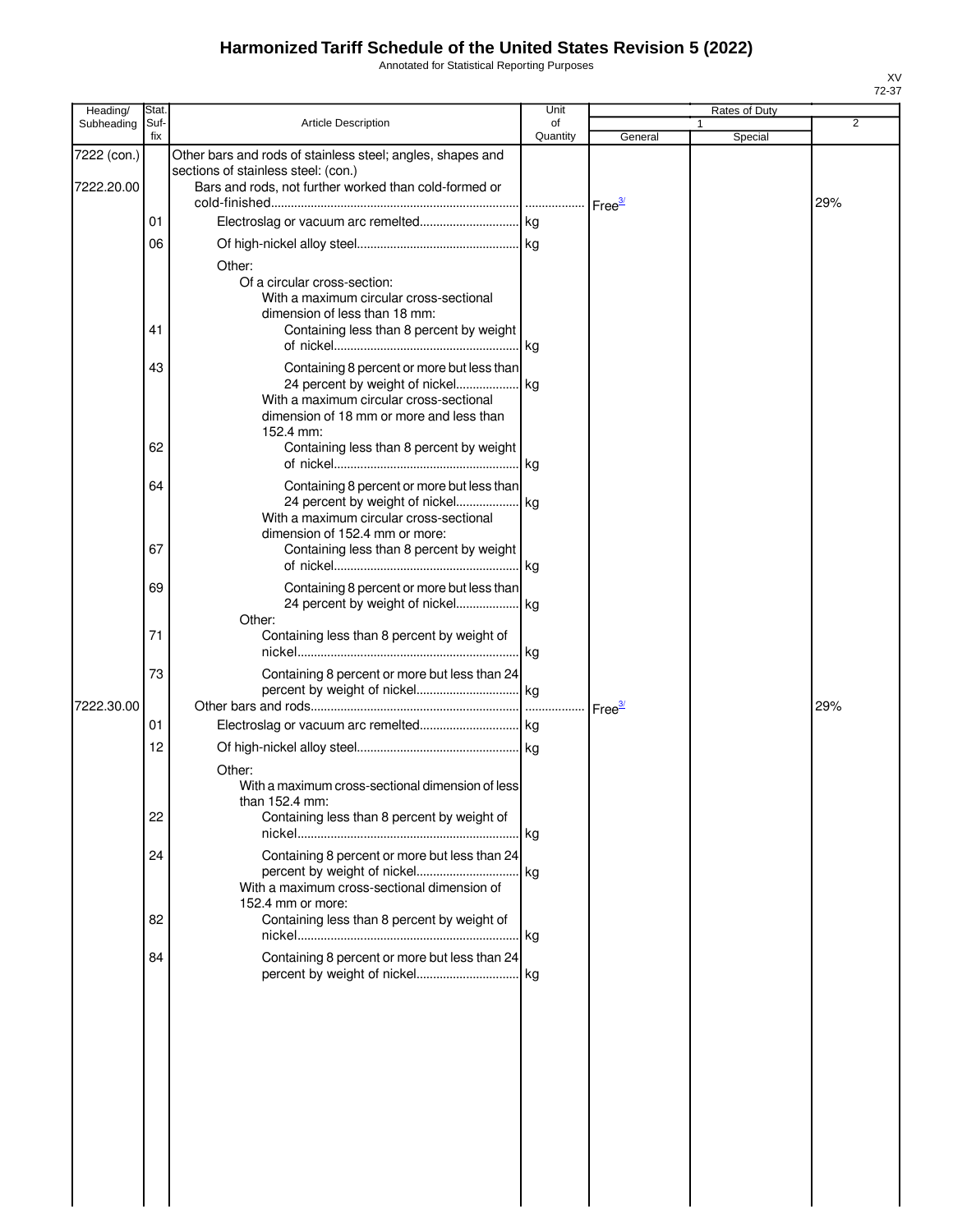# Harmonized Tariff Schedule of the United States Revision 5 (2022)

Annotated for Statistical Reporting Purposes

XV
72-37

| Heading/ Subheading | Stat. Suf- fix | Article Description | Unit of Quantity | Rates of Duty 1 General | Special | 2 |
|---|---|---|---|---|---|---|
| 7222 (con.) | | Other bars and rods of stainless steel; angles, shapes and sections of stainless steel: (con.) | | | | |
| 7222.20.00 | | Bars and rods, not further worked than cold-formed or cold-finished | | Free[3/] | | 29% |
| | 01 | Electroslag or vacuum arc remelted | kg | | | |
| | 06 | Of high-nickel alloy steel | kg | | | |
| | | Other: | | | | |
| | | Of a circular cross-section: | | | | |
| | | With a maximum circular cross-sectional dimension of less than 18 mm: | | | | |
| | 41 | Containing less than 8 percent by weight of nickel | kg | | | |
| | 43 | Containing 8 percent or more but less than 24 percent by weight of nickel | kg | | | |
| | | With a maximum circular cross-sectional dimension of 18 mm or more and less than 152.4 mm: | | | | |
| | 62 | Containing less than 8 percent by weight of nickel | kg | | | |
| | 64 | Containing 8 percent or more but less than 24 percent by weight of nickel | kg | | | |
| | | With a maximum circular cross-sectional dimension of 152.4 mm or more: | | | | |
| | 67 | Containing less than 8 percent by weight of nickel | kg | | | |
| | 69 | Containing 8 percent or more but less than 24 percent by weight of nickel | kg | | | |
| | | Other: | | | | |
| | 71 | Containing less than 8 percent by weight of nickel | kg | | | |
| | 73 | Containing 8 percent or more but less than 24 percent by weight of nickel | kg | | | |
| 7222.30.00 | | Other bars and rods | | Free[3/] | | 29% |
| | 01 | Electroslag or vacuum arc remelted | kg | | | |
| | 12 | Of high-nickel alloy steel | kg | | | |
| | | Other: | | | | |
| | | With a maximum cross-sectional dimension of less than 152.4 mm: | | | | |
| | 22 | Containing less than 8 percent by weight of nickel | kg | | | |
| | 24 | Containing 8 percent or more but less than 24 percent by weight of nickel | kg | | | |
| | | With a maximum cross-sectional dimension of 152.4 mm or more: | | | | |
| | 82 | Containing less than 8 percent by weight of nickel | kg | | | |
| | 84 | Containing 8 percent or more but less than 24 percent by weight of nickel | kg | | | |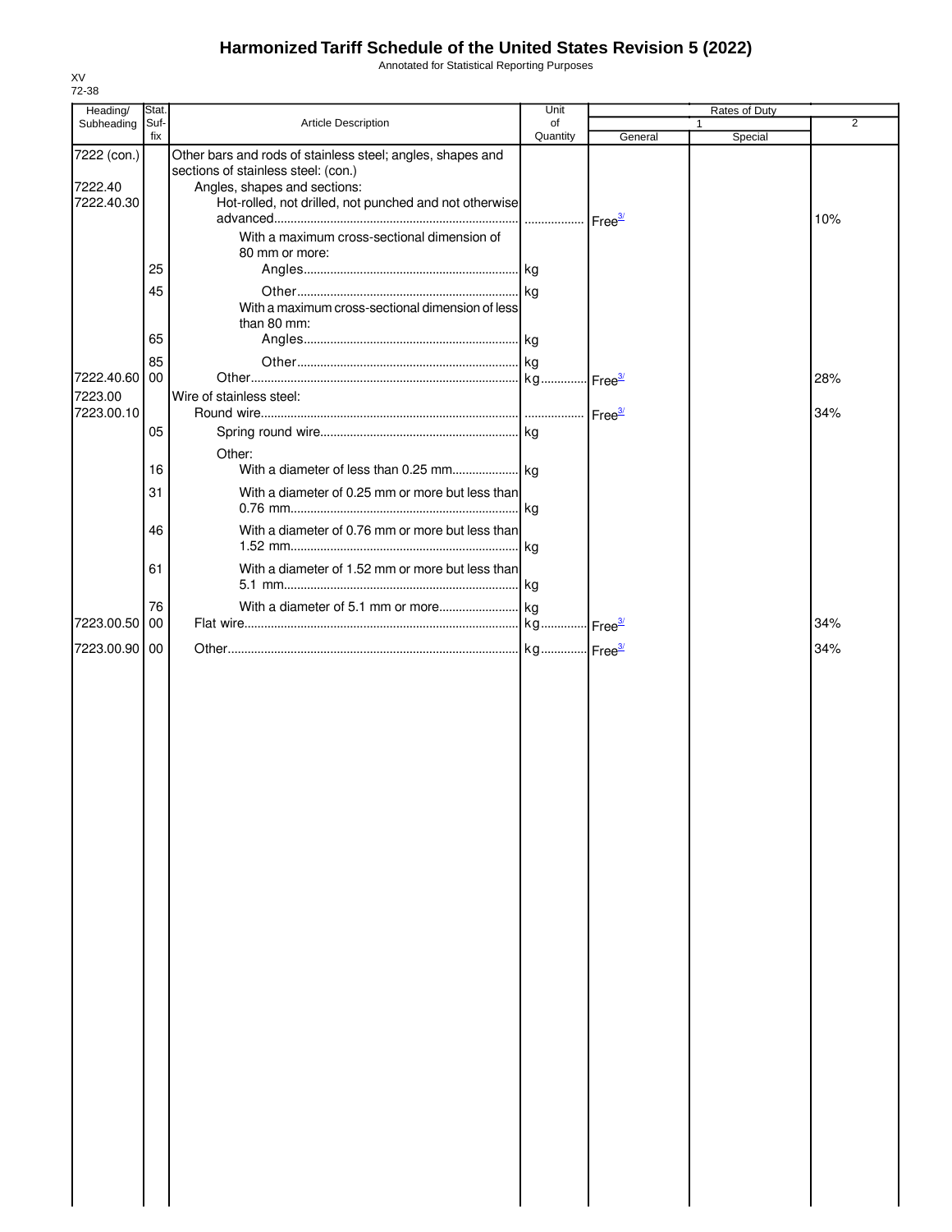# Harmonized Tariff Schedule of the United States Revision 5 (2022)

Annotated for Statistical Reporting Purposes

XV
72-38

| Heading/ Subheading | Stat. Suf- fix | Article Description | Unit of Quantity | Rates of Duty 1 General | Special | 2 |
|---|---|---|---|---|---|---|
| 7222 (con.) | | Other bars and rods of stainless steel; angles, shapes and sections of stainless steel: (con.) | | | | |
| 7222.40 | | Angles, shapes and sections: | | | | |
| 7222.40.30 | | Hot-rolled, not drilled, not punched and not otherwise advanced | | Free[3/] | | 10% |
| | | With a maximum cross-sectional dimension of 80 mm or more: | | | | |
| | 25 | Angles | kg | | | |
| | 45 | Other | kg | | | |
| | | With a maximum cross-sectional dimension of less than 80 mm: | | | | |
| | 65 | Angles | kg | | | |
| | 85 | Other | kg | | | |
| 7222.40.60 | 00 | Other | kg | Free[3/] | | 28% |
| 7223.00 | | Wire of stainless steel: | | | | |
| 7223.00.10 | | Round wire | | Free[3/] | | 34% |
| | 05 | Spring round wire | kg | | | |
| | | Other: | | | | |
| | 16 | With a diameter of less than 0.25 mm | kg | | | |
| | 31 | With a diameter of 0.25 mm or more but less than 0.76 mm | kg | | | |
| | 46 | With a diameter of 0.76 mm or more but less than 1.52 mm | kg | | | |
| | 61 | With a diameter of 1.52 mm or more but less than 5.1 mm | kg | | | |
| | 76 | With a diameter of 5.1 mm or more | kg | | | |
| 7223.00.50 | 00 | Flat wire | kg | Free[3/] | | 34% |
| 7223.00.90 | 00 | Other | kg | Free[3/] | | 34% |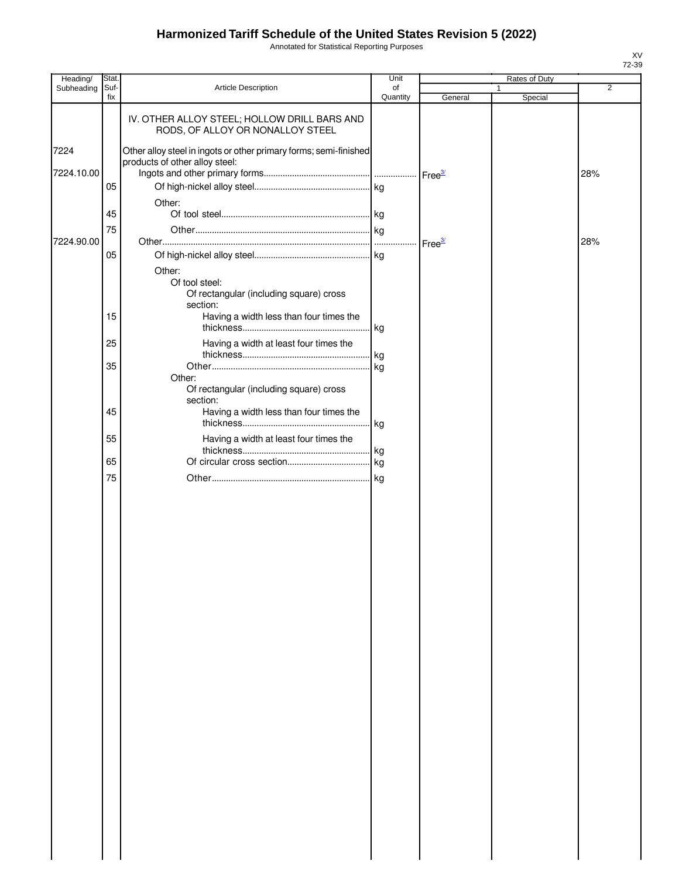# Harmonized Tariff Schedule of the United States Revision 5 (2022)

Annotated for Statistical Reporting Purposes

XV
72-39

| Heading/ Subheading | Stat. Suf- fix | Article Description | Unit of Quantity | Rates of Duty 1 General | Special | 2 |
|---|---|---|---|---|---|---|
| | | IV. OTHER ALLOY STEEL; HOLLOW DRILL BARS AND RODS, OF ALLOY OR NONALLOY STEEL | | | | |
| 7224 | | Other alloy steel in ingots or other primary forms; semi-finished products of other alloy steel: | | | | |
| 7224.10.00 | | Ingots and other primary forms | | Free[3/] | | 28% |
| | 05 | Of high-nickel alloy steel | kg | | | |
| | | Other: | | | | |
| | 45 | Of tool steel | kg | | | |
| | 75 | Other | kg | | | |
| 7224.90.00 | | Other | | Free[3/] | | 28% |
| | 05 | Of high-nickel alloy steel | kg | | | |
| | | Other: | | | | |
| | | Of tool steel: | | | | |
| | | Of rectangular (including square) cross section: | | | | |
| | 15 | Having a width less than four times the thickness | kg | | | |
| | 25 | Having a width at least four times the thickness | kg | | | |
| | 35 | Other | kg | | | |
| | | Other: | | | | |
| | | Of rectangular (including square) cross section: | | | | |
| | 45 | Having a width less than four times the thickness | kg | | | |
| | 55 | Having a width at least four times the thickness | kg | | | |
| | 65 | Of circular cross section | kg | | | |
| | 75 | Other | kg | | | |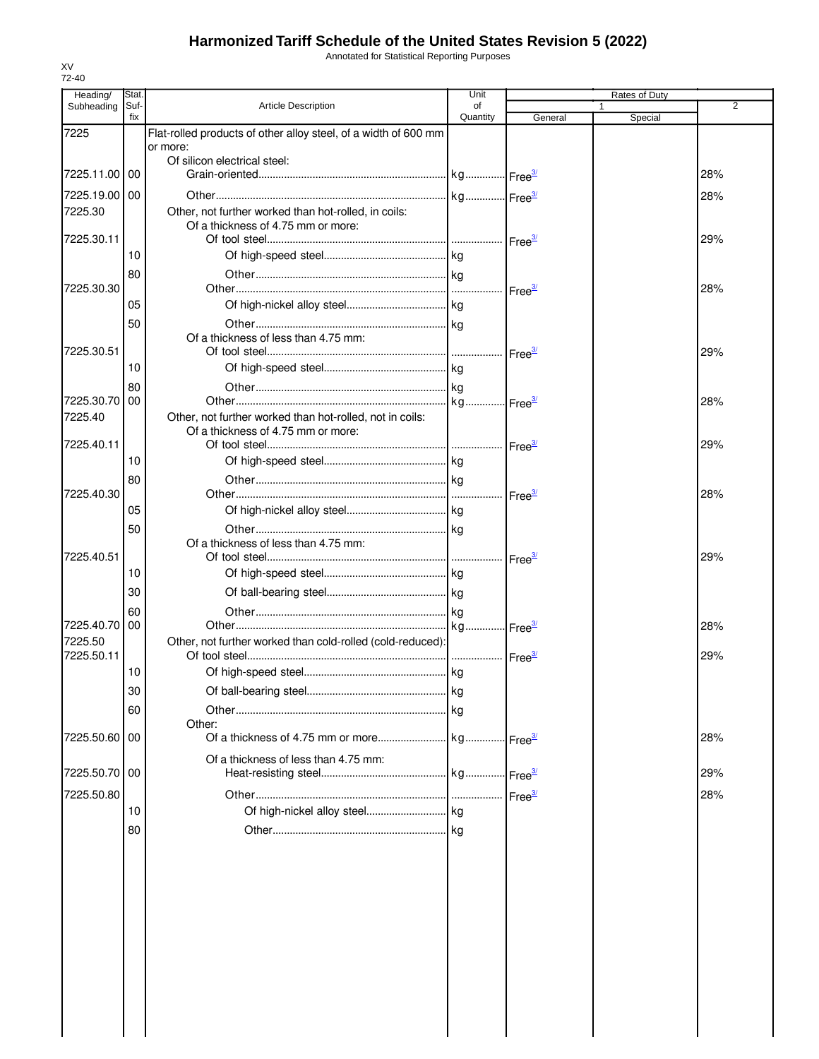# Harmonized Tariff Schedule of the United States Revision 5 (2022)

Annotated for Statistical Reporting Purposes

XV
72-40

| Heading/ Subheading | Stat. Suf- fix | Article Description | Unit of Quantity | Rates of Duty 1 General | Special | 2 |
|---|---|---|---|---|---|---|
| 7225 | | Flat-rolled products of other alloy steel, of a width of 600 mm or more: | | | | |
| | | Of silicon electrical steel: | | | | |
| 7225.11.00 | 00 | Grain-oriented | kg | Free[3/] | | 28% |
| 7225.19.00 | 00 | Other | kg | Free[3/] | | 28% |
| 7225.30 | | Other, not further worked than hot-rolled, in coils: | | | | |
| | | Of a thickness of 4.75 mm or more: | | | | |
| 7225.30.11 | | Of tool steel | | Free[3/] | | 29% |
| | 10 | Of high-speed steel | kg | | | |
| | 80 | Other | kg | | | |
| 7225.30.30 | | Other | | Free[3/] | | 28% |
| | 05 | Of high-nickel alloy steel | kg | | | |
| | 50 | Other | kg | | | |
| | | Of a thickness of less than 4.75 mm: | | | | |
| 7225.30.51 | | Of tool steel | | Free[3/] | | 29% |
| | 10 | Of high-speed steel | kg | | | |
| | 80 | Other | kg | | | |
| 7225.30.70 | 00 | Other | kg | Free[3/] | | 28% |
| 7225.40 | | Other, not further worked than hot-rolled, not in coils: | | | | |
| | | Of a thickness of 4.75 mm or more: | | | | |
| 7225.40.11 | | Of tool steel | | Free[3/] | | 29% |
| | 10 | Of high-speed steel | kg | | | |
| | 80 | Other | kg | | | |
| 7225.40.30 | | Other | | Free[3/] | | 28% |
| | 05 | Of high-nickel alloy steel | kg | | | |
| | 50 | Other | kg | | | |
| | | Of a thickness of less than 4.75 mm: | | | | |
| 7225.40.51 | | Of tool steel | | Free[3/] | | 29% |
| | 10 | Of high-speed steel | kg | | | |
| | 30 | Of ball-bearing steel | kg | | | |
| | 60 | Other | kg | | | |
| 7225.40.70 | 00 | Other | kg | Free[3/] | | 28% |
| 7225.50 | | Other, not further worked than cold-rolled (cold-reduced): | | | | |
| 7225.50.11 | | Of tool steel | | Free[3/] | | 29% |
| | 10 | Of high-speed steel | kg | | | |
| | 30 | Of ball-bearing steel | kg | | | |
| | 60 | Other | kg | | | |
| | | Other: | | | | |
| 7225.50.60 | 00 | Of a thickness of 4.75 mm or more | kg | Free[3/] | | 28% |
| | | Of a thickness of less than 4.75 mm: | | | | |
| 7225.50.70 | 00 | Heat-resisting steel | kg | Free[3/] | | 29% |
| 7225.50.80 | | Other | | Free[3/] | | 28% |
| | 10 | Of high-nickel alloy steel | kg | | | |
| | 80 | Other | kg | | | |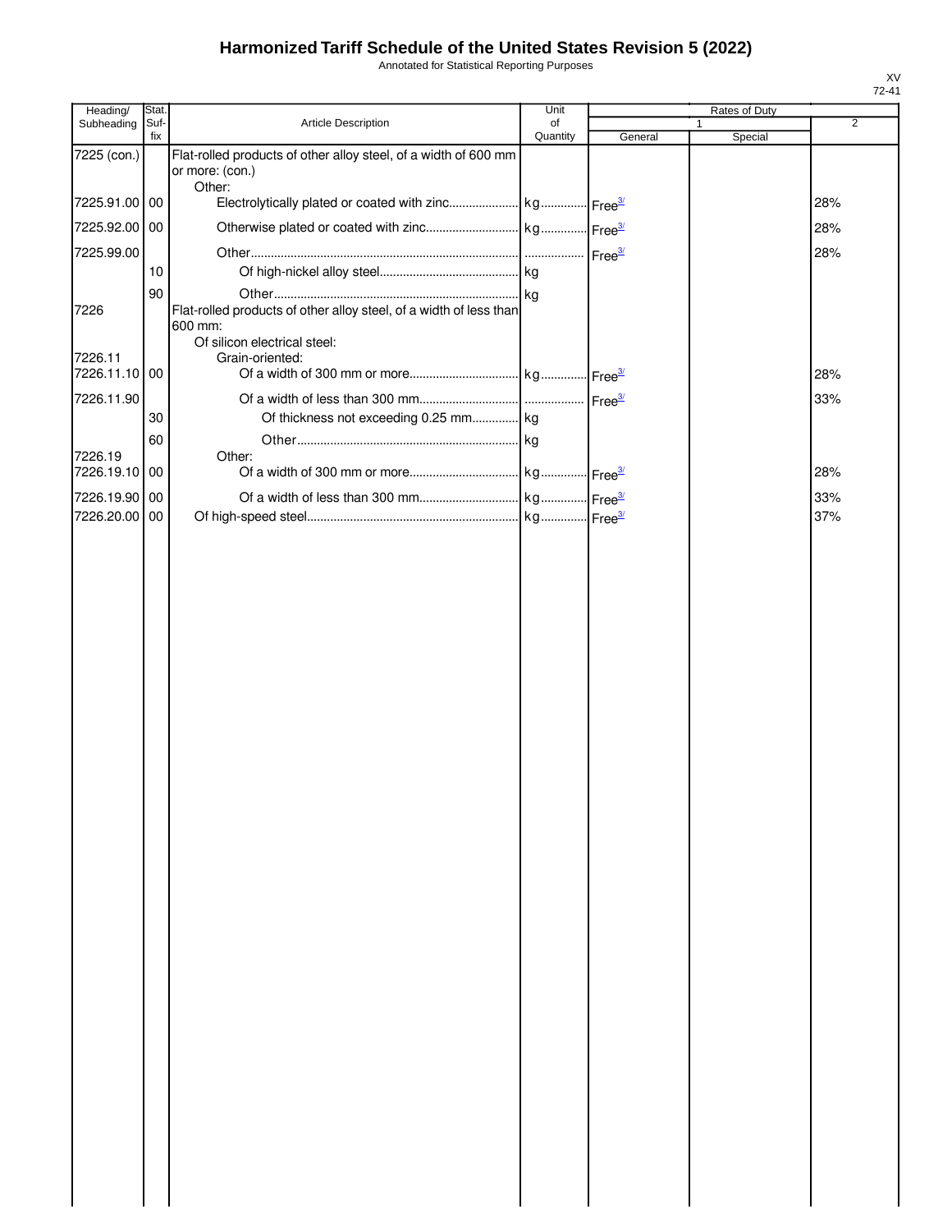# Harmonized Tariff Schedule of the United States Revision 5 (2022)

Annotated for Statistical Reporting Purposes

XV
72-41

| Heading/ Subheading | Stat. Suf- fix | Article Description | Unit of Quantity | Rates of Duty 1 General | Special | 2 |
|---|---|---|---|---|---|---|
| 7225 (con.) | | Flat-rolled products of other alloy steel, of a width of 600 mm or more: (con.) | | | | |
| | | Other: | | | | |
| 7225.91.00 | 00 | Electrolytically plated or coated with zinc | kg | Free[3/] | | 28% |
| 7225.92.00 | 00 | Otherwise plated or coated with zinc | kg | Free[3/] | | 28% |
| 7225.99.00 | | Other | | Free[3/] | | 28% |
| | 10 | Of high-nickel alloy steel | kg | | | |
| | 90 | Other | kg | | | |
| 7226 | | Flat-rolled products of other alloy steel, of a width of less than 600 mm: | | | | |
| | | Of silicon electrical steel: | | | | |
| 7226.11 | | Grain-oriented: | | | | |
| 7226.11.10 | 00 | Of a width of 300 mm or more | kg | Free[3/] | | 28% |
| 7226.11.90 | | Of a width of less than 300 mm | | Free[3/] | | 33% |
| | 30 | Of thickness not exceeding 0.25 mm | kg | | | |
| | 60 | Other | kg | | | |
| 7226.19 | | Other: | | | | |
| 7226.19.10 | 00 | Of a width of 300 mm or more | kg | Free[3/] | | 28% |
| 7226.19.90 | 00 | Of a width of less than 300 mm | kg | Free[3/] | | 33% |
| 7226.20.00 | 00 | Of high-speed steel | kg | Free[3/] | | 37% |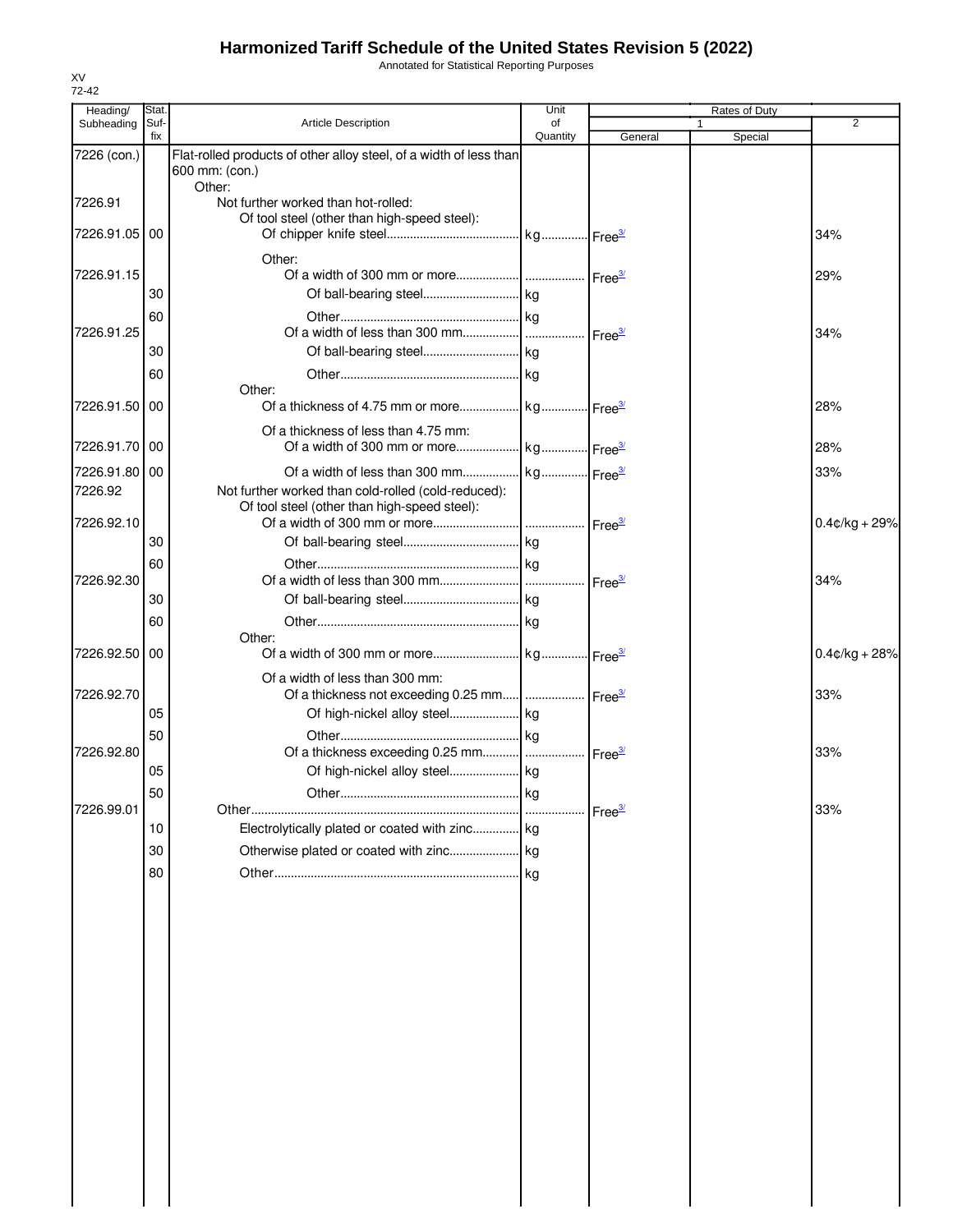# Harmonized Tariff Schedule of the United States Revision 5 (2022)

Annotated for Statistical Reporting Purposes

XV
72-42

| Heading/ Subheading | Stat. Suf- fix | Article Description | Unit of Quantity | Rates of Duty 1 General | Special | 2 |
|---|---|---|---|---|---|---|
| 7226 (con.) | | Flat-rolled products of other alloy steel, of a width of less than 600 mm: (con.) | | | | |
| | | Other: | | | | |
| 7226.91 | | Not further worked than hot-rolled: | | | | |
| | | Of tool steel (other than high-speed steel): | | | | |
| 7226.91.05 | 00 | Of chipper knife steel | kg | Free[3/] | | 34% |
| | | Other: | | | | |
| 7226.91.15 | | Of a width of 300 mm or more | | Free[3/] | | 29% |
| | 30 | Of ball-bearing steel | kg | | | |
| | 60 | Other | kg | | | |
| 7226.91.25 | | Of a width of less than 300 mm | | Free[3/] | | 34% |
| | 30 | Of ball-bearing steel | kg | | | |
| | 60 | Other | kg | | | |
| | | Other: | | | | |
| 7226.91.50 | 00 | Of a thickness of 4.75 mm or more | kg | Free[3/] | | 28% |
| | | Of a thickness of less than 4.75 mm: | | | | |
| 7226.91.70 | 00 | Of a width of 300 mm or more | kg | Free[3/] | | 28% |
| 7226.91.80 | 00 | Of a width of less than 300 mm | kg | Free[3/] | | 33% |
| 7226.92 | | Not further worked than cold-rolled (cold-reduced): | | | | |
| | | Of tool steel (other than high-speed steel): | | | | |
| 7226.92.10 | | Of a width of 300 mm or more | | Free[3/] | | 0.4¢/kg + 29% |
| | 30 | Of ball-bearing steel | kg | | | |
| | 60 | Other | kg | | | |
| 7226.92.30 | | Of a width of less than 300 mm | | Free[3/] | | 34% |
| | 30 | Of ball-bearing steel | kg | | | |
| | 60 | Other | kg | | | |
| | | Other: | | | | |
| 7226.92.50 | 00 | Of a width of 300 mm or more | kg | Free[3/] | | 0.4¢/kg + 28% |
| | | Of a width of less than 300 mm: | | | | |
| 7226.92.70 | | Of a thickness not exceeding 0.25 mm | | Free[3/] | | 33% |
| | 05 | Of high-nickel alloy steel | kg | | | |
| | 50 | Other | kg | | | |
| 7226.92.80 | | Of a thickness exceeding 0.25 mm | | Free[3/] | | 33% |
| | 05 | Of high-nickel alloy steel | kg | | | |
| | 50 | Other | kg | | | |
| 7226.99.01 | | Other | | Free[3/] | | 33% |
| | 10 | Electrolytically plated or coated with zinc | kg | | | |
| | 30 | Otherwise plated or coated with zinc | kg | | | |
| | 80 | Other | kg | | | |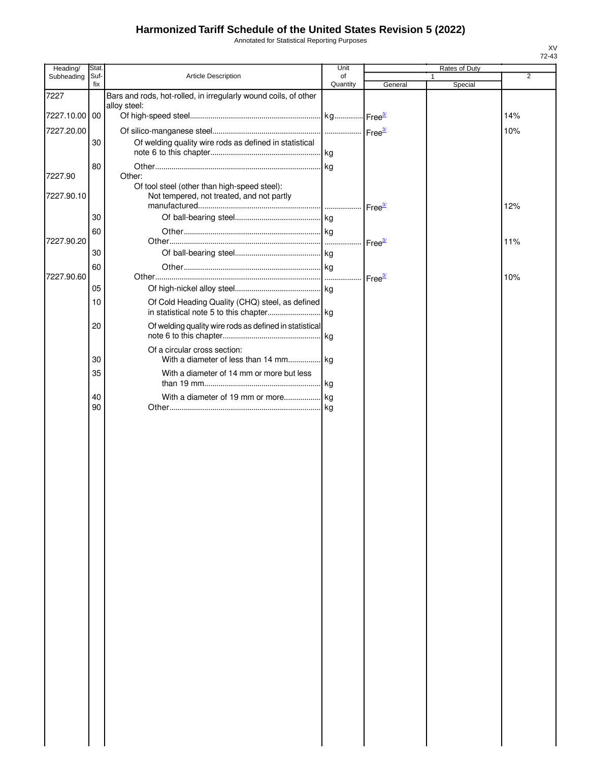# Harmonized Tariff Schedule of the United States Revision 5 (2022)

Annotated for Statistical Reporting Purposes

XV
72-43

| Heading/ Subheading | Stat. Suf- fix | Article Description | Unit of Quantity | Rates of Duty 1 General | Special | 2 |
|---|---|---|---|---|---|---|
| 7227 | | Bars and rods, hot-rolled, in irregularly wound coils, of other alloy steel: | | | | |
| 7227.10.00 | 00 | Of high-speed steel | kg | Free[3/] | | 14% |
| 7227.20.00 | | Of silico-manganese steel | | Free[3/] | | 10% |
| | 30 | Of welding quality wire rods as defined in statistical note 6 to this chapter | kg | | | |
| | 80 | Other | kg | | | |
| 7227.90 | | Other: | | | | |
| | | Of tool steel (other than high-speed steel): | | | | |
| 7227.90.10 | | Not tempered, not treated, and not partly manufactured | | Free[3/] | | 12% |
| | 30 | Of ball-bearing steel | kg | | | |
| | 60 | Other | kg | | | |
| 7227.90.20 | | Other | | Free[3/] | | 11% |
| | 30 | Of ball-bearing steel | kg | | | |
| | 60 | Other | kg | | | |
| 7227.90.60 | | Other | | Free[3/] | | 10% |
| | 05 | Of high-nickel alloy steel | kg | | | |
| | 10 | Of Cold Heading Quality (CHQ) steel, as defined in statistical note 5 to this chapter | kg | | | |
| | 20 | Of welding quality wire rods as defined in statistical note 6 to this chapter | kg | | | |
| | | Of a circular cross section: | | | | |
| | 30 | With a diameter of less than 14 mm | kg | | | |
| | 35 | With a diameter of 14 mm or more but less than 19 mm | kg | | | |
| | 40 | With a diameter of 19 mm or more | kg | | | |
| | 90 | Other | kg | | | |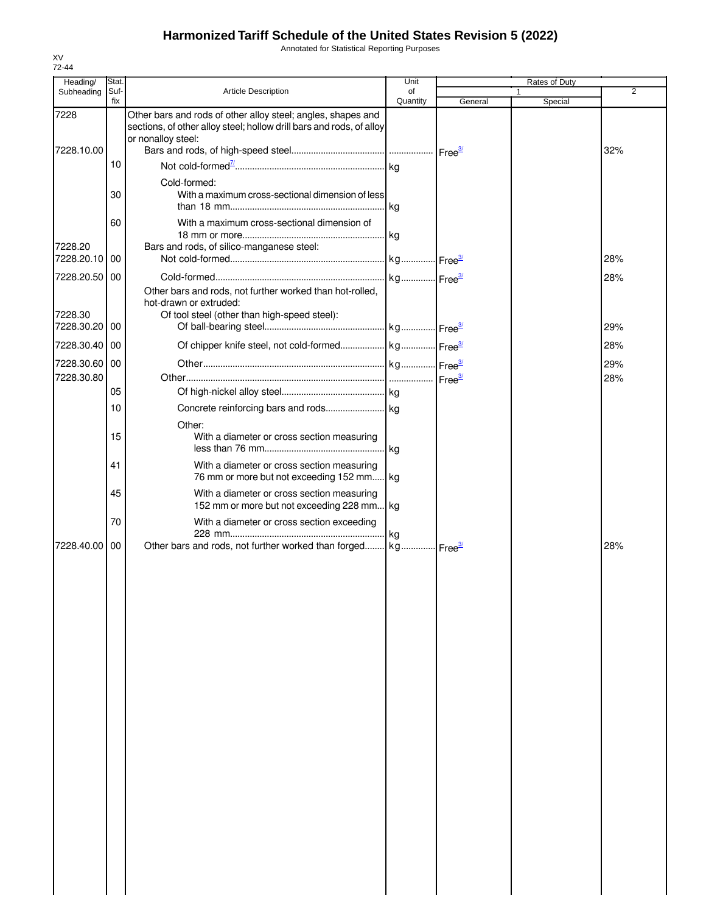# Harmonized Tariff Schedule of the United States Revision 5 (2022)

Annotated for Statistical Reporting Purposes

XV
72-44

| Heading/ Subheading | Stat. Suf-fix | Article Description | Unit of Quantity | Rates of Duty 1 General | Rates of Duty 1 Special | Rates of Duty 2 |
|---|---|---|---|---|---|---|
| 7228 | | Other bars and rods of other alloy steel; angles, shapes and sections, of other alloy steel; hollow drill bars and rods, of alloy or nonalloy steel: | | | | |
| 7228.10.00 | | Bars and rods, of high-speed steel | | Free[3/] | | 32% |
| | 10 | Not cold-formed[7/] | kg | | | |
| | | Cold-formed: | | | | |
| | 30 | With a maximum cross-sectional dimension of less than 18 mm | kg | | | |
| | 60 | With a maximum cross-sectional dimension of 18 mm or more | kg | | | |
| 7228.20 | | Bars and rods, of silico-manganese steel: | | | | |
| 7228.20.10 | 00 | Not cold-formed | kg | Free[3/] | | 28% |
| 7228.20.50 | 00 | Cold-formed | kg | Free[3/] | | 28% |
| | | Other bars and rods, not further worked than hot-rolled, hot-drawn or extruded: | | | | |
| 7228.30 | | Of tool steel (other than high-speed steel): | | | | |
| 7228.30.20 | 00 | Of ball-bearing steel | kg | Free[3/] | | 29% |
| 7228.30.40 | 00 | Of chipper knife steel, not cold-formed | kg | Free[3/] | | 28% |
| 7228.30.60 | 00 | Other | kg | Free[3/] | | 29% |
| 7228.30.80 | | Other | | Free[3/] | | 28% |
| | 05 | Of high-nickel alloy steel | kg | | | |
| | 10 | Concrete reinforcing bars and rods | kg | | | |
| | | Other: | | | | |
| | 15 | With a diameter or cross section measuring less than 76 mm | kg | | | |
| | 41 | With a diameter or cross section measuring 76 mm or more but not exceeding 152 mm | kg | | | |
| | 45 | With a diameter or cross section measuring 152 mm or more but not exceeding 228 mm | kg | | | |
| | 70 | With a diameter or cross section exceeding 228 mm | kg | | | |
| 7228.40.00 | 00 | Other bars and rods, not further worked than forged | kg | Free[3/] | | 28% |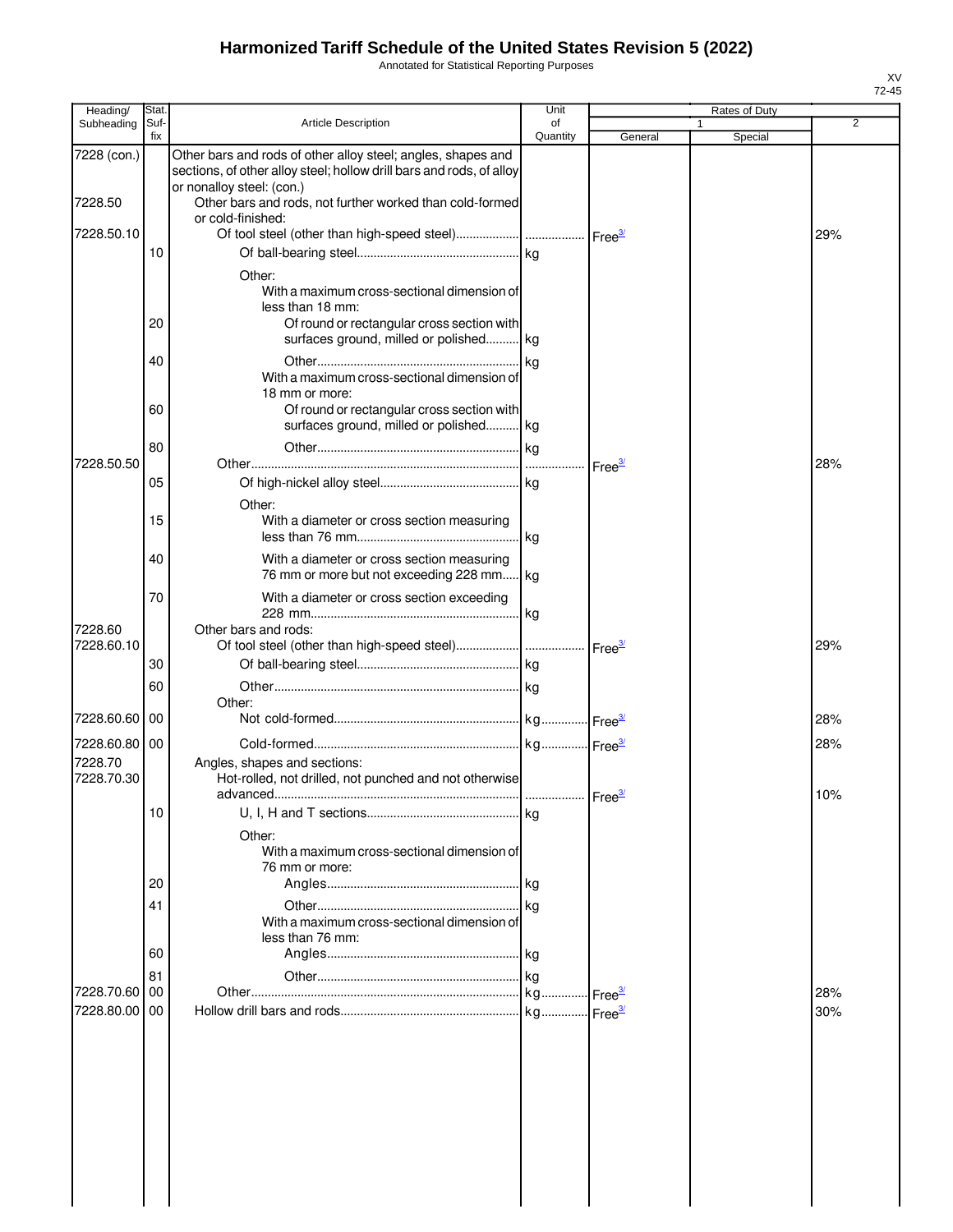# Harmonized Tariff Schedule of the United States Revision 5 (2022)

Annotated for Statistical Reporting Purposes

XV
72-45

| Heading/ Subheading | Stat. Suf- fix | Article Description | Unit of Quantity | Rates of Duty 1 General | Special | 2 |
|---|---|---|---|---|---|---|
| 7228 (con.) | | Other bars and rods of other alloy steel; angles, shapes and sections, of other alloy steel; hollow drill bars and rods, of alloy or nonalloy steel: (con.) | | | | |
| 7228.50 | | Other bars and rods, not further worked than cold-formed or cold-finished: | | | | |
| 7228.50.10 | | Of tool steel (other than high-speed steel) | | Free[3/] | | 29% |
| | 10 | Of ball-bearing steel | kg | | | |
| | | Other: | | | | |
| | | With a maximum cross-sectional dimension of less than 18 mm: | | | | |
| | 20 | Of round or rectangular cross section with surfaces ground, milled or polished | kg | | | |
| | 40 | Other | kg | | | |
| | | With a maximum cross-sectional dimension of 18 mm or more: | | | | |
| | 60 | Of round or rectangular cross section with surfaces ground, milled or polished | kg | | | |
| | 80 | Other | kg | | | |
| 7228.50.50 | | Other | | Free[3/] | | 28% |
| | 05 | Of high-nickel alloy steel | kg | | | |
| | | Other: | | | | |
| | 15 | With a diameter or cross section measuring less than 76 mm | kg | | | |
| | 40 | With a diameter or cross section measuring 76 mm or more but not exceeding 228 mm | kg | | | |
| | 70 | With a diameter or cross section exceeding 228 mm | kg | | | |
| 7228.60 | | Other bars and rods: | | | | |
| 7228.60.10 | | Of tool steel (other than high-speed steel) | | Free[3/] | | 29% |
| | 30 | Of ball-bearing steel | kg | | | |
| | 60 | Other | kg | | | |
| | | Other: | | | | |
| 7228.60.60 | 00 | Not cold-formed | kg | Free[3/] | | 28% |
| 7228.60.80 | 00 | Cold-formed | kg | Free[3/] | | 28% |
| 7228.70 | | Angles, shapes and sections: | | | | |
| 7228.70.30 | | Hot-rolled, not drilled, not punched and not otherwise advanced | | Free[3/] | | 10% |
| | 10 | U, I, H and T sections | kg | | | |
| | | Other: | | | | |
| | | With a maximum cross-sectional dimension of 76 mm or more: | | | | |
| | 20 | Angles | kg | | | |
| | 41 | Other | kg | | | |
| | | With a maximum cross-sectional dimension of less than 76 mm: | | | | |
| | 60 | Angles | kg | | | |
| | 81 | Other | kg | | | |
| 7228.70.60 | 00 | Other | kg | Free[3/] | | 28% |
| 7228.80.00 | 00 | Hollow drill bars and rods | kg | Free[3/] | | 30% |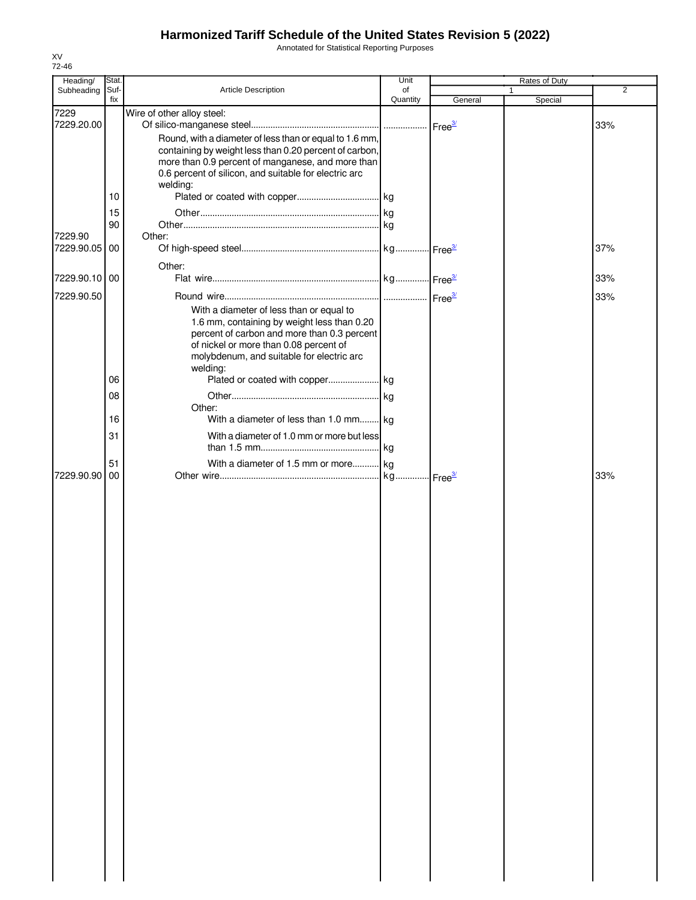# Harmonized Tariff Schedule of the United States Revision 5 (2022)

Annotated for Statistical Reporting Purposes

XV
72-46

| Heading/ Subheading | Stat. Suf- fix | Article Description | Unit of Quantity | Rates of Duty 1 General | Special | 2 |
|---|---|---|---|---|---|---|
| 7229 | | Wire of other alloy steel: | | | | |
| 7229.20.00 | | Of silico-manganese steel | | Free[3/] | | 33% |
| | | Round, with a diameter of less than or equal to 1.6 mm, containing by weight less than 0.20 percent of carbon, more than 0.9 percent of manganese, and more than 0.6 percent of silicon, and suitable for electric arc welding: | | | | |
| | 10 | Plated or coated with copper | kg | | | |
| | 15 | Other | kg | | | |
| | 90 | Other | kg | | | |
| 7229.90 | | Other: | | | | |
| 7229.90.05 | 00 | Of high-speed steel | kg | Free[3/] | | 37% |
| | | Other: | | | | |
| 7229.90.10 | 00 | Flat wire | kg | Free[3/] | | 33% |
| 7229.90.50 | | Round wire | | Free[3/] | | 33% |
| | | With a diameter of less than or equal to 1.6 mm, containing by weight less than 0.20 percent of carbon and more than 0.3 percent of nickel or more than 0.08 percent of molybdenum, and suitable for electric arc welding: | | | | |
| | 06 | Plated or coated with copper | kg | | | |
| | 08 | Other | kg | | | |
| | | Other: | | | | |
| | 16 | With a diameter of less than 1.0 mm | kg | | | |
| | 31 | With a diameter of 1.0 mm or more but less than 1.5 mm | kg | | | |
| | 51 | With a diameter of 1.5 mm or more | kg | | | |
| 7229.90.90 | 00 | Other wire | kg | Free[3/] | | 33% |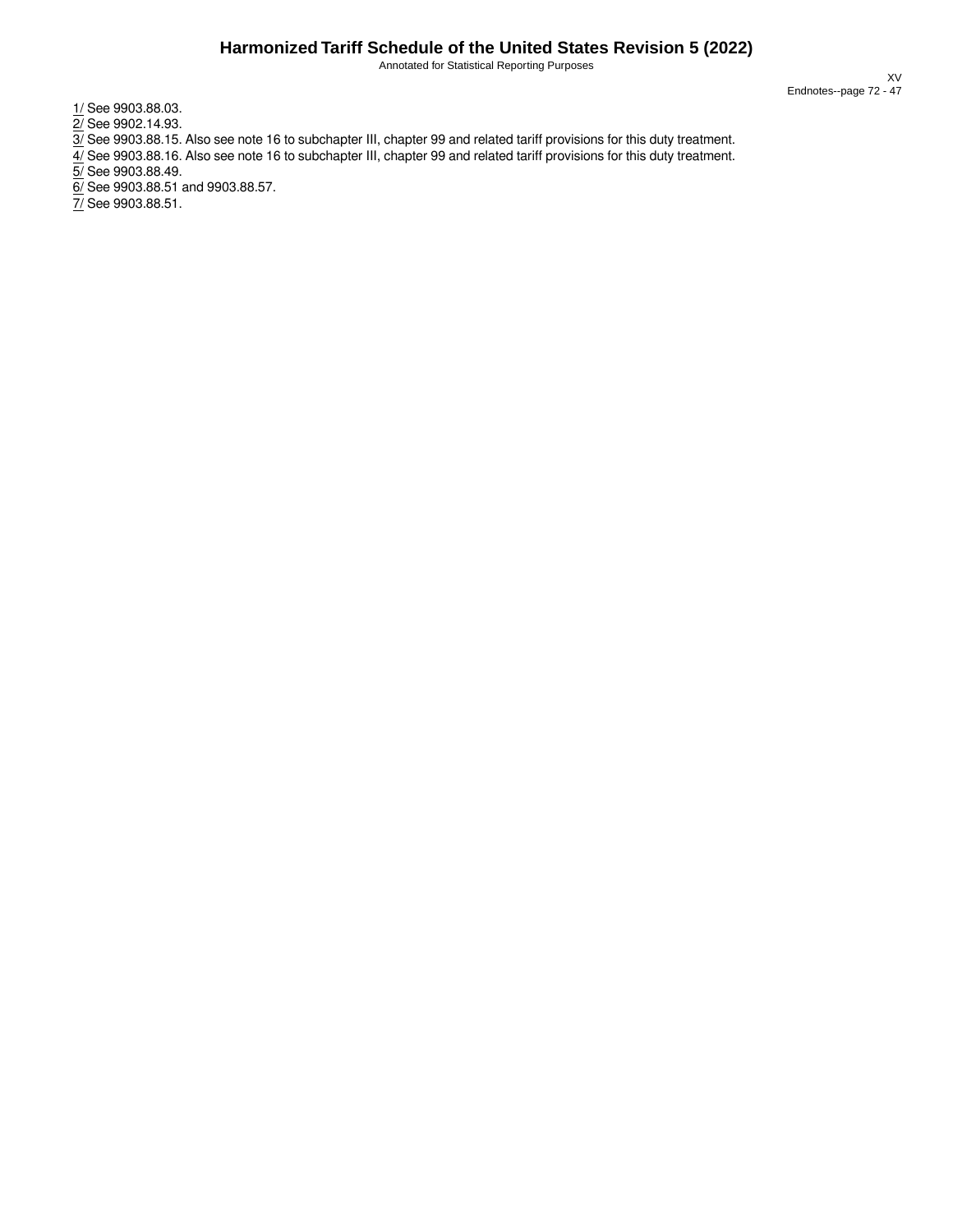1/ See 9903.88.03.
2/ See 9902.14.93.
3/ See 9903.88.15. Also see note 16 to subchapter III, chapter 99 and related tariff provisions for this duty treatment.
4/ See 9903.88.16. Also see note 16 to subchapter III, chapter 99 and related tariff provisions for this duty treatment.
5/ See 9903.88.49.
6/ See 9903.88.51 and 9903.88.57.
7/ See 9903.88.51.